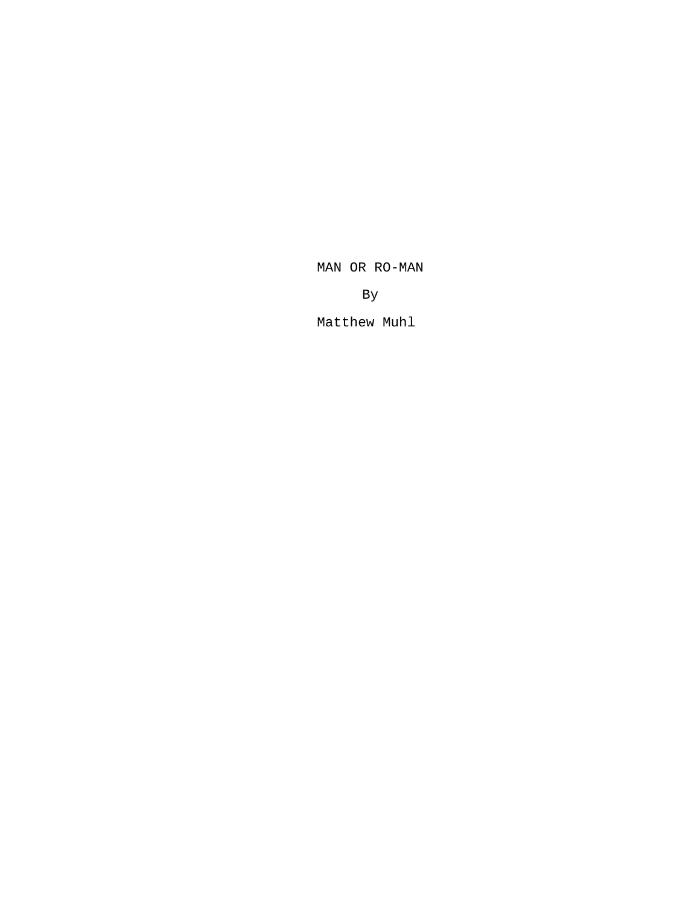# MAN OR RO-MAN

By

Matthew Muhl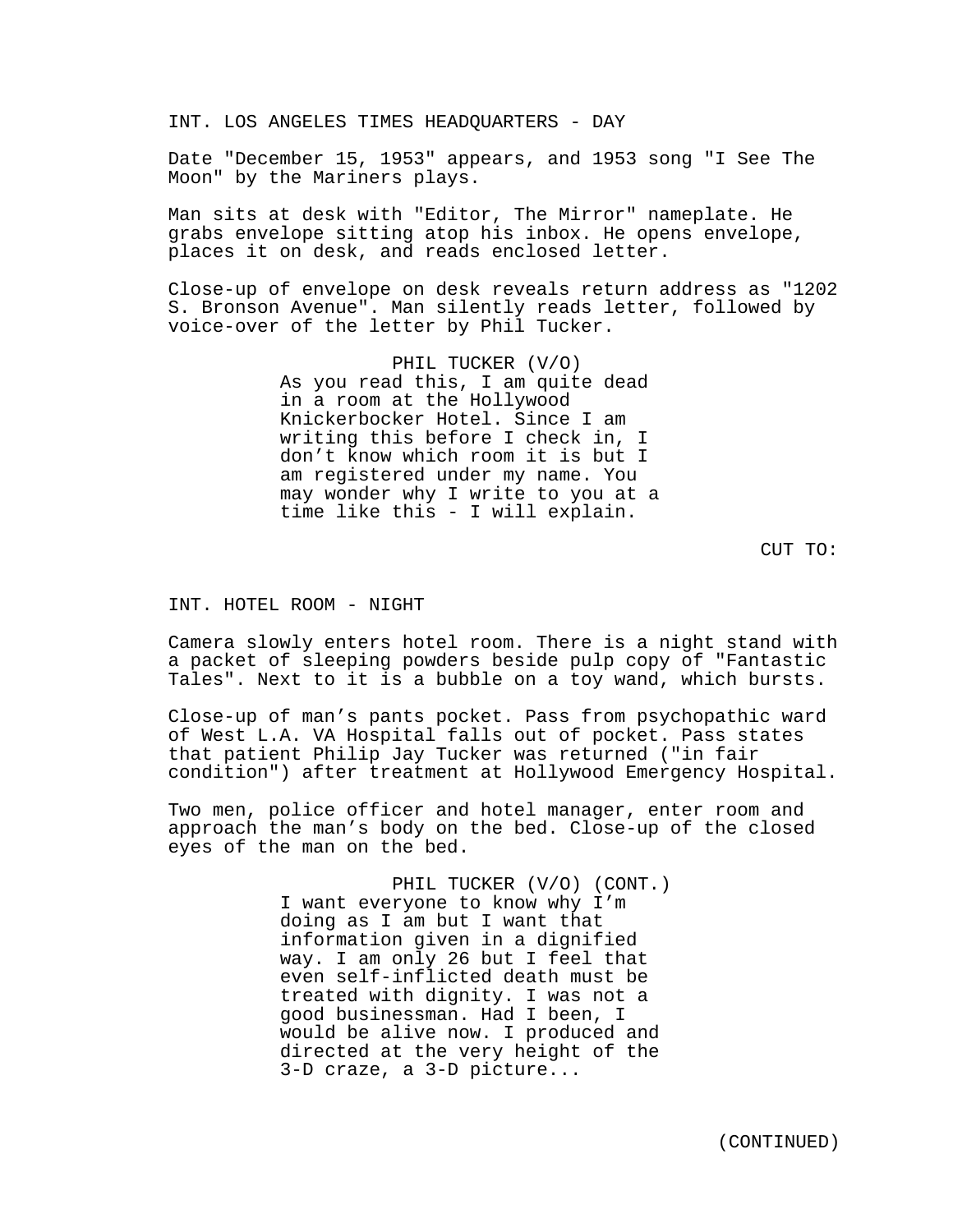INT. LOS ANGELES TIMES HEADQUARTERS - DAY

Date "December 15, 1953" appears, and 1953 song "I See The Moon" by the Mariners plays.

Man sits at desk with "Editor, The Mirror" nameplate. He grabs envelope sitting atop his inbox. He opens envelope, places it on desk, and reads enclosed letter.

Close-up of envelope on desk reveals return address as "1202 S. Bronson Avenue". Man silently reads letter, followed by voice-over of the letter by Phil Tucker.

PHIL TUCKER (V/O)
As you read this, I am quite dead in a room at the Hollywood Knickerbocker Hotel. Since I am writing this before I check in, I don't know which room it is but I am registered under my name. You may wonder why I write to you at a time like this - I will explain.

CUT TO:

INT. HOTEL ROOM - NIGHT

Camera slowly enters hotel room. There is a night stand with a packet of sleeping powders beside pulp copy of "Fantastic Tales". Next to it is a bubble on a toy wand, which bursts.

Close-up of man's pants pocket. Pass from psychopathic ward of West L.A. VA Hospital falls out of pocket. Pass states that patient Philip Jay Tucker was returned ("in fair condition") after treatment at Hollywood Emergency Hospital.

Two men, police officer and hotel manager, enter room and approach the man's body on the bed. Close-up of the closed eyes of the man on the bed.

PHIL TUCKER (V/O) (CONT.)
I want everyone to know why I'm doing as I am but I want that information given in a dignified way. I am only 26 but I feel that even self-inflicted death must be treated with dignity. I was not a good businessman. Had I been, I would be alive now. I produced and directed at the very height of the 3-D craze, a 3-D picture...

(CONTINUED)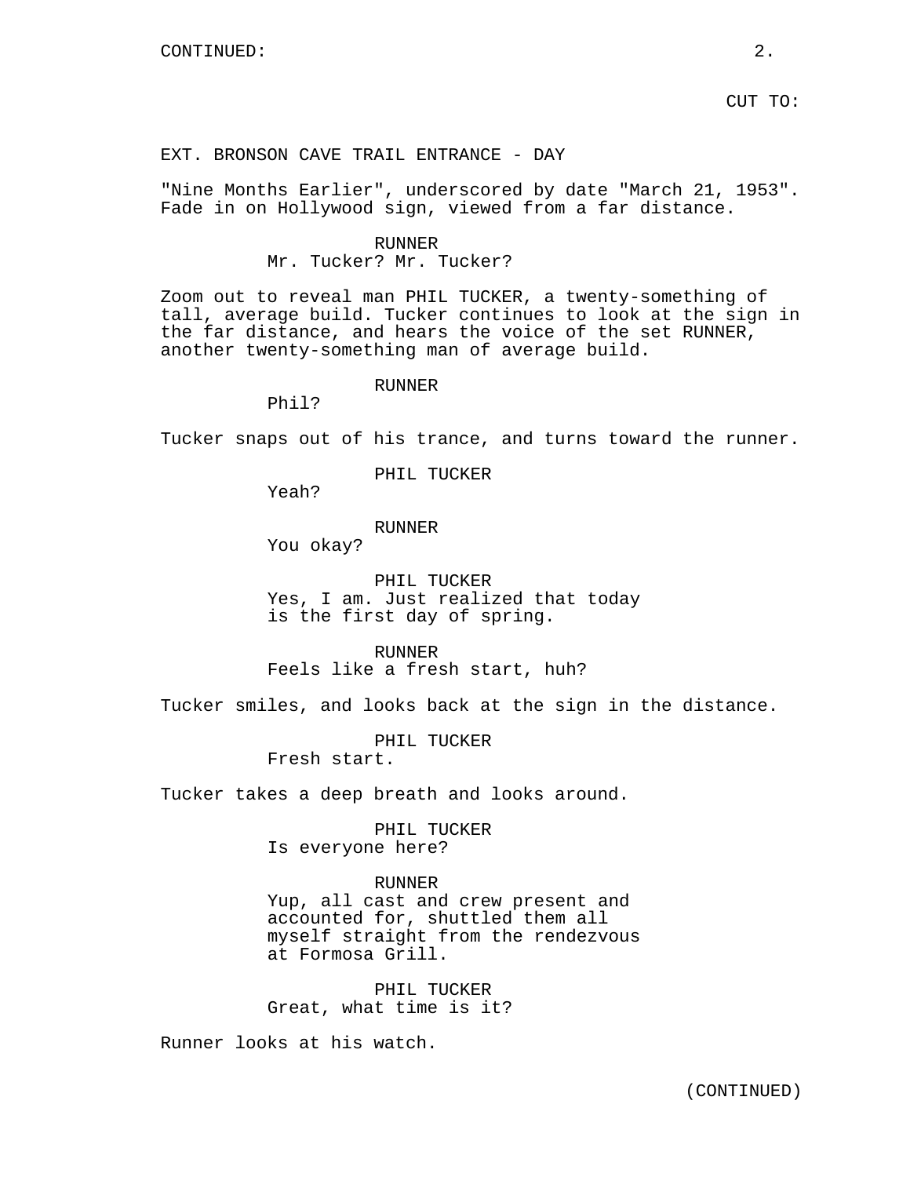CUT TO:

EXT. BRONSON CAVE TRAIL ENTRANCE - DAY

"Nine Months Earlier", underscored by date "March 21, 1953". Fade in on Hollywood sign, viewed from a far distance.

RUNNER
Mr. Tucker? Mr. Tucker?

Zoom out to reveal man PHIL TUCKER, a twenty-something of tall, average build. Tucker continues to look at the sign in the far distance, and hears the voice of the set RUNNER, another twenty-something man of average build.

RUNNER
Phil?

Tucker snaps out of his trance, and turns toward the runner.

PHIL TUCKER
Yeah?

RUNNER
You okay?

PHIL TUCKER
Yes, I am. Just realized that today is the first day of spring.

RUNNER
Feels like a fresh start, huh?

Tucker smiles, and looks back at the sign in the distance.

PHIL TUCKER
Fresh start.

Tucker takes a deep breath and looks around.

PHIL TUCKER
Is everyone here?

RUNNER
Yup, all cast and crew present and accounted for, shuttled them all myself straight from the rendezvous at Formosa Grill.

PHIL TUCKER
Great, what time is it?

Runner looks at his watch.

(CONTINUED)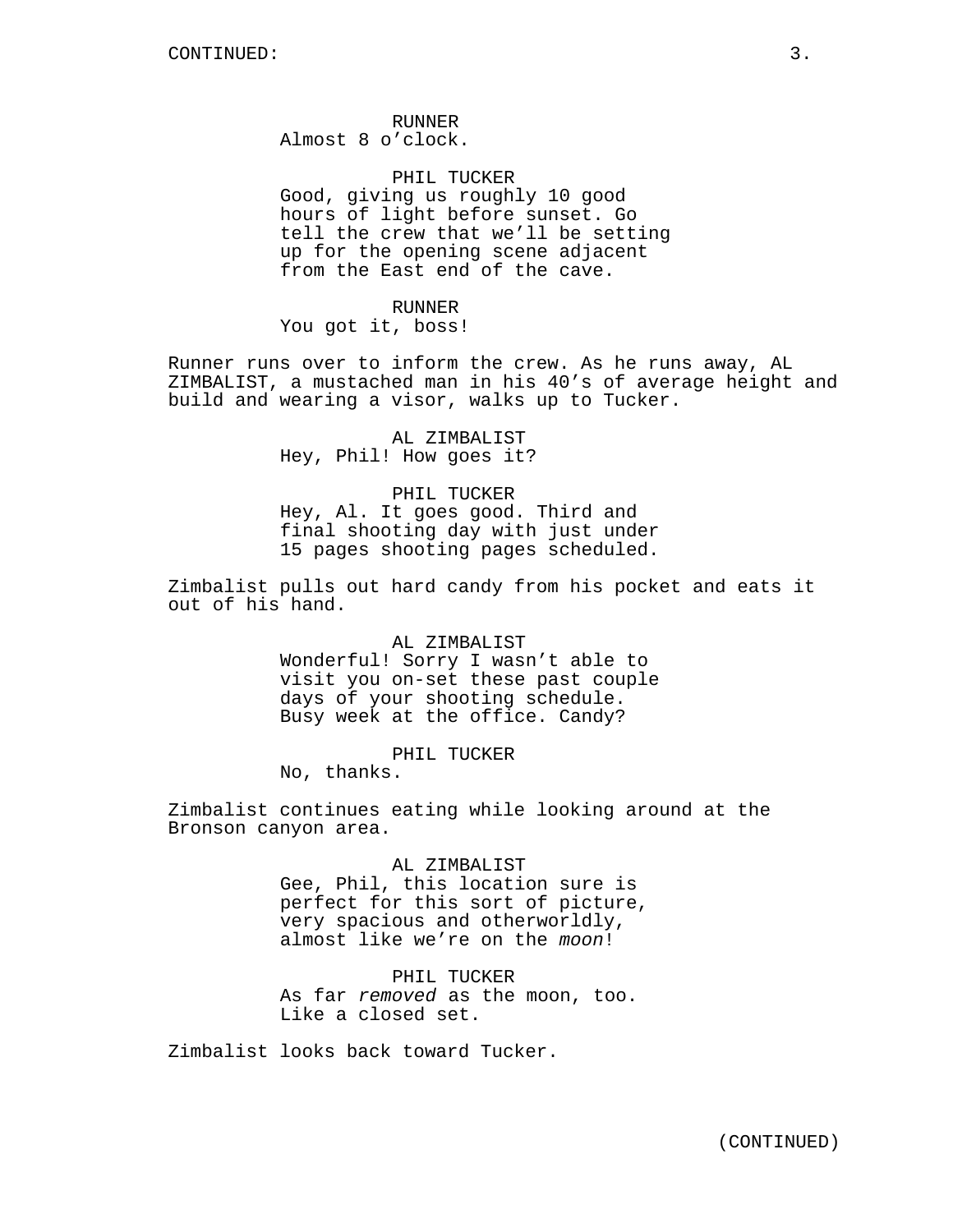CONTINUED:

RUNNER
Almost 8 o'clock.

PHIL TUCKER
Good, giving us roughly 10 good hours of light before sunset. Go tell the crew that we'll be setting up for the opening scene adjacent from the East end of the cave.

RUNNER
You got it, boss!

Runner runs over to inform the crew. As he runs away, AL ZIMBALIST, a mustached man in his 40's of average height and build and wearing a visor, walks up to Tucker.

AL ZIMBALIST
Hey, Phil! How goes it?

PHIL TUCKER
Hey, Al. It goes good. Third and final shooting day with just under 15 pages shooting pages scheduled.

Zimbalist pulls out hard candy from his pocket and eats it out of his hand.

AL ZIMBALIST
Wonderful! Sorry I wasn't able to visit you on-set these past couple days of your shooting schedule. Busy week at the office. Candy?

PHIL TUCKER
No, thanks.

Zimbalist continues eating while looking around at the Bronson canyon area.

AL ZIMBALIST
Gee, Phil, this location sure is perfect for this sort of picture, very spacious and otherworldly, almost like we're on the *moon*!

PHIL TUCKER
As far *removed* as the moon, too. Like a closed set.

Zimbalist looks back toward Tucker.

(CONTINUED)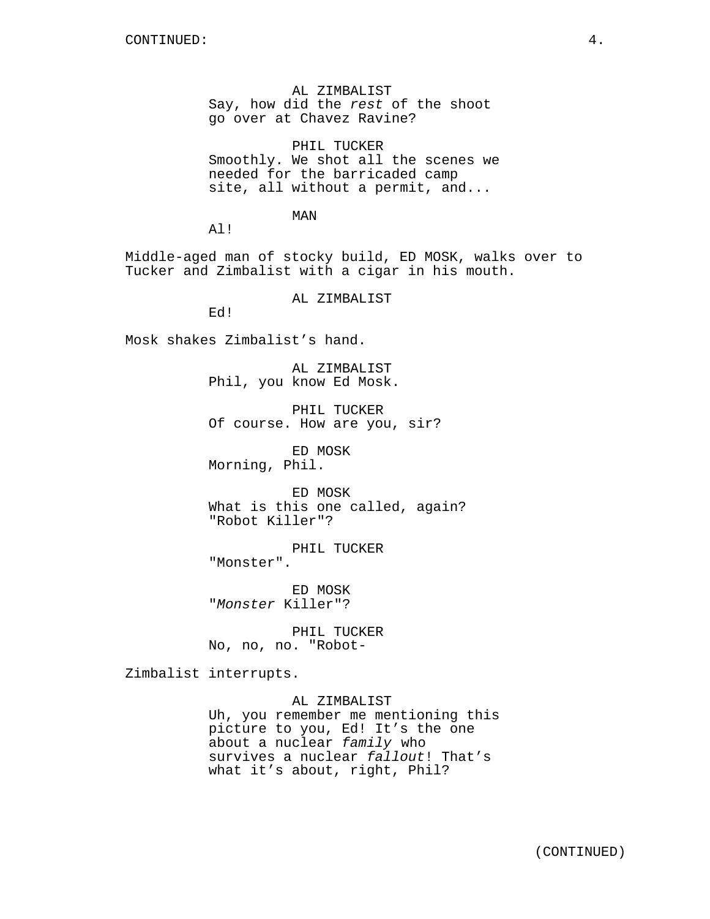AL ZIMBALIST
Say, how did the *rest* of the shoot go over at Chavez Ravine?

PHIL TUCKER
Smoothly. We shot all the scenes we needed for the barricaded camp site, all without a permit, and...

MAN
Al!

Middle-aged man of stocky build, ED MOSK, walks over to Tucker and Zimbalist with a cigar in his mouth.

AL ZIMBALIST
Ed!

Mosk shakes Zimbalist's hand.

AL ZIMBALIST
Phil, you know Ed Mosk.

PHIL TUCKER
Of course. How are you, sir?

ED MOSK
Morning, Phil.

ED MOSK
What is this one called, again? "Robot Killer"?

PHIL TUCKER
"Monster".

ED MOSK
"*Monster* Killer"?

PHIL TUCKER
No, no, no. "Robot-

Zimbalist interrupts.

AL ZIMBALIST
Uh, you remember me mentioning this picture to you, Ed! It's the one about a nuclear *family* who survives a nuclear *fallout*! That's what it's about, right, Phil?

(CONTINUED)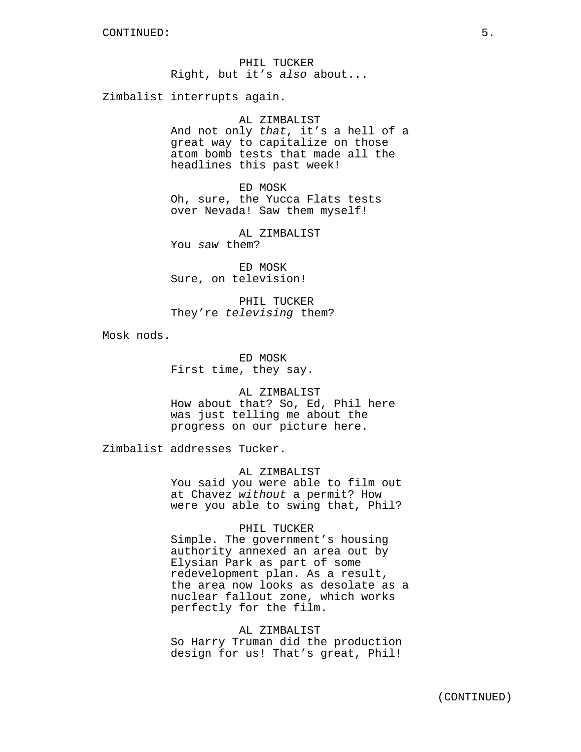PHIL TUCKER
Right, but it's *also* about...

Zimbalist interrupts again.

AL ZIMBALIST
And not only *that*, it's a hell of a great way to capitalize on those atom bomb tests that made all the headlines this past week!

ED MOSK
Oh, sure, the Yucca Flats tests over Nevada! Saw them myself!

AL ZIMBALIST
You *saw* them?

ED MOSK
Sure, on television!

PHIL TUCKER
They're *televising* them?

Mosk nods.

ED MOSK
First time, they say.

AL ZIMBALIST
How about that? So, Ed, Phil here was just telling me about the progress on our picture here.

Zimbalist addresses Tucker.

AL ZIMBALIST
You said you were able to film out at Chavez *without* a permit? How were you able to swing that, Phil?

PHIL TUCKER
Simple. The government's housing authority annexed an area out by Elysian Park as part of some redevelopment plan. As a result, the area now looks as desolate as a nuclear fallout zone, which works perfectly for the film.

AL ZIMBALIST
So Harry Truman did the production design for us! That's great, Phil!

(CONTINUED)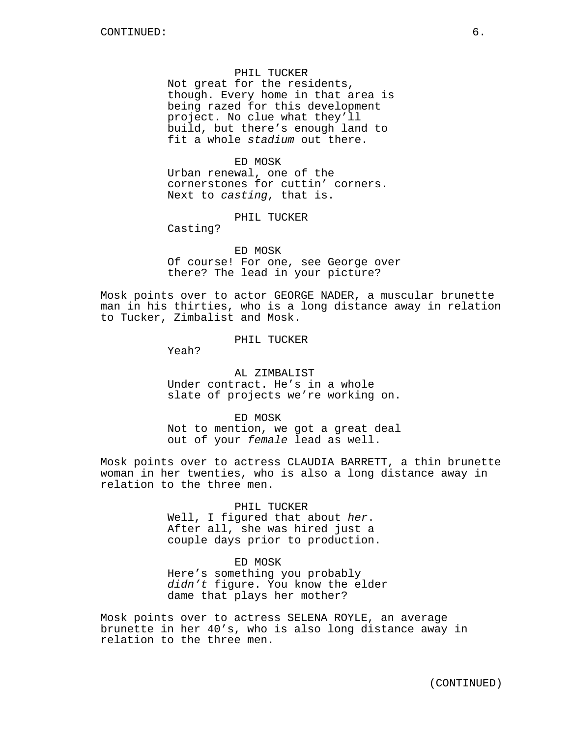CONTINUED:

PHIL TUCKER
Not great for the residents, though. Every home in that area is being razed for this development project. No clue what they'll build, but there's enough land to fit a whole *stadium* out there.

ED MOSK
Urban renewal, one of the cornerstones for cuttin' corners. Next to *casting*, that is.

PHIL TUCKER
Casting?

ED MOSK
Of course! For one, see George over there? The lead in your picture?

Mosk points over to actor GEORGE NADER, a muscular brunette man in his thirties, who is a long distance away in relation to Tucker, Zimbalist and Mosk.

PHIL TUCKER
Yeah?

AL ZIMBALIST
Under contract. He's in a whole slate of projects we're working on.

ED MOSK
Not to mention, we got a great deal out of your *female* lead as well.

Mosk points over to actress CLAUDIA BARRETT, a thin brunette woman in her twenties, who is also a long distance away in relation to the three men.

PHIL TUCKER
Well, I figured that about *her*. After all, she was hired just a couple days prior to production.

ED MOSK
Here's something you probably *didn't* figure. You know the elder dame that plays her mother?

Mosk points over to actress SELENA ROYLE, an average brunette in her 40's, who is also long distance away in relation to the three men.

(CONTINUED)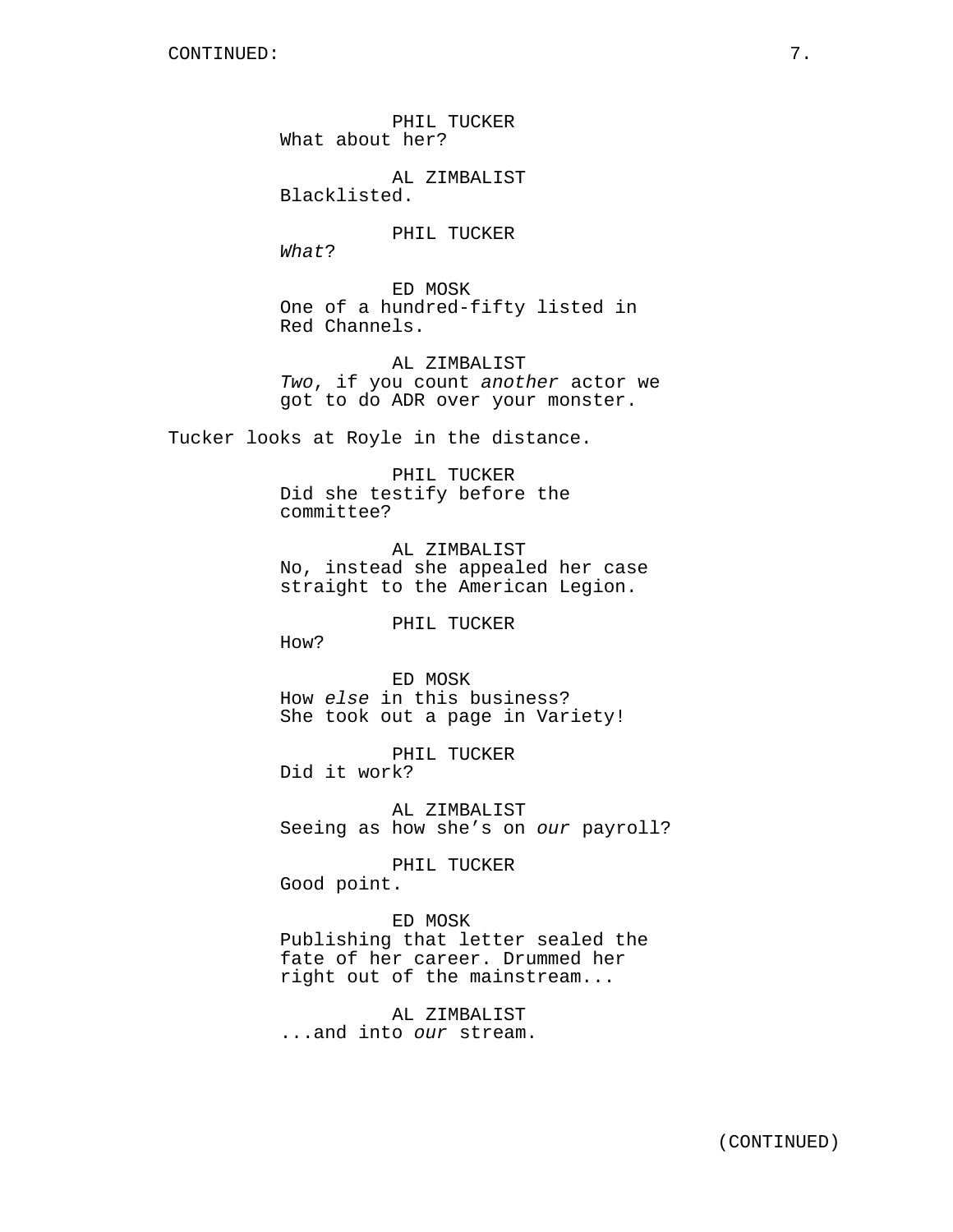PHIL TUCKER
What about her?

AL ZIMBALIST
Blacklisted.

PHIL TUCKER
*What*?

ED MOSK
One of a hundred-fifty listed in Red Channels.

AL ZIMBALIST
*Two*, if you count *another* actor we got to do ADR over your monster.

Tucker looks at Royle in the distance.

PHIL TUCKER
Did she testify before the committee?

AL ZIMBALIST
No, instead she appealed her case straight to the American Legion.

PHIL TUCKER
How?

ED MOSK
How *else* in this business? She took out a page in Variety!

PHIL TUCKER
Did it work?

AL ZIMBALIST
Seeing as how she's on *our* payroll?

PHIL TUCKER
Good point.

ED MOSK
Publishing that letter sealed the fate of her career. Drummed her right out of the mainstream...

AL ZIMBALIST
...and into *our* stream.

(CONTINUED)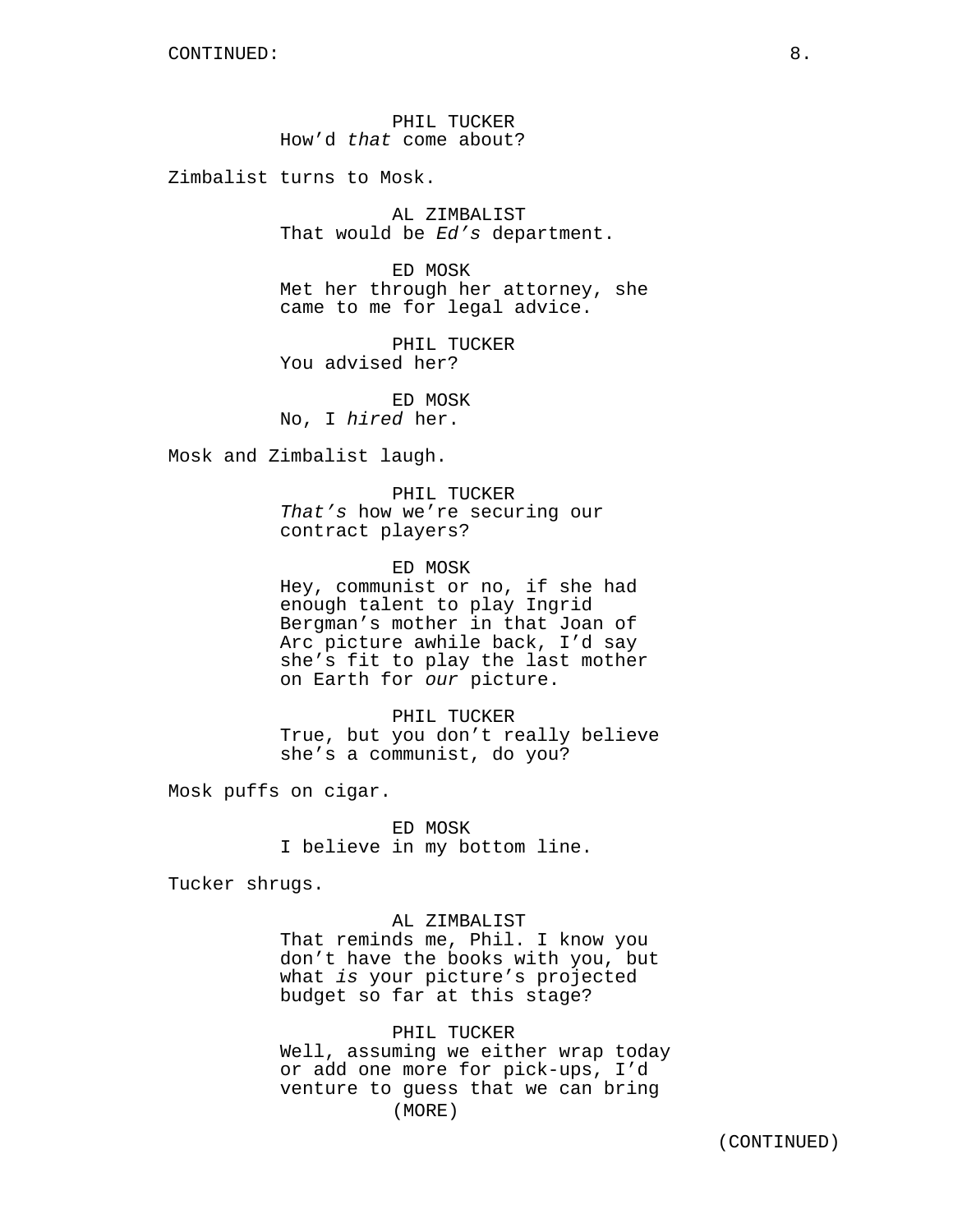CONTINUED:

PHIL TUCKER
How'd *that* come about?

Zimbalist turns to Mosk.

AL ZIMBALIST
That would be *Ed's* department.

ED MOSK
Met her through her attorney, she came to me for legal advice.

PHIL TUCKER
You advised her?

ED MOSK
No, I *hired* her.

Mosk and Zimbalist laugh.

PHIL TUCKER
*That's* how we're securing our contract players?

ED MOSK
Hey, communist or no, if she had enough talent to play Ingrid Bergman's mother in that Joan of Arc picture awhile back, I'd say she's fit to play the last mother on Earth for *our* picture.

PHIL TUCKER
True, but you don't really believe she's a communist, do you?

Mosk puffs on cigar.

ED MOSK
I believe in my bottom line.

Tucker shrugs.

AL ZIMBALIST
That reminds me, Phil. I know you don't have the books with you, but what *is* your picture's projected budget so far at this stage?

PHIL TUCKER
Well, assuming we either wrap today or add one more for pick-ups, I'd venture to guess that we can bring
(MORE)

(CONTINUED)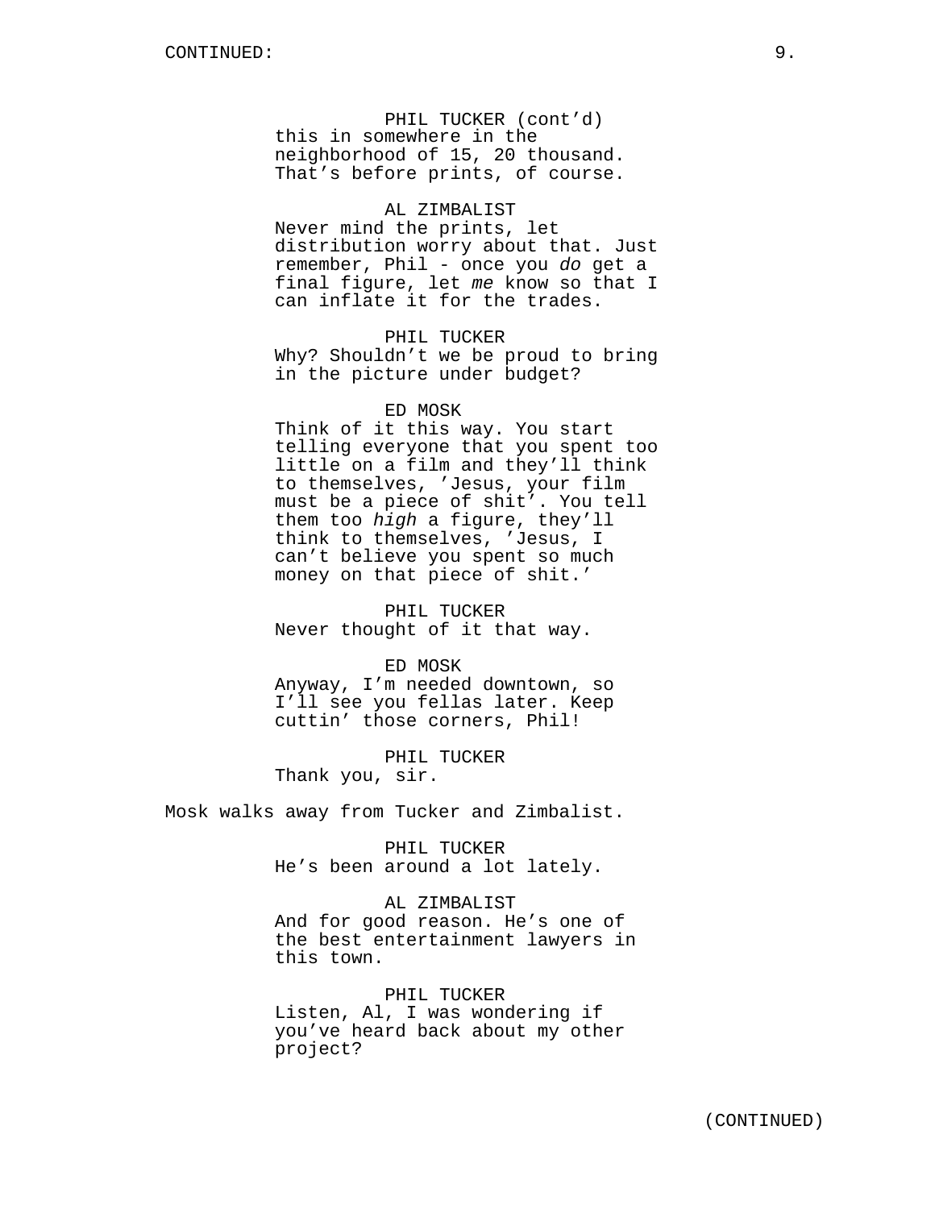PHIL TUCKER (cont'd)
this in somewhere in the neighborhood of 15, 20 thousand. That's before prints, of course.

AL ZIMBALIST
Never mind the prints, let distribution worry about that. Just remember, Phil - once you *do* get a final figure, let *me* know so that I can inflate it for the trades.

PHIL TUCKER
Why? Shouldn't we be proud to bring in the picture under budget?

ED MOSK
Think of it this way. You start telling everyone that you spent too little on a film and they'll think to themselves, 'Jesus, your film must be a piece of shit'. You tell them too *high* a figure, they'll think to themselves, 'Jesus, I can't believe you spent so much money on that piece of shit.'

PHIL TUCKER
Never thought of it that way.

ED MOSK
Anyway, I'm needed downtown, so I'll see you fellas later. Keep cuttin' those corners, Phil!

PHIL TUCKER
Thank you, sir.

Mosk walks away from Tucker and Zimbalist.

PHIL TUCKER
He's been around a lot lately.

AL ZIMBALIST
And for good reason. He's one of the best entertainment lawyers in this town.

PHIL TUCKER
Listen, Al, I was wondering if you've heard back about my other project?

(CONTINUED)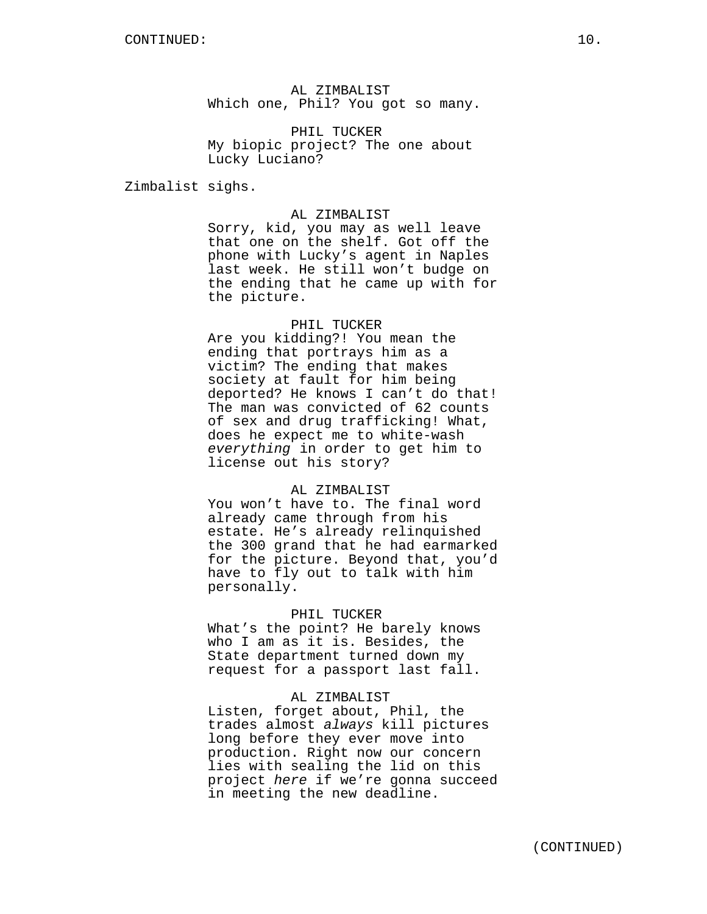CONTINUED:

AL ZIMBALIST
Which one, Phil? You got so many.

PHIL TUCKER
My biopic project? The one about Lucky Luciano?

Zimbalist sighs.

AL ZIMBALIST
Sorry, kid, you may as well leave that one on the shelf. Got off the phone with Lucky's agent in Naples last week. He still won't budge on the ending that he came up with for the picture.

PHIL TUCKER
Are you kidding?! You mean the ending that portrays him as a victim? The ending that makes society at fault for him being deported? He knows I can't do that! The man was convicted of 62 counts of sex and drug trafficking! What, does he expect me to white-wash *everything* in order to get him to license out his story?

AL ZIMBALIST
You won't have to. The final word already came through from his estate. He's already relinquished the 300 grand that he had earmarked for the picture. Beyond that, you'd have to fly out to talk with him personally.

PHIL TUCKER
What's the point? He barely knows who I am as it is. Besides, the State department turned down my request for a passport last fall.

AL ZIMBALIST
Listen, forget about, Phil, the trades almost *always* kill pictures long before they ever move into production. Right now our concern lies with sealing the lid on this project *here* if we're gonna succeed in meeting the new deadline.

(CONTINUED)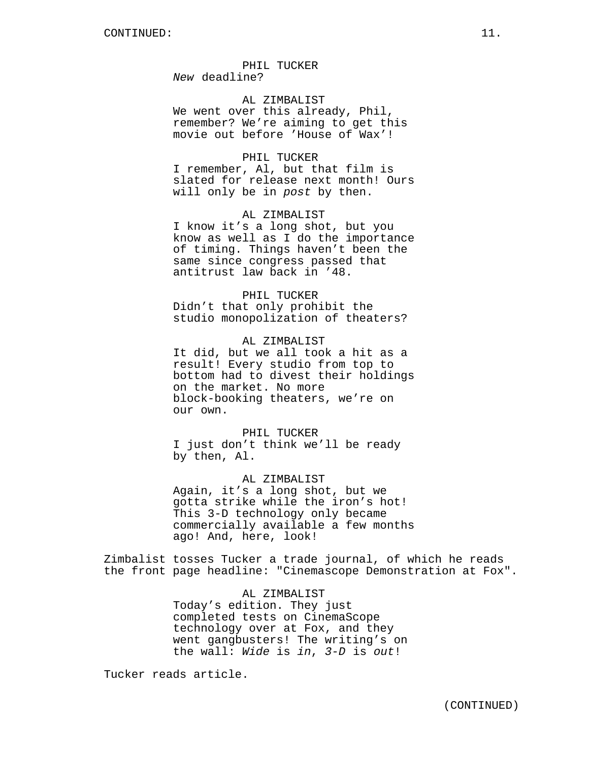PHIL TUCKER

*New* deadline?

AL ZIMBALIST

We went over this already, Phil, remember? We're aiming to get this movie out before 'House of Wax'!

PHIL TUCKER

I remember, Al, but that film is slated for release next month! Ours will only be in *post* by then.

AL ZIMBALIST

I know it's a long shot, but you know as well as I do the importance of timing. Things haven't been the same since congress passed that antitrust law back in '48.

PHIL TUCKER

Didn't that only prohibit the studio monopolization of theaters?

AL ZIMBALIST

It did, but we all took a hit as a result! Every studio from top to bottom had to divest their holdings on the market. No more block-booking theaters, we're on our own.

PHIL TUCKER

I just don't think we'll be ready by then, Al.

AL ZIMBALIST

Again, it's a long shot, but we gotta strike while the iron's hot! This 3-D technology only became commercially available a few months ago! And, here, look!

Zimbalist tosses Tucker a trade journal, of which he reads the front page headline: "Cinemascope Demonstration at Fox".

AL ZIMBALIST

Today's edition. They just completed tests on CinemaScope technology over at Fox, and they went gangbusters! The writing's on the wall: *Wide* is *in*, *3-D* is *out*!

Tucker reads article.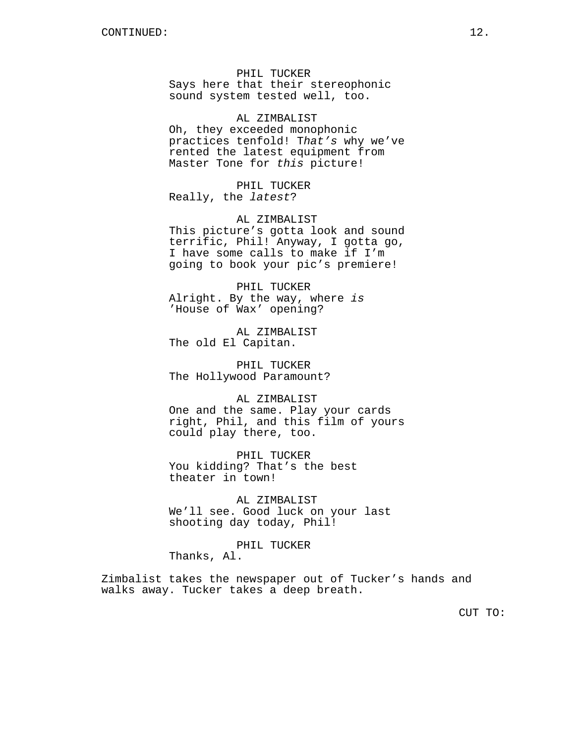CONTINUED:

PHIL TUCKER
Says here that their stereophonic sound system tested well, too.

AL ZIMBALIST
Oh, they exceeded monophonic practices tenfold! T*hat's* why we've rented the latest equipment from Master Tone for *this* picture!

PHIL TUCKER
Really, the *latest*?

AL ZIMBALIST
This picture's gotta look and sound terrific, Phil! Anyway, I gotta go, I have some calls to make if I'm going to book your pic's premiere!

PHIL TUCKER
Alright. By the way, where *is* 'House of Wax' opening?

AL ZIMBALIST
The old El Capitan.

PHIL TUCKER
The Hollywood Paramount?

AL ZIMBALIST
One and the same. Play your cards right, Phil, and this film of yours could play there, too.

PHIL TUCKER
You kidding? That's the best theater in town!

AL ZIMBALIST
We'll see. Good luck on your last shooting day today, Phil!

PHIL TUCKER
Thanks, Al.

Zimbalist takes the newspaper out of Tucker's hands and walks away. Tucker takes a deep breath.

CUT TO: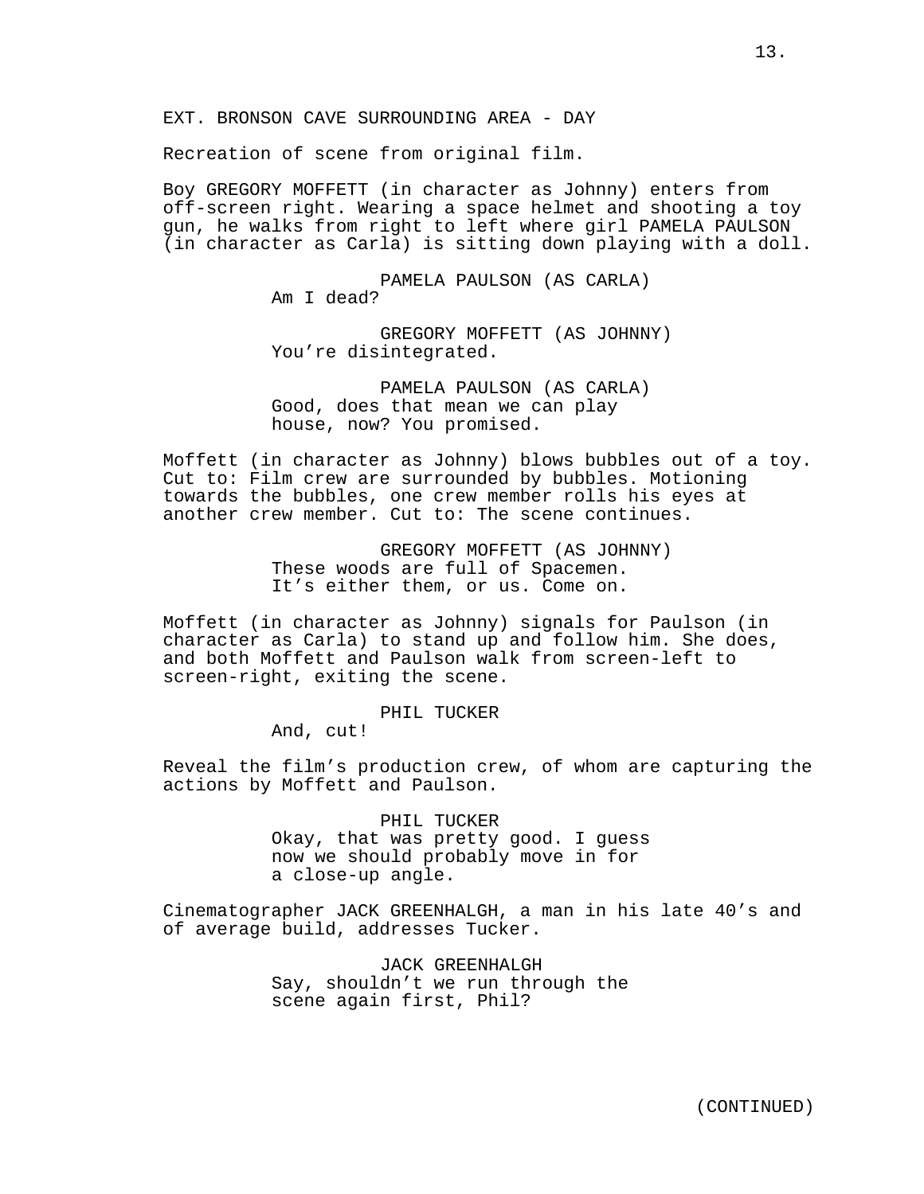EXT. BRONSON CAVE SURROUNDING AREA - DAY

Recreation of scene from original film.

Boy GREGORY MOFFETT (in character as Johnny) enters from off-screen right. Wearing a space helmet and shooting a toy gun, he walks from right to left where girl PAMELA PAULSON (in character as Carla) is sitting down playing with a doll.

PAMELA PAULSON (AS CARLA)
Am I dead?

GREGORY MOFFETT (AS JOHNNY)
You're disintegrated.

PAMELA PAULSON (AS CARLA)
Good, does that mean we can play house, now? You promised.

Moffett (in character as Johnny) blows bubbles out of a toy. Cut to: Film crew are surrounded by bubbles. Motioning towards the bubbles, one crew member rolls his eyes at another crew member. Cut to: The scene continues.

GREGORY MOFFETT (AS JOHNNY)
These woods are full of Spacemen. It's either them, or us. Come on.

Moffett (in character as Johnny) signals for Paulson (in character as Carla) to stand up and follow him. She does, and both Moffett and Paulson walk from screen-left to screen-right, exiting the scene.

PHIL TUCKER
And, cut!

Reveal the film's production crew, of whom are capturing the actions by Moffett and Paulson.

PHIL TUCKER
Okay, that was pretty good. I guess now we should probably move in for a close-up angle.

Cinematographer JACK GREENHALGH, a man in his late 40's and of average build, addresses Tucker.

JACK GREENHALGH
Say, shouldn't we run through the scene again first, Phil?

(CONTINUED)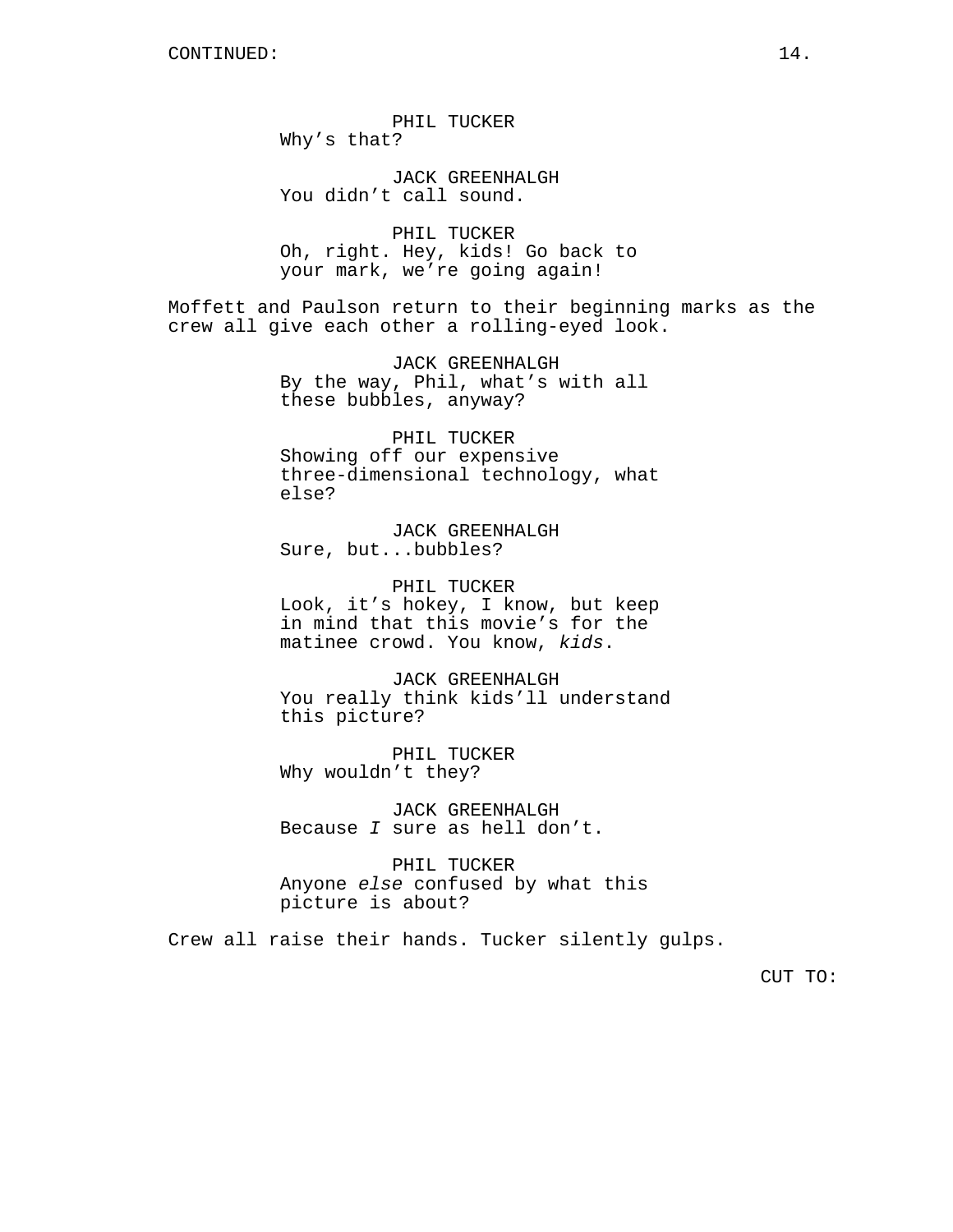CONTINUED:

PHIL TUCKER
Why's that?

JACK GREENHALGH
You didn't call sound.

PHIL TUCKER
Oh, right. Hey, kids! Go back to your mark, we're going again!

Moffett and Paulson return to their beginning marks as the crew all give each other a rolling-eyed look.

JACK GREENHALGH
By the way, Phil, what's with all these bubbles, anyway?

PHIL TUCKER
Showing off our expensive three-dimensional technology, what else?

JACK GREENHALGH
Sure, but...bubbles?

PHIL TUCKER
Look, it's hokey, I know, but keep in mind that this movie's for the matinee crowd. You know, *kids*.

JACK GREENHALGH
You really think kids'll understand this picture?

PHIL TUCKER
Why wouldn't they?

JACK GREENHALGH
Because *I* sure as hell don't.

PHIL TUCKER
Anyone *else* confused by what this picture is about?

Crew all raise their hands. Tucker silently gulps.

CUT TO: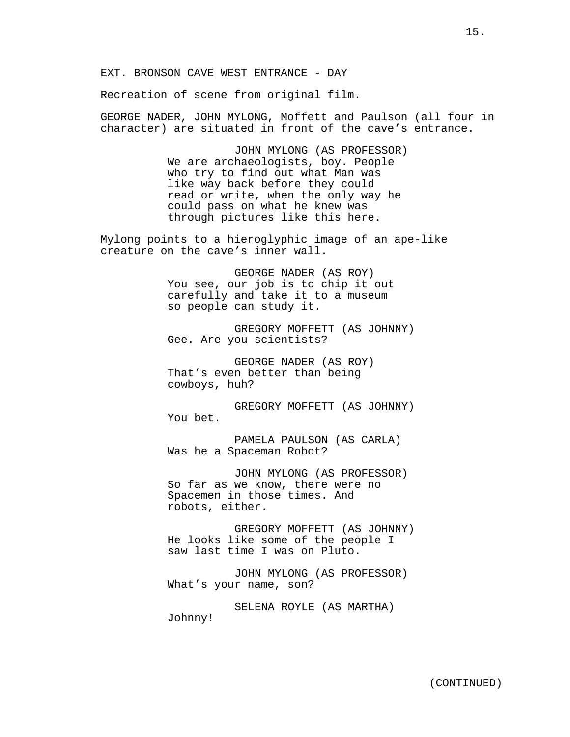EXT. BRONSON CAVE WEST ENTRANCE - DAY

Recreation of scene from original film.

GEORGE NADER, JOHN MYLONG, Moffett and Paulson (all four in character) are situated in front of the cave's entrance.

JOHN MYLONG (AS PROFESSOR)
We are archaeologists, boy. People who try to find out what Man was like way back before they could read or write, when the only way he could pass on what he knew was through pictures like this here.

Mylong points to a hieroglyphic image of an ape-like creature on the cave's inner wall.

GEORGE NADER (AS ROY)
You see, our job is to chip it out carefully and take it to a museum so people can study it.

GREGORY MOFFETT (AS JOHNNY)
Gee. Are you scientists?

GEORGE NADER (AS ROY)
That's even better than being cowboys, huh?

GREGORY MOFFETT (AS JOHNNY)
You bet.

PAMELA PAULSON (AS CARLA)
Was he a Spaceman Robot?

JOHN MYLONG (AS PROFESSOR)
So far as we know, there were no Spacemen in those times. And robots, either.

GREGORY MOFFETT (AS JOHNNY)
He looks like some of the people I saw last time I was on Pluto.

JOHN MYLONG (AS PROFESSOR)
What's your name, son?

SELENA ROYLE (AS MARTHA)
Johnny!

(CONTINUED)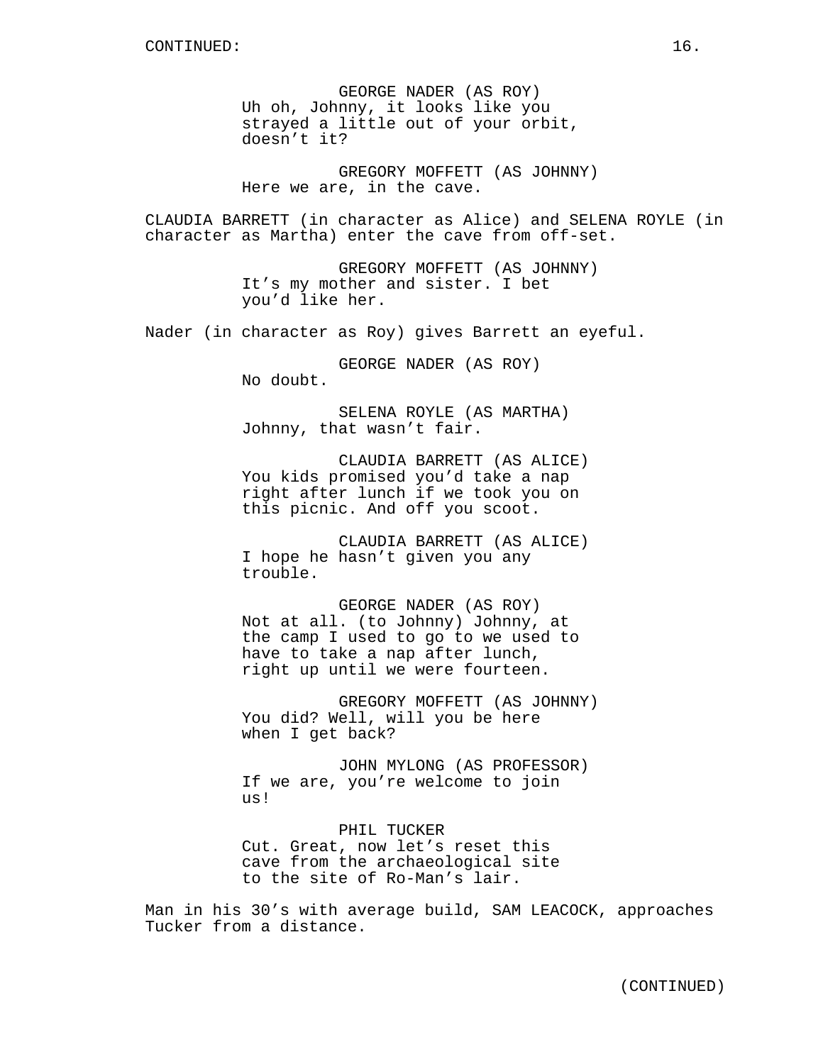GEORGE NADER (AS ROY)
Uh oh, Johnny, it looks like you strayed a little out of your orbit, doesn't it?

GREGORY MOFFETT (AS JOHNNY)
Here we are, in the cave.

CLAUDIA BARRETT (in character as Alice) and SELENA ROYLE (in character as Martha) enter the cave from off-set.

GREGORY MOFFETT (AS JOHNNY)
It's my mother and sister. I bet you'd like her.

Nader (in character as Roy) gives Barrett an eyeful.

GEORGE NADER (AS ROY)
No doubt.

SELENA ROYLE (AS MARTHA)
Johnny, that wasn't fair.

CLAUDIA BARRETT (AS ALICE)
You kids promised you'd take a nap right after lunch if we took you on this picnic. And off you scoot.

CLAUDIA BARRETT (AS ALICE)
I hope he hasn't given you any trouble.

GEORGE NADER (AS ROY)
Not at all. (to Johnny) Johnny, at the camp I used to go to we used to have to take a nap after lunch, right up until we were fourteen.

GREGORY MOFFETT (AS JOHNNY)
You did? Well, will you be here when I get back?

JOHN MYLONG (AS PROFESSOR)
If we are, you're welcome to join us!

PHIL TUCKER
Cut. Great, now let's reset this cave from the archaeological site to the site of Ro-Man's lair.

Man in his 30's with average build, SAM LEACOCK, approaches Tucker from a distance.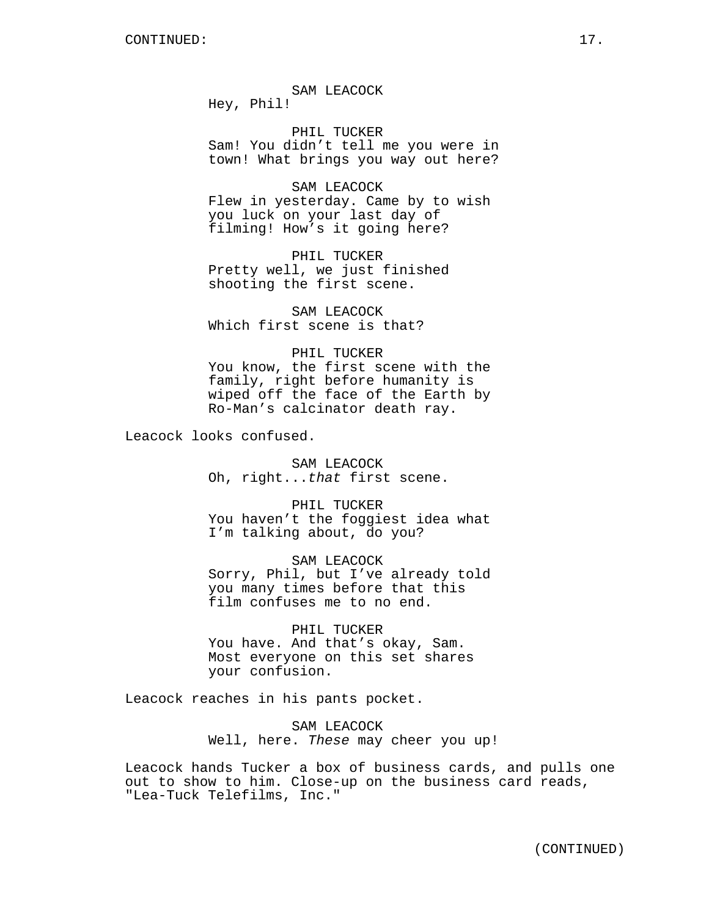SAM LEACOCK
Hey, Phil!

PHIL TUCKER
Sam! You didn’t tell me you were in town! What brings you way out here?

SAM LEACOCK
Flew in yesterday. Came by to wish you luck on your last day of filming! How’s it going here?

PHIL TUCKER
Pretty well, we just finished shooting the first scene.

SAM LEACOCK
Which first scene is that?

PHIL TUCKER
You know, the first scene with the family, right before humanity is wiped off the face of the Earth by Ro-Man’s calcinator death ray.

Leacock looks confused.

SAM LEACOCK
Oh, right...*that* first scene.

PHIL TUCKER
You haven’t the foggiest idea what I’m talking about, do you?

SAM LEACOCK
Sorry, Phil, but I’ve already told you many times before that this film confuses me to no end.

PHIL TUCKER
You have. And that’s okay, Sam. Most everyone on this set shares your confusion.

Leacock reaches in his pants pocket.

SAM LEACOCK
Well, here. *These* may cheer you up!

Leacock hands Tucker a box of business cards, and pulls one out to show to him. Close-up on the business card reads, "Lea-Tuck Telefilms, Inc."

(CONTINUED)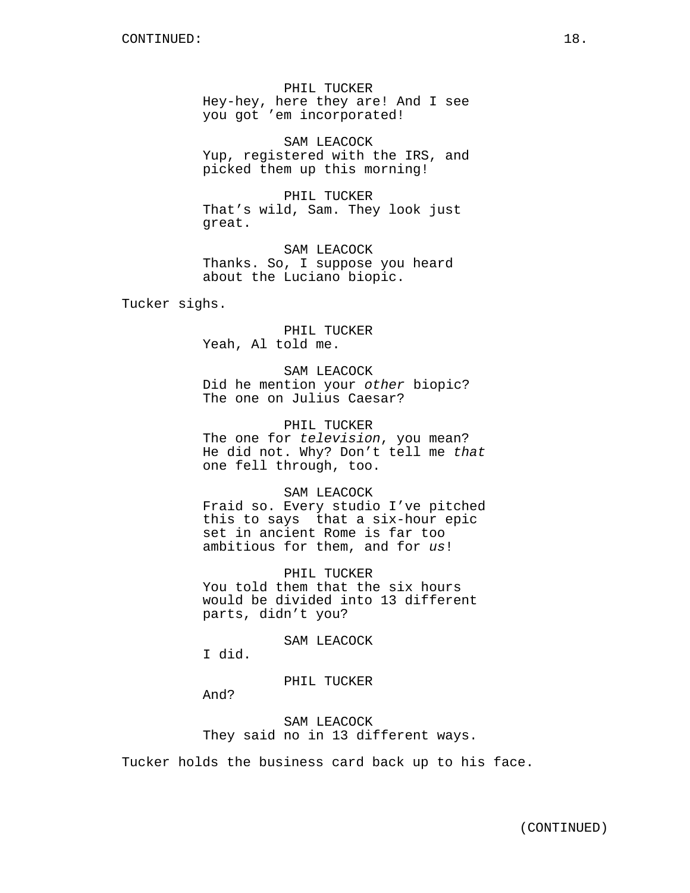PHIL TUCKER
Hey-hey, here they are! And I see you got ’em incorporated!

SAM LEACOCK
Yup, registered with the IRS, and picked them up this morning!

PHIL TUCKER
That’s wild, Sam. They look just great.

SAM LEACOCK
Thanks. So, I suppose you heard about the Luciano biopic.

Tucker sighs.

PHIL TUCKER
Yeah, Al told me.

SAM LEACOCK
Did he mention your *other* biopic? The one on Julius Caesar?

PHIL TUCKER
The one for *television*, you mean? He did not. Why? Don’t tell me *that* one fell through, too.

SAM LEACOCK
Fraid so. Every studio I’ve pitched this to says that a six-hour epic set in ancient Rome is far too ambitious for them, and for *us*!

PHIL TUCKER
You told them that the six hours would be divided into 13 different parts, didn’t you?

SAM LEACOCK
I did.

PHIL TUCKER
And?

SAM LEACOCK
They said no in 13 different ways.

Tucker holds the business card back up to his face.

(CONTINUED)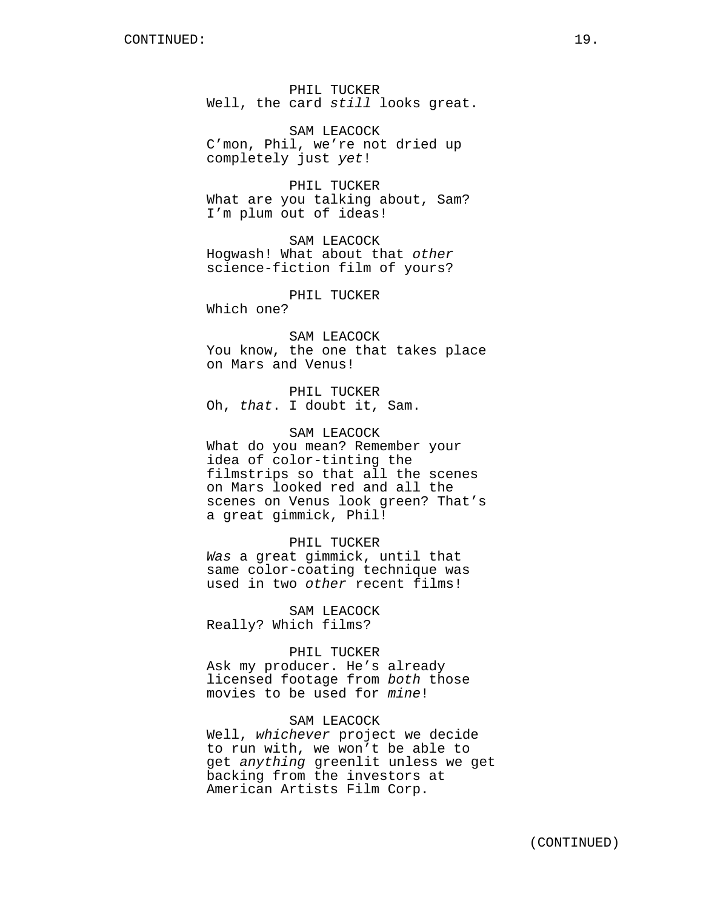CONTINUED:

PHIL TUCKER
Well, the card *still* looks great.

SAM LEACOCK
C'mon, Phil, we're not dried up completely just *yet*!

PHIL TUCKER
What are you talking about, Sam? I'm plum out of ideas!

SAM LEACOCK
Hogwash! What about that *other* science-fiction film of yours?

PHIL TUCKER
Which one?

SAM LEACOCK
You know, the one that takes place on Mars and Venus!

PHIL TUCKER
Oh, *that*. I doubt it, Sam.

SAM LEACOCK
What do you mean? Remember your idea of color-tinting the filmstrips so that all the scenes on Mars looked red and all the scenes on Venus look green? That's a great gimmick, Phil!

PHIL TUCKER
*Was* a great gimmick, until that same color-coating technique was used in two *other* recent films!

SAM LEACOCK
Really? Which films?

PHIL TUCKER
Ask my producer. He's already licensed footage from *both* those movies to be used for *mine*!

SAM LEACOCK
Well, *whichever* project we decide to run with, we won't be able to get *anything* greenlit unless we get backing from the investors at American Artists Film Corp.

(CONTINUED)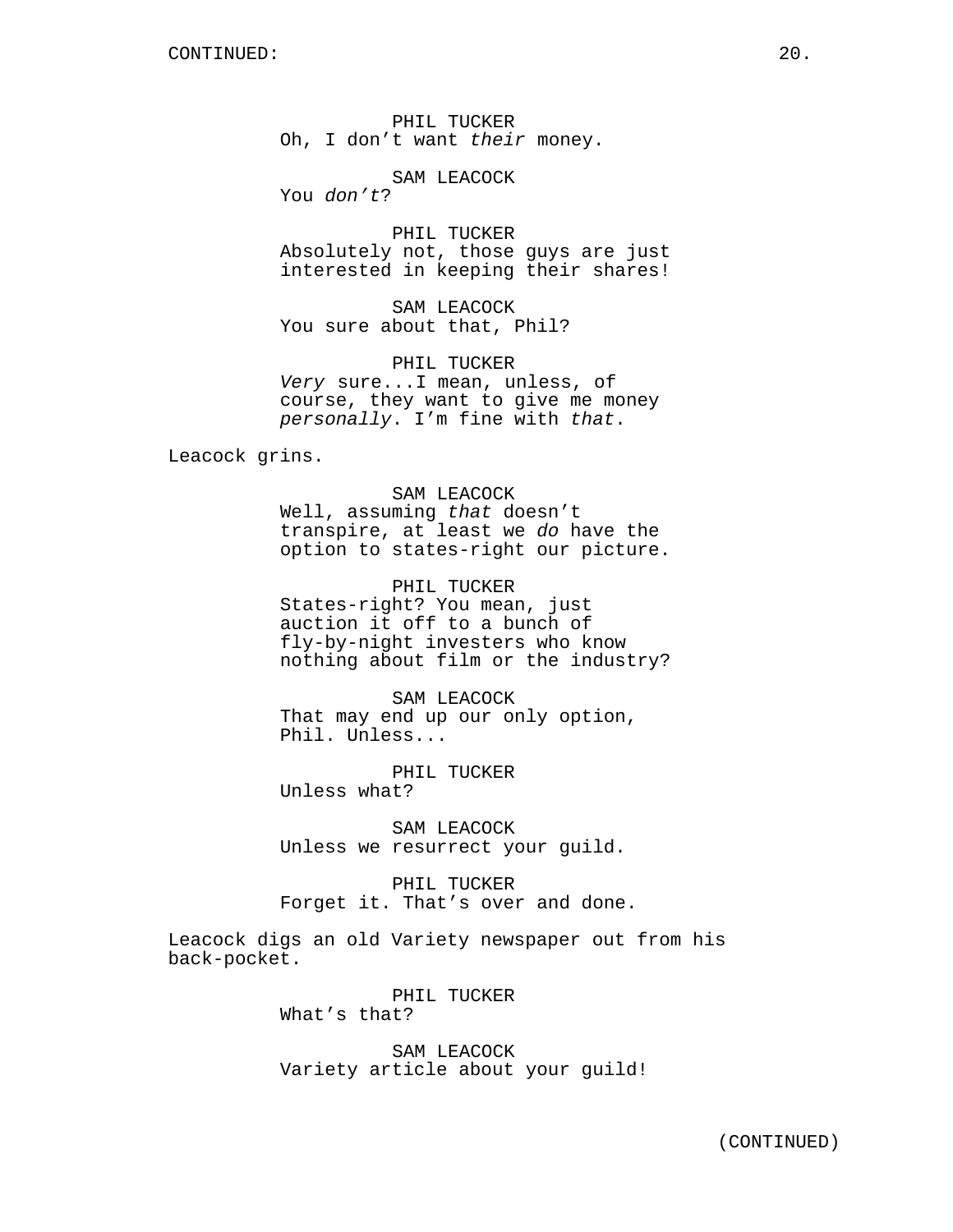PHIL TUCKER
Oh, I don't want *their* money.

SAM LEACOCK
You *don't*?

PHIL TUCKER
Absolutely not, those guys are just interested in keeping their shares!

SAM LEACOCK
You sure about that, Phil?

PHIL TUCKER
*Very* sure...I mean, unless, of course, they want to give me money *personally*. I'm fine with *that*.

Leacock grins.

SAM LEACOCK
Well, assuming *that* doesn't transpire, at least we *do* have the option to states-right our picture.

PHIL TUCKER
States-right? You mean, just auction it off to a bunch of fly-by-night investers who know nothing about film or the industry?

SAM LEACOCK
That may end up our only option, Phil. Unless...

PHIL TUCKER
Unless what?

SAM LEACOCK
Unless we resurrect your guild.

PHIL TUCKER
Forget it. That's over and done.

Leacock digs an old Variety newspaper out from his back-pocket.

PHIL TUCKER
What's that?

SAM LEACOCK
Variety article about your guild!

(CONTINUED)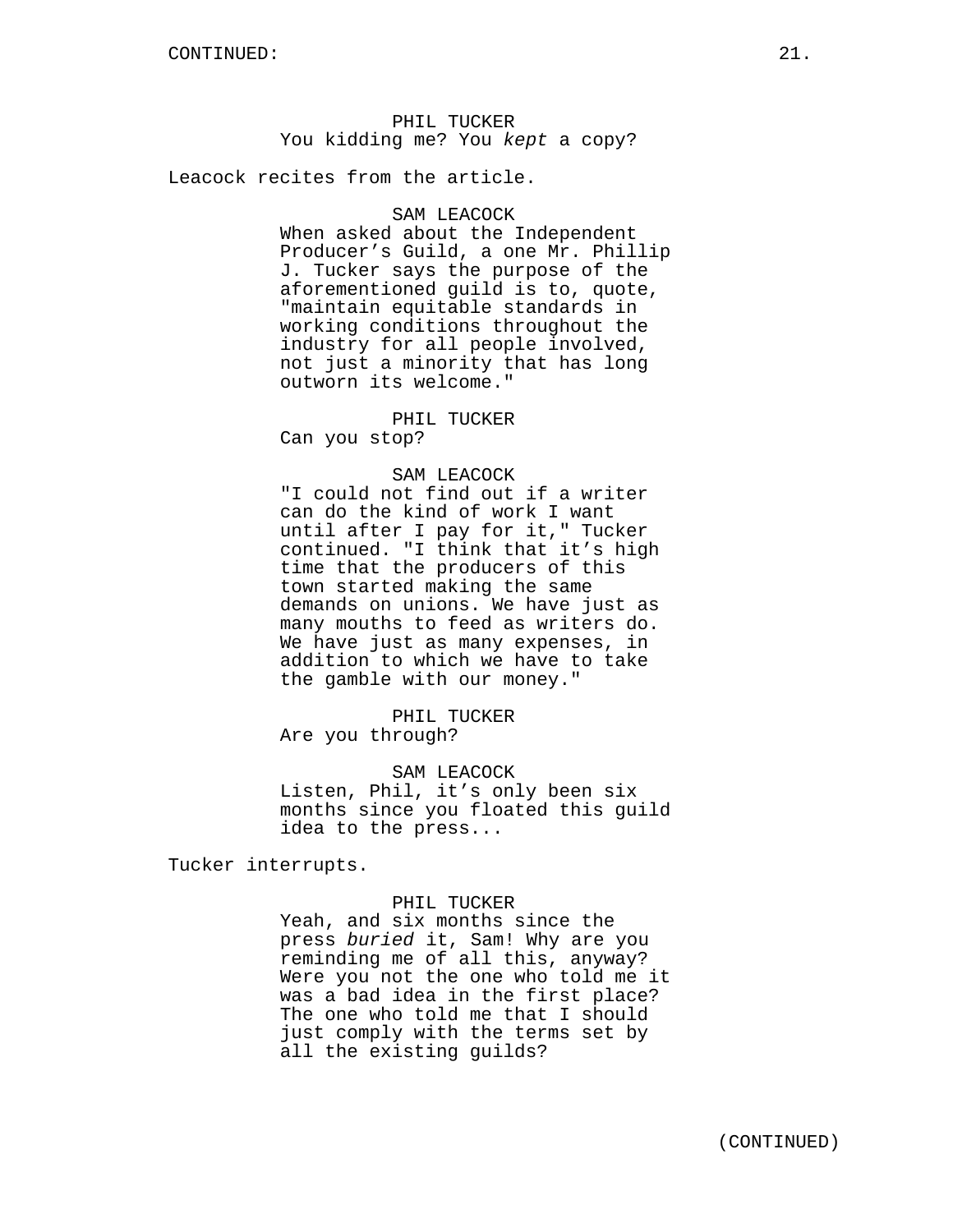PHIL TUCKER
You kidding me? You *kept* a copy?

Leacock recites from the article.

SAM LEACOCK
When asked about the Independent Producer’s Guild, a one Mr. Phillip J. Tucker says the purpose of the aforementioned guild is to, quote, "maintain equitable standards in working conditions throughout the industry for all people involved, not just a minority that has long outworn its welcome."

PHIL TUCKER
Can you stop?

SAM LEACOCK
"I could not find out if a writer can do the kind of work I want until after I pay for it," Tucker continued. "I think that it’s high time that the producers of this town started making the same demands on unions. We have just as many mouths to feed as writers do. We have just as many expenses, in addition to which we have to take the gamble with our money."

PHIL TUCKER
Are you through?

SAM LEACOCK
Listen, Phil, it’s only been six months since you floated this guild idea to the press...

Tucker interrupts.

PHIL TUCKER
Yeah, and six months since the press *buried* it, Sam! Why are you reminding me of all this, anyway? Were you not the one who told me it was a bad idea in the first place? The one who told me that I should just comply with the terms set by all the existing guilds?

(CONTINUED)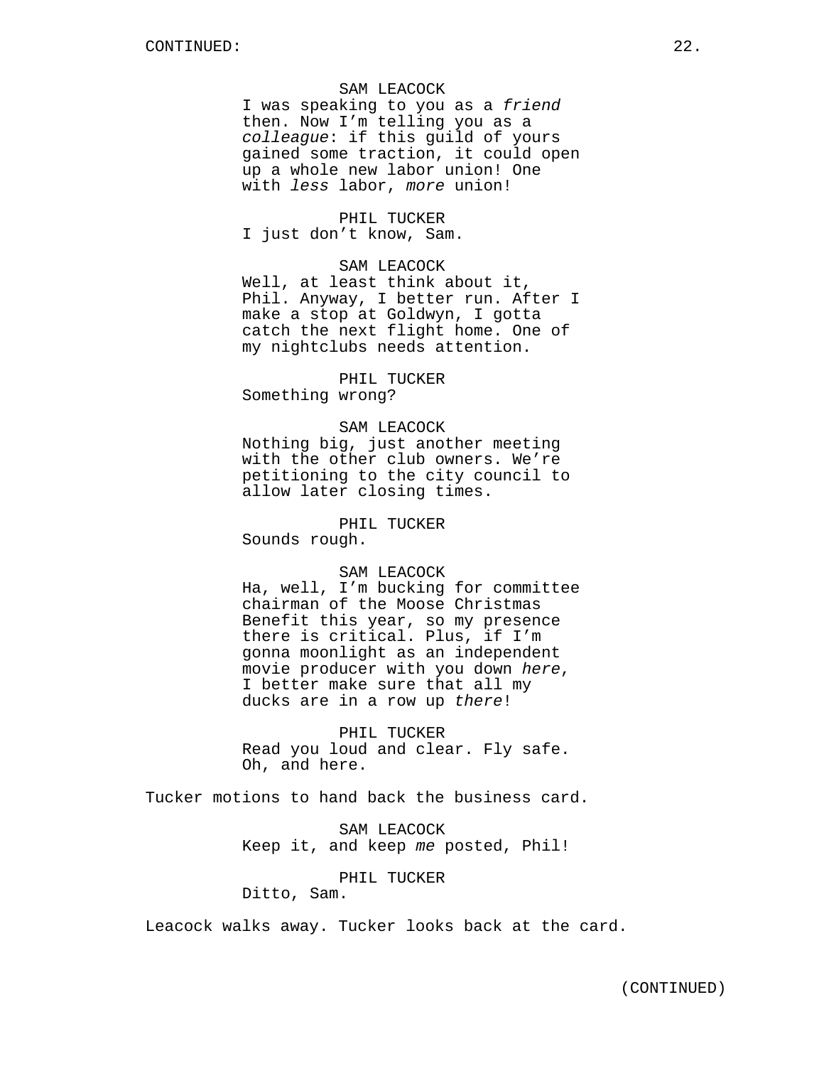SAM LEACOCK
I was speaking to you as a *friend* then. Now I'm telling you as a *colleague*: if this guild of yours gained some traction, it could open up a whole new labor union! One with *less* labor, *more* union!

PHIL TUCKER
I just don't know, Sam.

SAM LEACOCK
Well, at least think about it, Phil. Anyway, I better run. After I make a stop at Goldwyn, I gotta catch the next flight home. One of my nightclubs needs attention.

PHIL TUCKER
Something wrong?

SAM LEACOCK
Nothing big, just another meeting with the other club owners. We're petitioning to the city council to allow later closing times.

PHIL TUCKER
Sounds rough.

SAM LEACOCK
Ha, well, I'm bucking for committee chairman of the Moose Christmas Benefit this year, so my presence there is critical. Plus, if I'm gonna moonlight as an independent movie producer with you down *here*, I better make sure that all my ducks are in a row up *there*!

PHIL TUCKER
Read you loud and clear. Fly safe. Oh, and here.

Tucker motions to hand back the business card.

SAM LEACOCK
Keep it, and keep *me* posted, Phil!

PHIL TUCKER
Ditto, Sam.

Leacock walks away. Tucker looks back at the card.

(CONTINUED)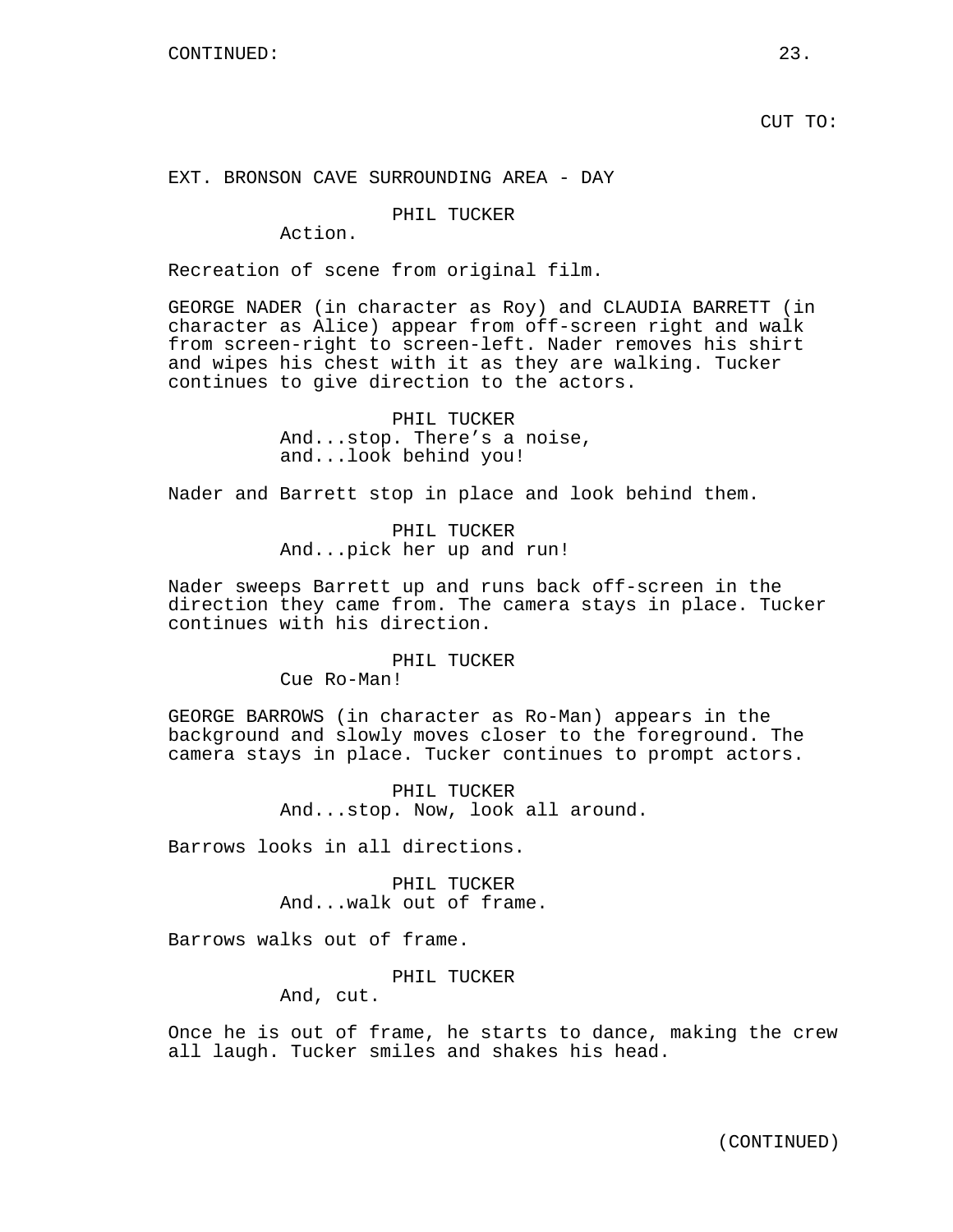CUT TO:

EXT. BRONSON CAVE SURROUNDING AREA - DAY

PHIL TUCKER
Action.

Recreation of scene from original film.

GEORGE NADER (in character as Roy) and CLAUDIA BARRETT (in character as Alice) appear from off-screen right and walk from screen-right to screen-left. Nader removes his shirt and wipes his chest with it as they are walking. Tucker continues to give direction to the actors.

PHIL TUCKER
And...stop. There's a noise, and...look behind you!

Nader and Barrett stop in place and look behind them.

PHIL TUCKER
And...pick her up and run!

Nader sweeps Barrett up and runs back off-screen in the direction they came from. The camera stays in place. Tucker continues with his direction.

PHIL TUCKER
Cue Ro-Man!

GEORGE BARROWS (in character as Ro-Man) appears in the background and slowly moves closer to the foreground. The camera stays in place. Tucker continues to prompt actors.

PHIL TUCKER
And...stop. Now, look all around.

Barrows looks in all directions.

PHIL TUCKER
And...walk out of frame.

Barrows walks out of frame.

PHIL TUCKER
And, cut.

Once he is out of frame, he starts to dance, making the crew all laugh. Tucker smiles and shakes his head.

(CONTINUED)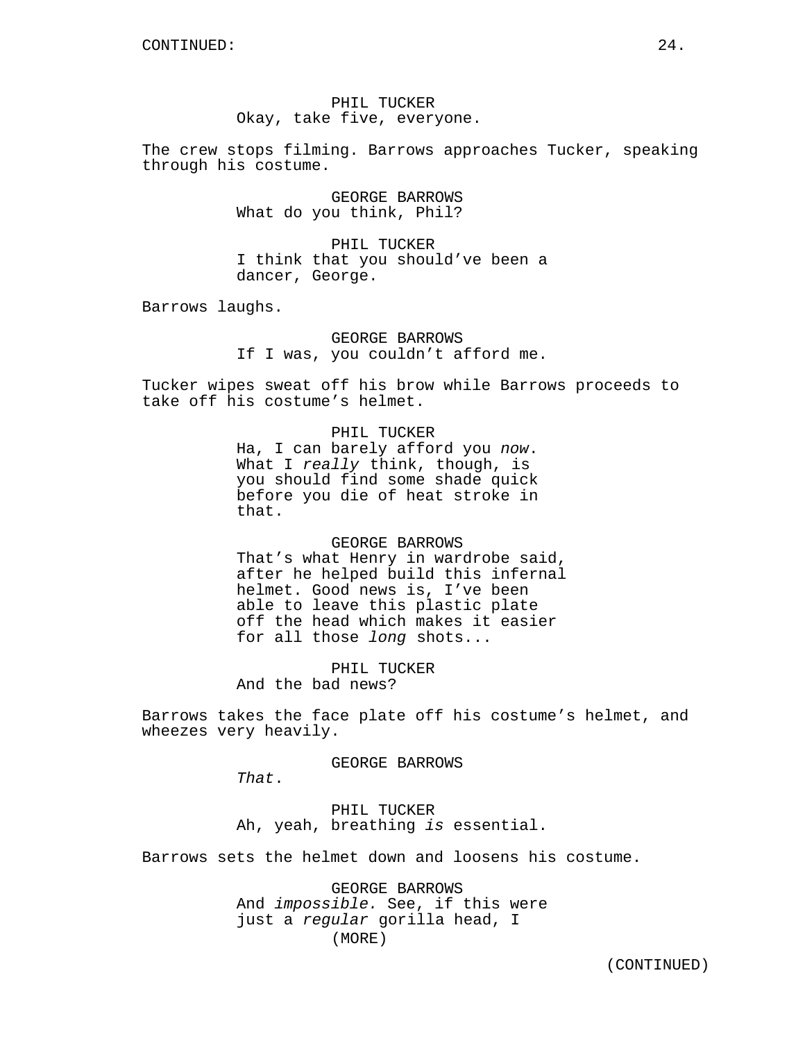CONTINUED:

PHIL TUCKER
Okay, take five, everyone.

The crew stops filming. Barrows approaches Tucker, speaking through his costume.

GEORGE BARROWS
What do you think, Phil?

PHIL TUCKER
I think that you should've been a dancer, George.

Barrows laughs.

GEORGE BARROWS
If I was, you couldn't afford me.

Tucker wipes sweat off his brow while Barrows proceeds to take off his costume's helmet.

PHIL TUCKER
Ha, I can barely afford you *now*. What I *really* think, though, is you should find some shade quick before you die of heat stroke in that.

GEORGE BARROWS
That's what Henry in wardrobe said, after he helped build this infernal helmet. Good news is, I've been able to leave this plastic plate off the head which makes it easier for all those *long* shots...

PHIL TUCKER
And the bad news?

Barrows takes the face plate off his costume's helmet, and wheezes very heavily.

GEORGE BARROWS
*That*.

PHIL TUCKER
Ah, yeah, breathing *is* essential.

Barrows sets the helmet down and loosens his costume.

GEORGE BARROWS
And *impossible.* See, if this were just a *regular* gorilla head, I
(MORE)

(CONTINUED)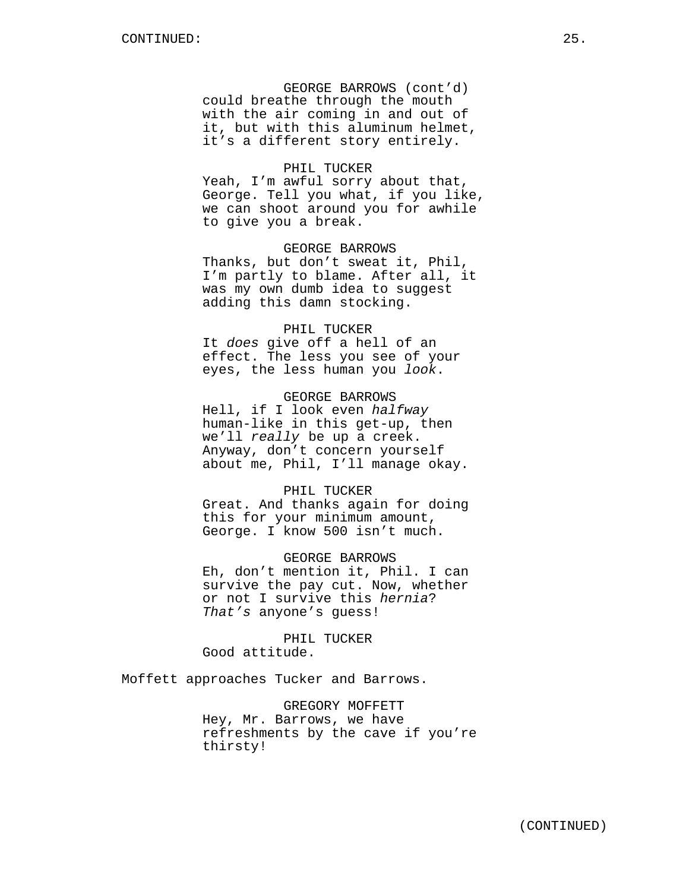GEORGE BARROWS (cont'd)
could breathe through the mouth with the air coming in and out of it, but with this aluminum helmet, it's a different story entirely.

PHIL TUCKER
Yeah, I'm awful sorry about that, George. Tell you what, if you like, we can shoot around you for awhile to give you a break.

GEORGE BARROWS
Thanks, but don't sweat it, Phil, I'm partly to blame. After all, it was my own dumb idea to suggest adding this damn stocking.

PHIL TUCKER
It *does* give off a hell of an effect. The less you see of your eyes, the less human you *look*.

GEORGE BARROWS
Hell, if I look even *halfway* human-like in this get-up, then we'll *really* be up a creek. Anyway, don't concern yourself about me, Phil, I'll manage okay.

PHIL TUCKER
Great. And thanks again for doing this for your minimum amount, George. I know 500 isn't much.

GEORGE BARROWS
Eh, don't mention it, Phil. I can survive the pay cut. Now, whether or not I survive this *hernia*? *That's* anyone's guess!

PHIL TUCKER
Good attitude.

Moffett approaches Tucker and Barrows.

GREGORY MOFFETT
Hey, Mr. Barrows, we have refreshments by the cave if you're thirsty!

(CONTINUED)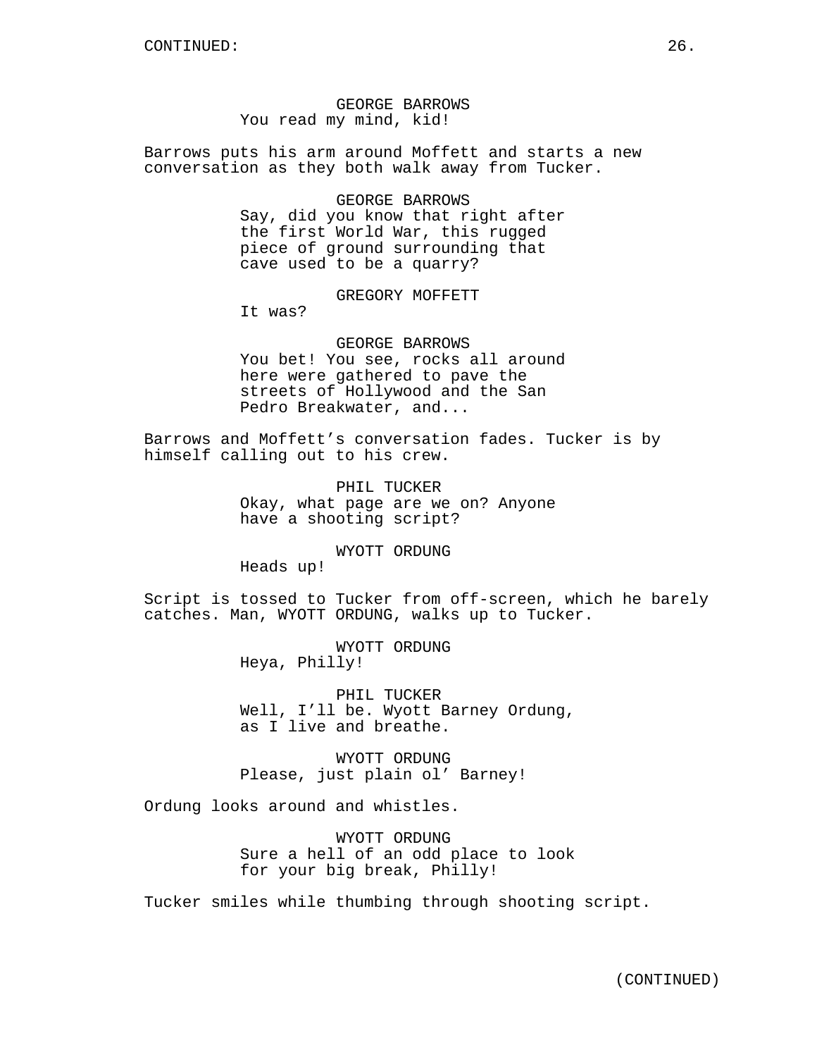CONTINUED:

GEORGE BARROWS
You read my mind, kid!

Barrows puts his arm around Moffett and starts a new conversation as they both walk away from Tucker.

GEORGE BARROWS
Say, did you know that right after the first World War, this rugged piece of ground surrounding that cave used to be a quarry?

GREGORY MOFFETT
It was?

GEORGE BARROWS
You bet! You see, rocks all around here were gathered to pave the streets of Hollywood and the San Pedro Breakwater, and...

Barrows and Moffett's conversation fades. Tucker is by himself calling out to his crew.

PHIL TUCKER
Okay, what page are we on? Anyone have a shooting script?

WYOTT ORDUNG
Heads up!

Script is tossed to Tucker from off-screen, which he barely catches. Man, WYOTT ORDUNG, walks up to Tucker.

WYOTT ORDUNG
Heya, Philly!

PHIL TUCKER
Well, I'll be. Wyott Barney Ordung, as I live and breathe.

WYOTT ORDUNG
Please, just plain ol' Barney!

Ordung looks around and whistles.

WYOTT ORDUNG
Sure a hell of an odd place to look for your big break, Philly!

Tucker smiles while thumbing through shooting script.

(CONTINUED)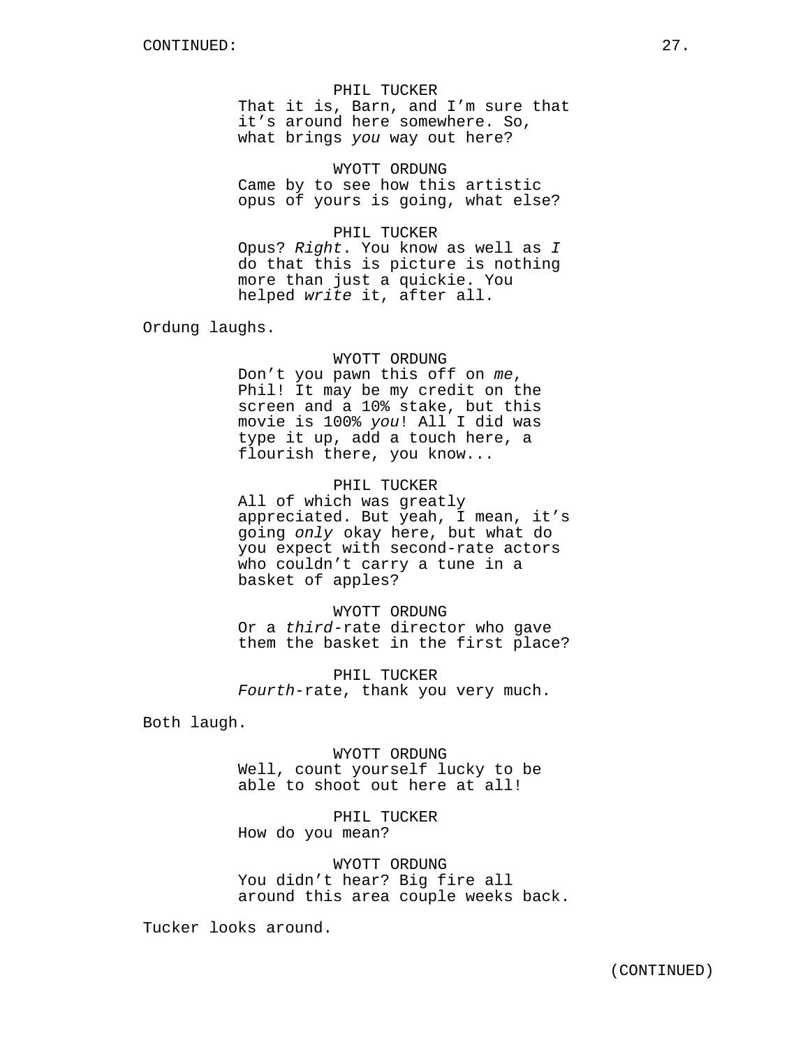PHIL TUCKER
That it is, Barn, and I'm sure that it's around here somewhere. So, what brings *you* way out here?

WYOTT ORDUNG
Came by to see how this artistic opus of yours is going, what else?

PHIL TUCKER
Opus? *Right*. You know as well as *I* do that this is picture is nothing more than just a quickie. You helped *write* it, after all.

Ordung laughs.

WYOTT ORDUNG
Don't you pawn this off on *me*, Phil! It may be my credit on the screen and a 10% stake, but this movie is 100% *you*! All I did was type it up, add a touch here, a flourish there, you know...

PHIL TUCKER
All of which was greatly appreciated. But yeah, I mean, it's going *only* okay here, but what do you expect with second-rate actors who couldn't carry a tune in a basket of apples?

WYOTT ORDUNG
Or a *third*-rate director who gave them the basket in the first place?

PHIL TUCKER
*Fourth*-rate, thank you very much.

Both laugh.

WYOTT ORDUNG
Well, count yourself lucky to be able to shoot out here at all!

PHIL TUCKER
How do you mean?

WYOTT ORDUNG
You didn't hear? Big fire all around this area couple weeks back.

Tucker looks around.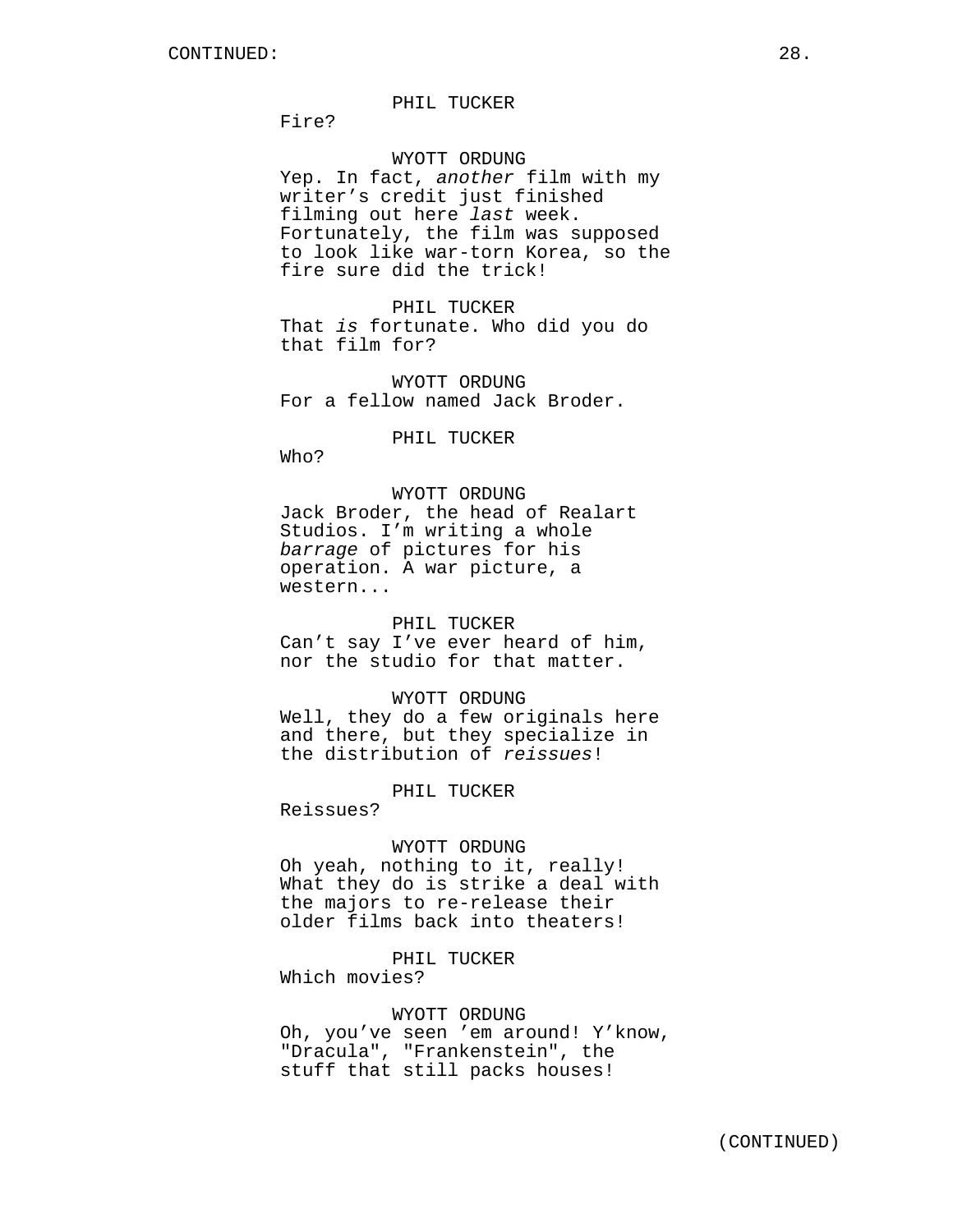PHIL TUCKER
Fire?

WYOTT ORDUNG
Yep. In fact, *another* film with my writer's credit just finished filming out here *last* week. Fortunately, the film was supposed to look like war-torn Korea, so the fire sure did the trick!

PHIL TUCKER
That *is* fortunate. Who did you do that film for?

WYOTT ORDUNG
For a fellow named Jack Broder.

PHIL TUCKER
Who?

WYOTT ORDUNG
Jack Broder, the head of Realart Studios. I'm writing a whole *barrage* of pictures for his operation. A war picture, a western...

PHIL TUCKER
Can't say I've ever heard of him, nor the studio for that matter.

WYOTT ORDUNG
Well, they do a few originals here and there, but they specialize in the distribution of *reissues*!

PHIL TUCKER
Reissues?

WYOTT ORDUNG
Oh yeah, nothing to it, really! What they do is strike a deal with the majors to re-release their older films back into theaters!

PHIL TUCKER
Which movies?

WYOTT ORDUNG
Oh, you've seen 'em around! Y'know, "Dracula", "Frankenstein", the stuff that still packs houses!

(CONTINUED)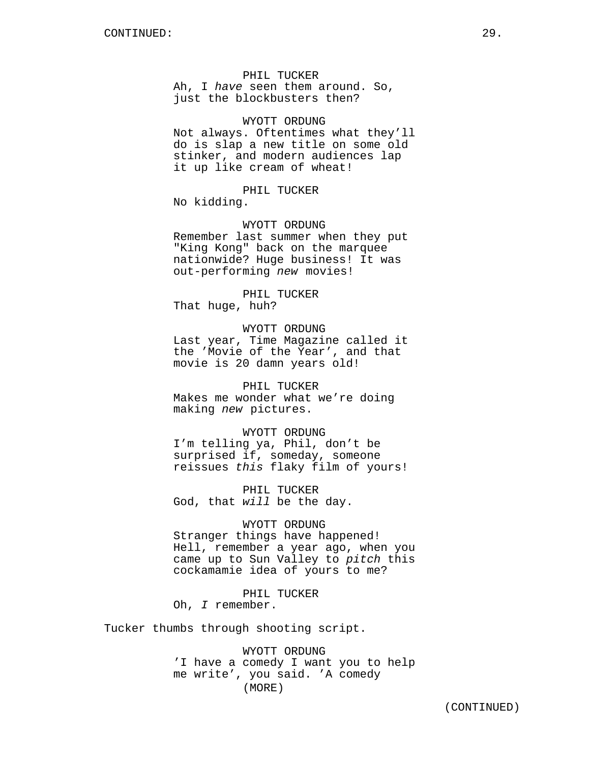PHIL TUCKER
Ah, I *have* seen them around. So, just the blockbusters then?

WYOTT ORDUNG
Not always. Oftentimes what they'll do is slap a new title on some old stinker, and modern audiences lap it up like cream of wheat!

PHIL TUCKER
No kidding.

WYOTT ORDUNG
Remember last summer when they put "King Kong" back on the marquee nationwide? Huge business! It was out-performing *new* movies!

PHIL TUCKER
That huge, huh?

WYOTT ORDUNG
Last year, Time Magazine called it the 'Movie of the Year', and that movie is 20 damn years old!

PHIL TUCKER
Makes me wonder what we're doing making *new* pictures.

WYOTT ORDUNG
I'm telling ya, Phil, don't be surprised if, someday, someone reissues *this* flaky film of yours!

PHIL TUCKER
God, that *will* be the day.

WYOTT ORDUNG
Stranger things have happened! Hell, remember a year ago, when you came up to Sun Valley to *pitch* this cockamamie idea of yours to me?

PHIL TUCKER
Oh, *I* remember.

Tucker thumbs through shooting script.

WYOTT ORDUNG
'I have a comedy I want you to help me write', you said. 'A comedy
(MORE)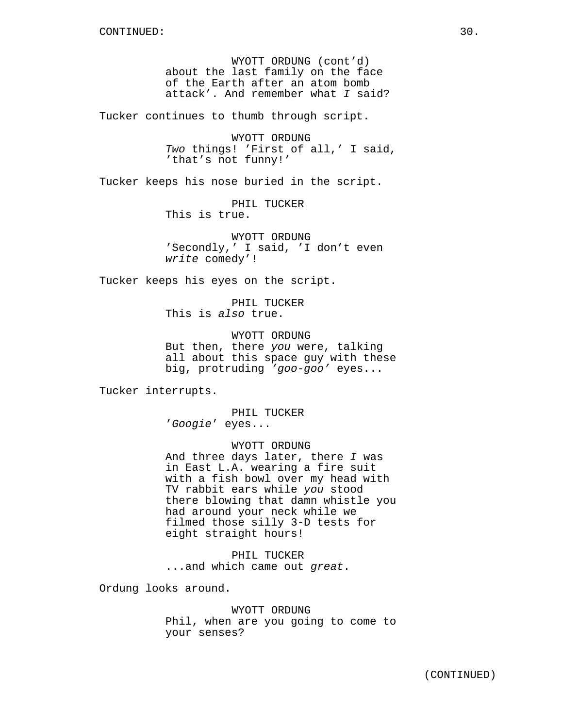WYOTT ORDUNG (cont'd)
about the last family on the face of the Earth after an atom bomb attack'. And remember what *I* said?

Tucker continues to thumb through script.

WYOTT ORDUNG
*Two* things! 'First of all,' I said, 'that's not funny!'

Tucker keeps his nose buried in the script.

PHIL TUCKER
This is true.

WYOTT ORDUNG
'Secondly,' I said, 'I don't even *write* comedy'!

Tucker keeps his eyes on the script.

PHIL TUCKER
This is *also* true.

WYOTT ORDUNG
But then, there *you* were, talking all about this space guy with these big, protruding *'goo-goo'* eyes...

Tucker interrupts.

PHIL TUCKER
'*Googie*' eyes...

WYOTT ORDUNG
And three days later, there *I* was in East L.A. wearing a fire suit with a fish bowl over my head with TV rabbit ears while *you* stood there blowing that damn whistle you had around your neck while we filmed those silly 3-D tests for eight straight hours!

PHIL TUCKER
...and which came out *great*.

Ordung looks around.

WYOTT ORDUNG
Phil, when are you going to come to your senses?

(CONTINUED)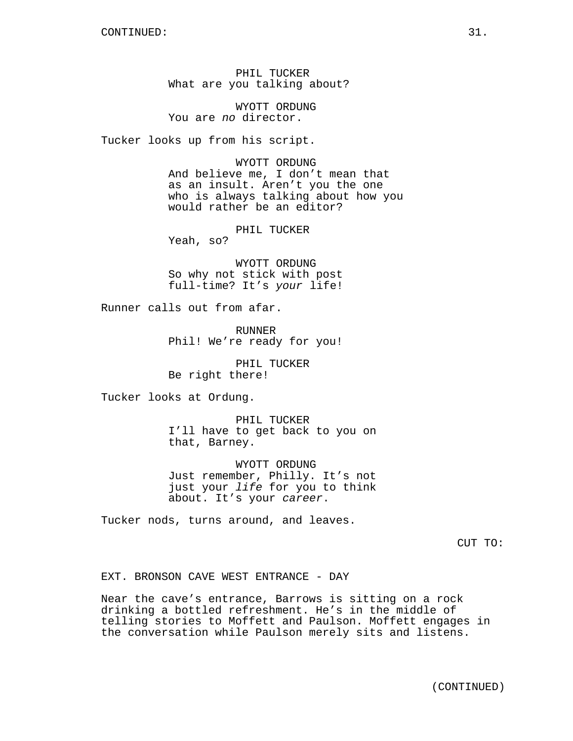CONTINUED:

PHIL TUCKER
What are you talking about?

WYOTT ORDUNG
You are *no* director.

Tucker looks up from his script.

WYOTT ORDUNG
And believe me, I don't mean that as an insult. Aren't you the one who is always talking about how you would rather be an editor?

PHIL TUCKER
Yeah, so?

WYOTT ORDUNG
So why not stick with post full-time? It's *your* life!

Runner calls out from afar.

RUNNER
Phil! We're ready for you!

PHIL TUCKER
Be right there!

Tucker looks at Ordung.

PHIL TUCKER
I'll have to get back to you on that, Barney.

WYOTT ORDUNG
Just remember, Philly. It's not just your *life* for you to think about. It's your *career*.

Tucker nods, turns around, and leaves.

CUT TO:

EXT. BRONSON CAVE WEST ENTRANCE - DAY

Near the cave's entrance, Barrows is sitting on a rock drinking a bottled refreshment. He's in the middle of telling stories to Moffett and Paulson. Moffett engages in the conversation while Paulson merely sits and listens.

(CONTINUED)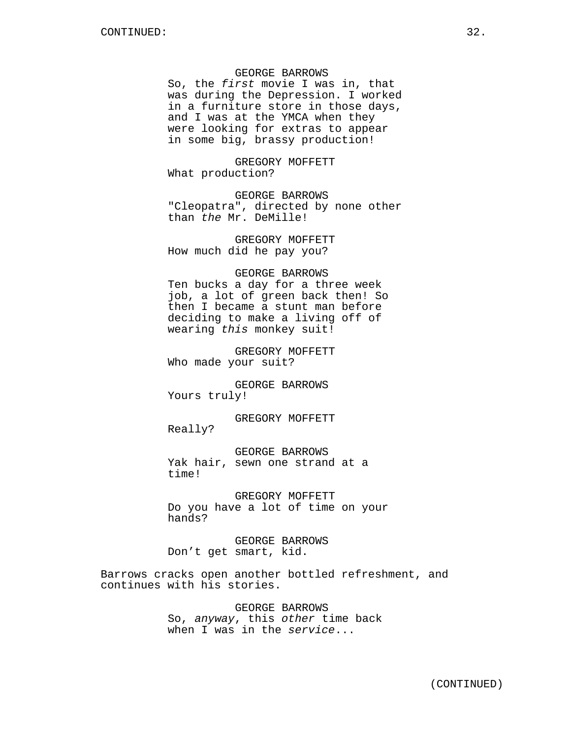GEORGE BARROWS
So, the *first* movie I was in, that was during the Depression. I worked in a furniture store in those days, and I was at the YMCA when they were looking for extras to appear in some big, brassy production!

GREGORY MOFFETT
What production?

GEORGE BARROWS
"Cleopatra", directed by none other than *the* Mr. DeMille!

GREGORY MOFFETT
How much did he pay you?

GEORGE BARROWS
Ten bucks a day for a three week job, a lot of green back then! So then I became a stunt man before deciding to make a living off of wearing *this* monkey suit!

GREGORY MOFFETT
Who made your suit?

GEORGE BARROWS
Yours truly!

GREGORY MOFFETT
Really?

GEORGE BARROWS
Yak hair, sewn one strand at a time!

GREGORY MOFFETT
Do you have a lot of time on your hands?

GEORGE BARROWS
Don't get smart, kid.

Barrows cracks open another bottled refreshment, and continues with his stories.

GEORGE BARROWS
So, *anyway*, this *other* time back when I was in the *service*...

(CONTINUED)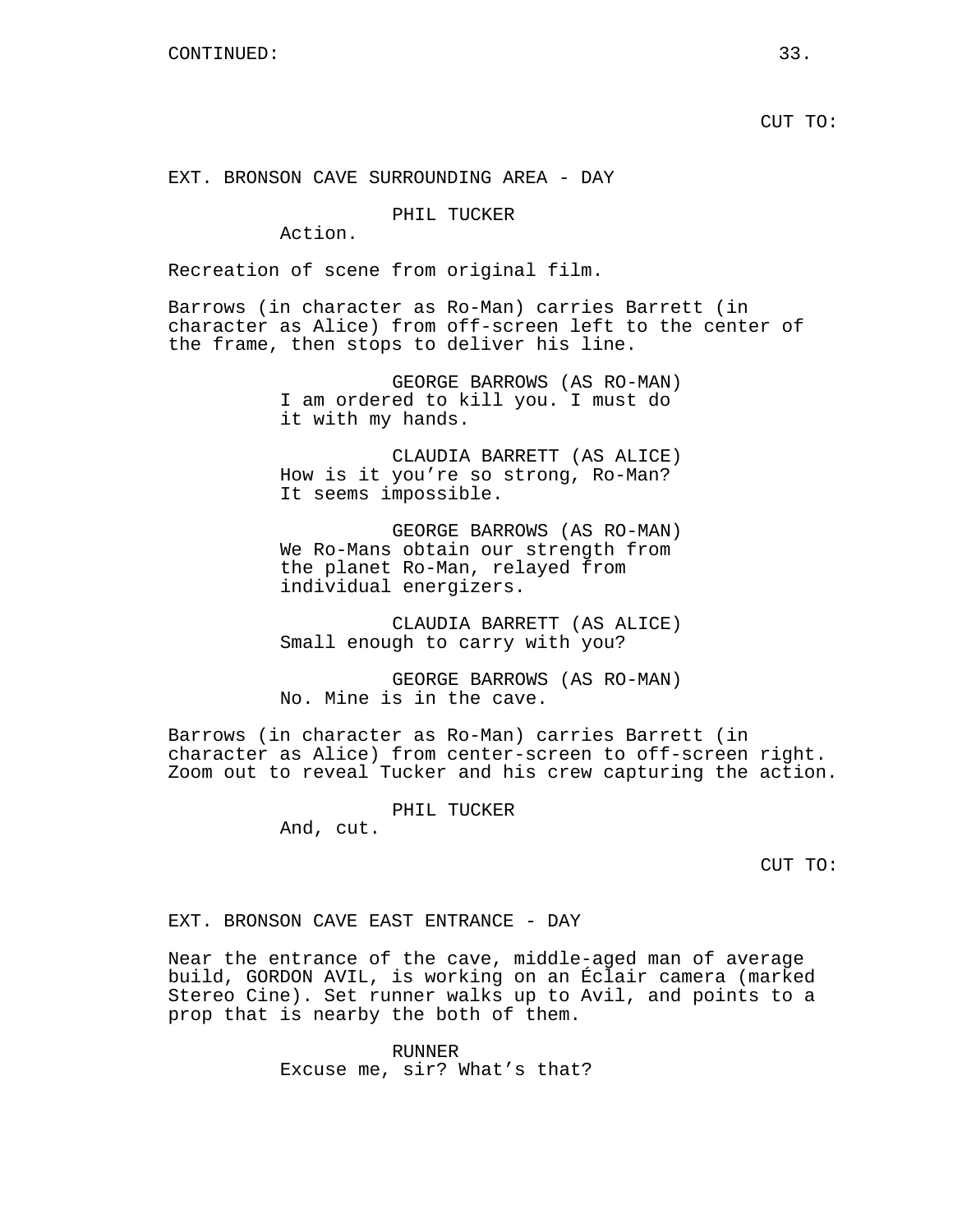CUT TO:

EXT. BRONSON CAVE SURROUNDING AREA - DAY

PHIL TUCKER
Action.

Recreation of scene from original film.

Barrows (in character as Ro-Man) carries Barrett (in character as Alice) from off-screen left to the center of the frame, then stops to deliver his line.

GEORGE BARROWS (AS RO-MAN)
I am ordered to kill you. I must do it with my hands.

CLAUDIA BARRETT (AS ALICE)
How is it you’re so strong, Ro-Man? It seems impossible.

GEORGE BARROWS (AS RO-MAN)
We Ro-Mans obtain our strength from the planet Ro-Man, relayed from individual energizers.

CLAUDIA BARRETT (AS ALICE)
Small enough to carry with you?

GEORGE BARROWS (AS RO-MAN)
No. Mine is in the cave.

Barrows (in character as Ro-Man) carries Barrett (in character as Alice) from center-screen to off-screen right. Zoom out to reveal Tucker and his crew capturing the action.

PHIL TUCKER
And, cut.

CUT TO:

EXT. BRONSON CAVE EAST ENTRANCE - DAY

Near the entrance of the cave, middle-aged man of average build, GORDON AVIL, is working on an Éclair camera (marked Stereo Cine). Set runner walks up to Avil, and points to a prop that is nearby the both of them.

RUNNER
Excuse me, sir? What’s that?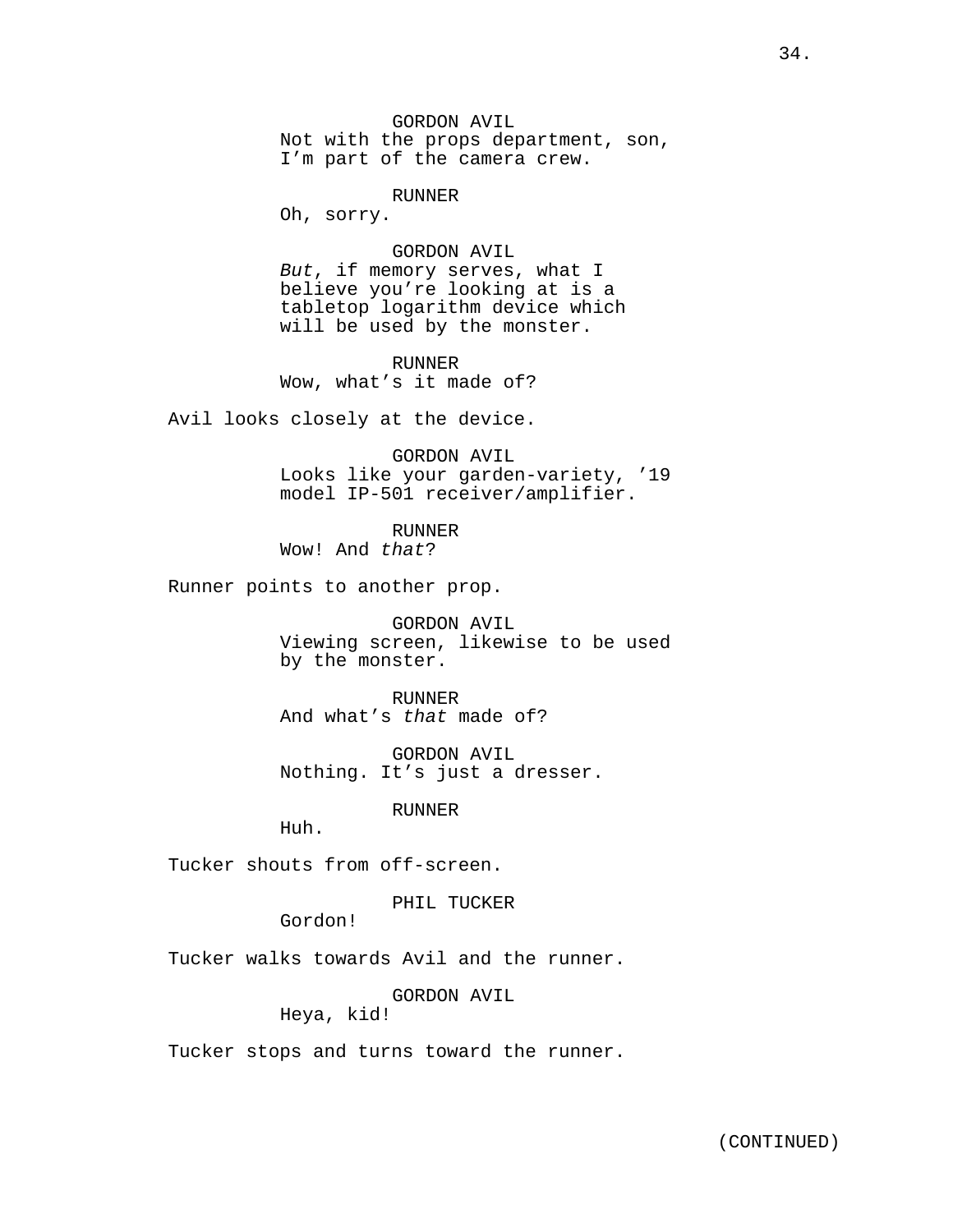GORDON AVIL
Not with the props department, son, I'm part of the camera crew.

RUNNER
Oh, sorry.

GORDON AVIL
*But*, if memory serves, what I believe you're looking at is a tabletop logarithm device which will be used by the monster.

RUNNER
Wow, what's it made of?

Avil looks closely at the device.

GORDON AVIL
Looks like your garden-variety, '19 model IP-501 receiver/amplifier.

RUNNER
Wow! And *that*?

Runner points to another prop.

GORDON AVIL
Viewing screen, likewise to be used by the monster.

RUNNER
And what's *that* made of?

GORDON AVIL
Nothing. It's just a dresser.

RUNNER
Huh.

Tucker shouts from off-screen.

PHIL TUCKER
Gordon!

Tucker walks towards Avil and the runner.

GORDON AVIL
Heya, kid!

Tucker stops and turns toward the runner.

(CONTINUED)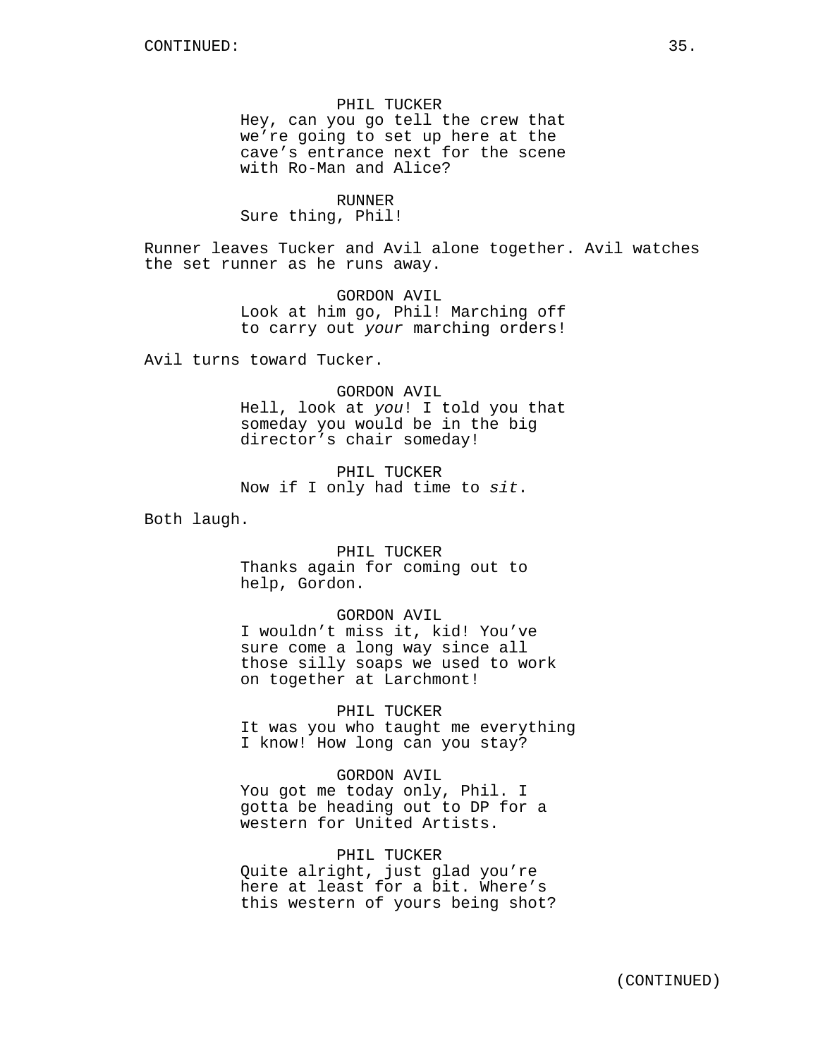CONTINUED:

PHIL TUCKER
Hey, can you go tell the crew that we're going to set up here at the cave's entrance next for the scene with Ro-Man and Alice?

RUNNER
Sure thing, Phil!

Runner leaves Tucker and Avil alone together. Avil watches the set runner as he runs away.

GORDON AVIL
Look at him go, Phil! Marching off to carry out *your* marching orders!

Avil turns toward Tucker.

GORDON AVIL
Hell, look at *you*! I told you that someday you would be in the big director's chair someday!

PHIL TUCKER
Now if I only had time to *sit*.

Both laugh.

PHIL TUCKER
Thanks again for coming out to help, Gordon.

GORDON AVIL
I wouldn't miss it, kid! You've sure come a long way since all those silly soaps we used to work on together at Larchmont!

PHIL TUCKER
It was you who taught me everything I know! How long can you stay?

GORDON AVIL
You got me today only, Phil. I gotta be heading out to DP for a western for United Artists.

PHIL TUCKER
Quite alright, just glad you're here at least for a bit. Where's this western of yours being shot?

(CONTINUED)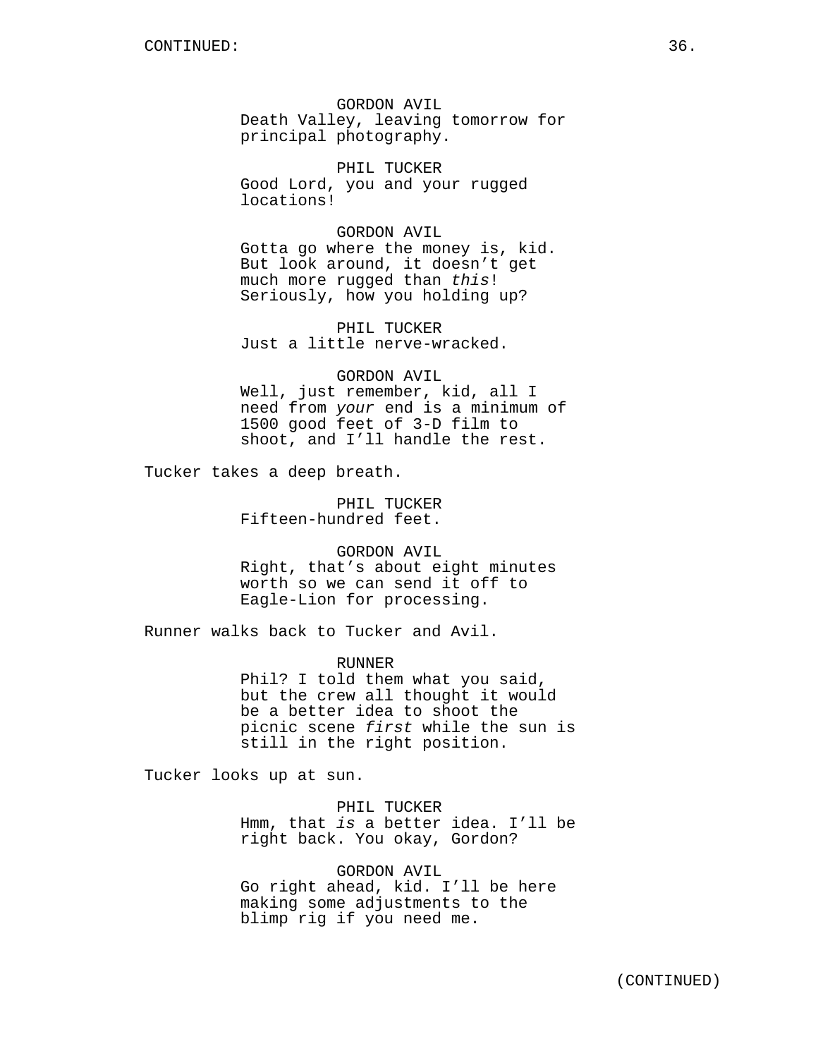CONTINUED:

GORDON AVIL
Death Valley, leaving tomorrow for principal photography.

PHIL TUCKER
Good Lord, you and your rugged locations!

GORDON AVIL
Gotta go where the money is, kid. But look around, it doesn't get much more rugged than *this*! Seriously, how you holding up?

PHIL TUCKER
Just a little nerve-wracked.

GORDON AVIL
Well, just remember, kid, all I need from *your* end is a minimum of 1500 good feet of 3-D film to shoot, and I'll handle the rest.

Tucker takes a deep breath.

PHIL TUCKER
Fifteen-hundred feet.

GORDON AVIL
Right, that's about eight minutes worth so we can send it off to Eagle-Lion for processing.

Runner walks back to Tucker and Avil.

RUNNER
Phil? I told them what you said, but the crew all thought it would be a better idea to shoot the picnic scene *first* while the sun is still in the right position.

Tucker looks up at sun.

PHIL TUCKER
Hmm, that *is* a better idea. I'll be right back. You okay, Gordon?

GORDON AVIL
Go right ahead, kid. I'll be here making some adjustments to the blimp rig if you need me.

(CONTINUED)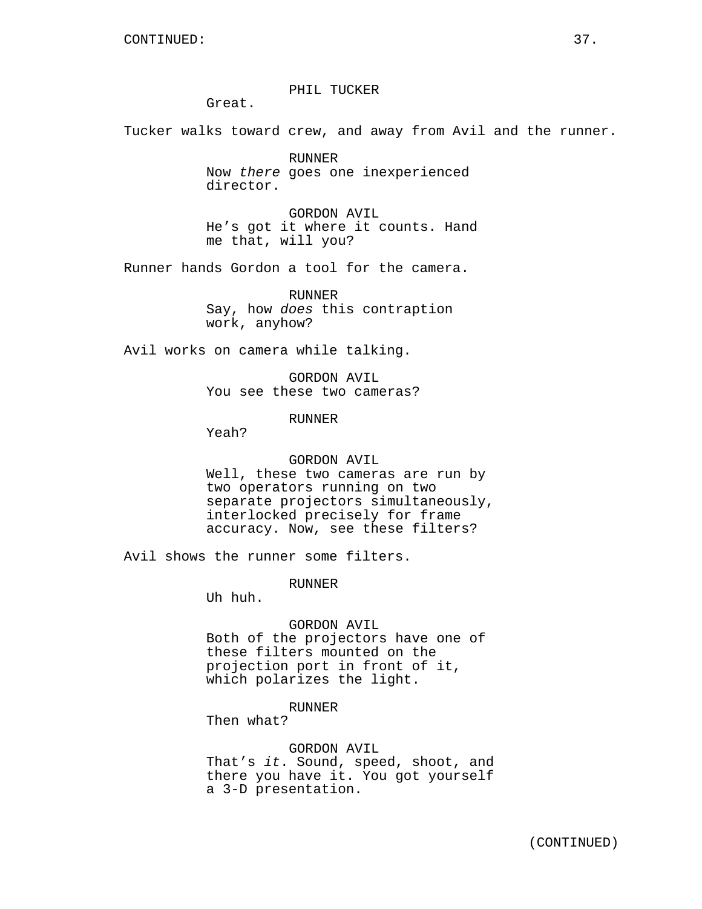CONTINUED:

PHIL TUCKER
Great.

Tucker walks toward crew, and away from Avil and the runner.

RUNNER
Now *there* goes one inexperienced director.

GORDON AVIL
He's got it where it counts. Hand me that, will you?

Runner hands Gordon a tool for the camera.

RUNNER
Say, how *does* this contraption work, anyhow?

Avil works on camera while talking.

GORDON AVIL
You see these two cameras?

RUNNER
Yeah?

GORDON AVIL
Well, these two cameras are run by two operators running on two separate projectors simultaneously, interlocked precisely for frame accuracy. Now, see these filters?

Avil shows the runner some filters.

RUNNER
Uh huh.

GORDON AVIL
Both of the projectors have one of these filters mounted on the projection port in front of it, which polarizes the light.

RUNNER
Then what?

GORDON AVIL
That's *it*. Sound, speed, shoot, and there you have it. You got yourself a 3-D presentation.

(CONTINUED)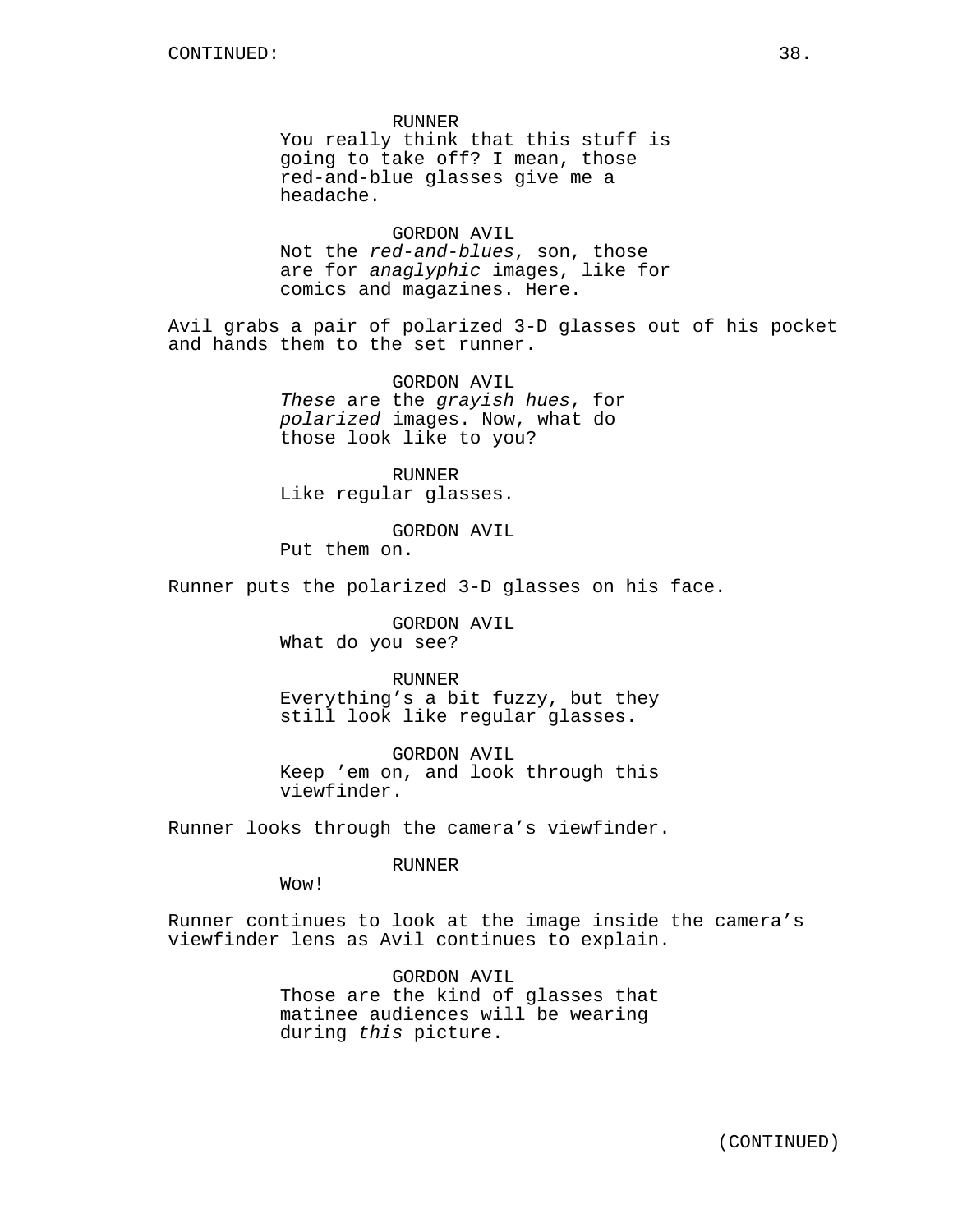RUNNER
You really think that this stuff is going to take off? I mean, those red-and-blue glasses give me a headache.

GORDON AVIL
Not the *red-and-blues*, son, those are for *anaglyphic* images, like for comics and magazines. Here.

Avil grabs a pair of polarized 3-D glasses out of his pocket and hands them to the set runner.

GORDON AVIL
*These* are the *grayish hues*, for *polarized* images. Now, what do those look like to you?

RUNNER
Like regular glasses.

GORDON AVIL
Put them on.

Runner puts the polarized 3-D glasses on his face.

GORDON AVIL
What do you see?

RUNNER
Everything’s a bit fuzzy, but they still look like regular glasses.

GORDON AVIL
Keep ’em on, and look through this viewfinder.

Runner looks through the camera’s viewfinder.

RUNNER
Wow!

Runner continues to look at the image inside the camera’s viewfinder lens as Avil continues to explain.

GORDON AVIL
Those are the kind of glasses that matinee audiences will be wearing during *this* picture.

(CONTINUED)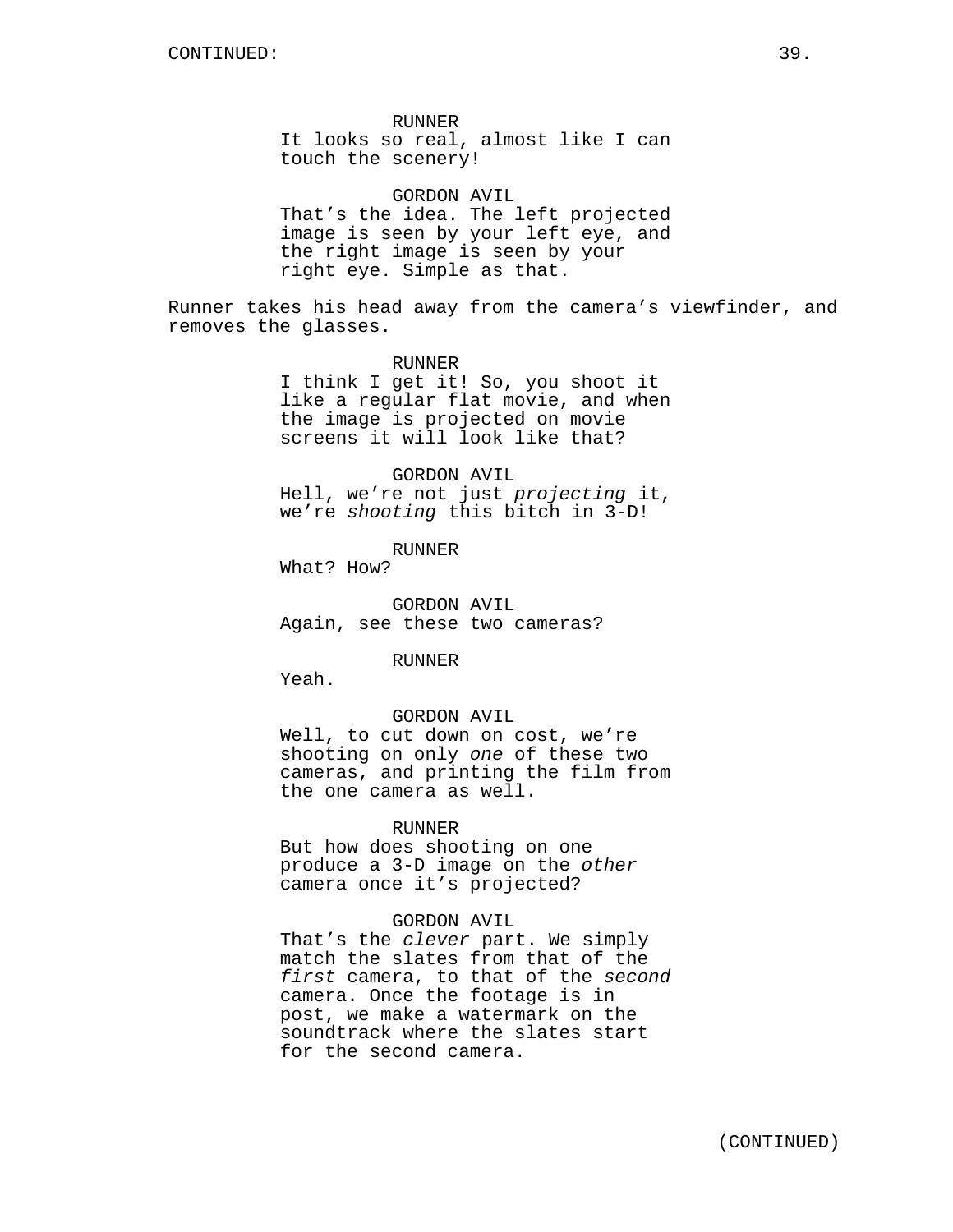RUNNER
It looks so real, almost like I can touch the scenery!

GORDON AVIL
That's the idea. The left projected image is seen by your left eye, and the right image is seen by your right eye. Simple as that.

Runner takes his head away from the camera's viewfinder, and removes the glasses.

RUNNER
I think I get it! So, you shoot it like a regular flat movie, and when the image is projected on movie screens it will look like that?

GORDON AVIL
Hell, we're not just *projecting* it, we're *shooting* this bitch in 3-D!

RUNNER
What? How?

GORDON AVIL
Again, see these two cameras?

RUNNER
Yeah.

GORDON AVIL
Well, to cut down on cost, we're shooting on only *one* of these two cameras, and printing the film from the one camera as well.

RUNNER
But how does shooting on one produce a 3-D image on the *other* camera once it's projected?

GORDON AVIL
That's the *clever* part. We simply match the slates from that of the *first* camera, to that of the *second* camera. Once the footage is in post, we make a watermark on the soundtrack where the slates start for the second camera.

(CONTINUED)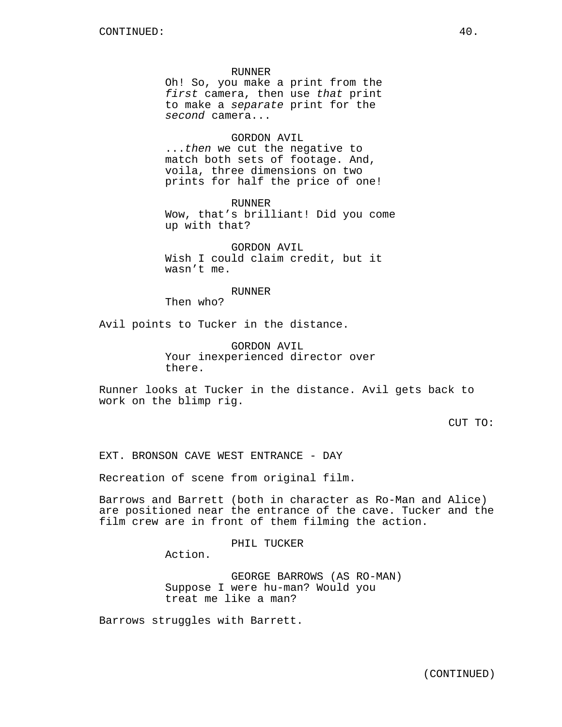CONTINUED:

RUNNER
Oh! So, you make a print from the *first* camera, then use *that* print to make a *separate* print for the *second* camera...

GORDON AVIL
...*then* we cut the negative to match both sets of footage. And, voila, three dimensions on two prints for half the price of one!

RUNNER
Wow, that's brilliant! Did you come up with that?

GORDON AVIL
Wish I could claim credit, but it wasn't me.

RUNNER
Then who?

Avil points to Tucker in the distance.

GORDON AVIL
Your inexperienced director over there.

Runner looks at Tucker in the distance. Avil gets back to work on the blimp rig.

CUT TO:

EXT. BRONSON CAVE WEST ENTRANCE - DAY

Recreation of scene from original film.

Barrows and Barrett (both in character as Ro-Man and Alice) are positioned near the entrance of the cave. Tucker and the film crew are in front of them filming the action.

PHIL TUCKER
Action.

GEORGE BARROWS (AS RO-MAN)
Suppose I were hu-man? Would you treat me like a man?

Barrows struggles with Barrett.

(CONTINUED)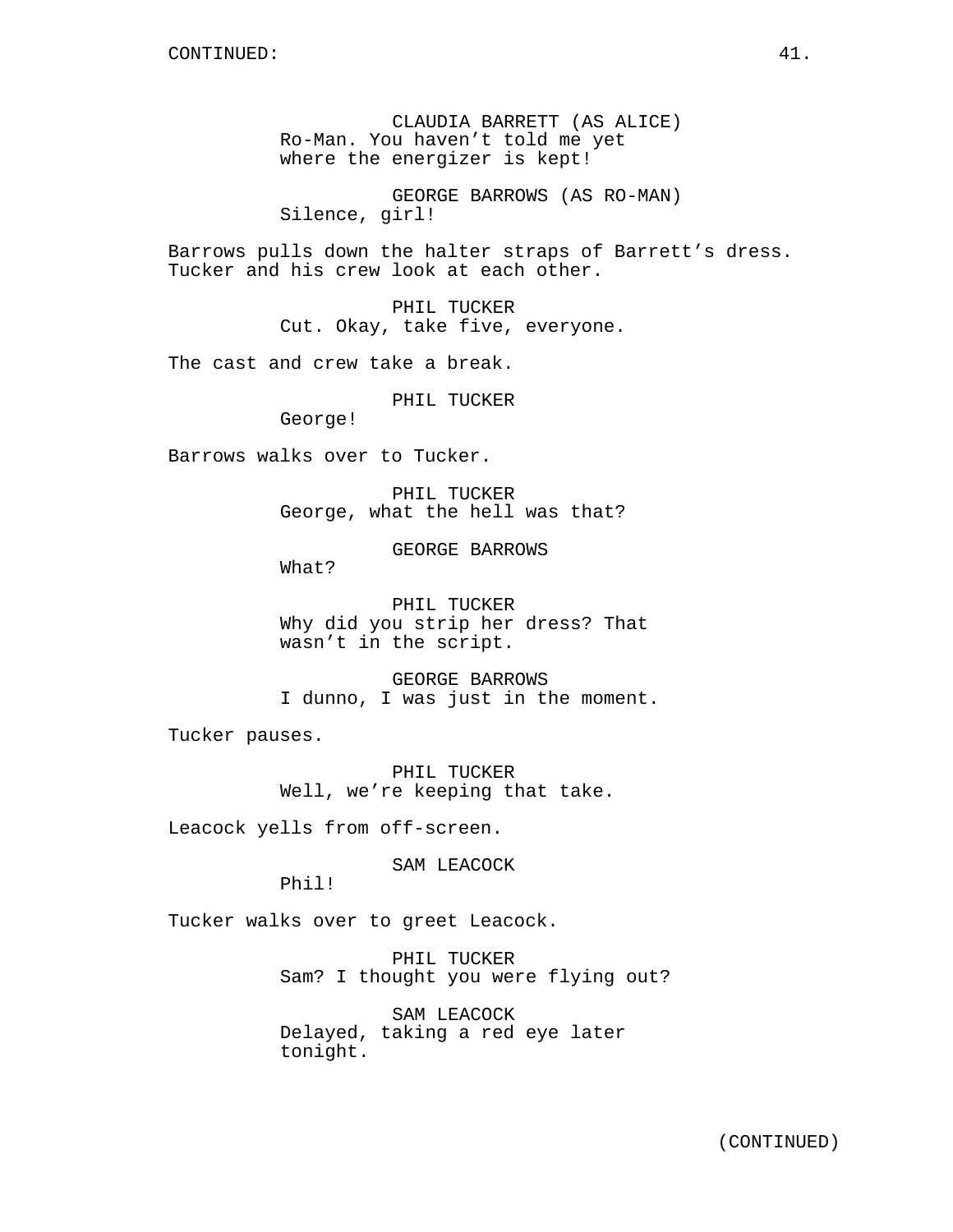CONTINUED:

CLAUDIA BARRETT (AS ALICE)
Ro-Man. You haven't told me yet where the energizer is kept!

GEORGE BARROWS (AS RO-MAN)
Silence, girl!

Barrows pulls down the halter straps of Barrett's dress. Tucker and his crew look at each other.

PHIL TUCKER
Cut. Okay, take five, everyone.

The cast and crew take a break.

PHIL TUCKER
George!

Barrows walks over to Tucker.

PHIL TUCKER
George, what the hell was that?

GEORGE BARROWS
What?

PHIL TUCKER
Why did you strip her dress? That wasn't in the script.

GEORGE BARROWS
I dunno, I was just in the moment.

Tucker pauses.

PHIL TUCKER
Well, we're keeping that take.

Leacock yells from off-screen.

SAM LEACOCK
Phil!

Tucker walks over to greet Leacock.

PHIL TUCKER
Sam? I thought you were flying out?

SAM LEACOCK
Delayed, taking a red eye later tonight.

(CONTINUED)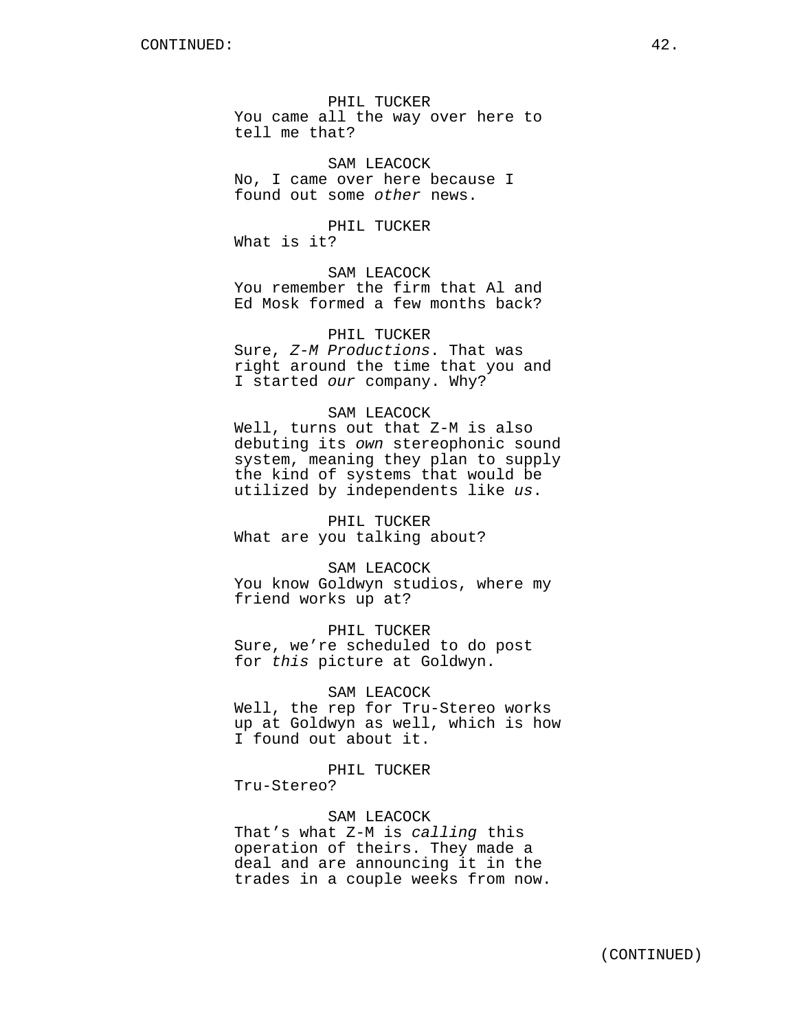CONTINUED:

PHIL TUCKER
You came all the way over here to tell me that?

SAM LEACOCK
No, I came over here because I found out some *other* news.

PHIL TUCKER
What is it?

SAM LEACOCK
You remember the firm that Al and Ed Mosk formed a few months back?

PHIL TUCKER
Sure, *Z-M Productions*. That was right around the time that you and I started *our* company. Why?

SAM LEACOCK
Well, turns out that Z-M is also debuting its *own* stereophonic sound system, meaning they plan to supply the kind of systems that would be utilized by independents like *us*.

PHIL TUCKER
What are you talking about?

SAM LEACOCK
You know Goldwyn studios, where my friend works up at?

PHIL TUCKER
Sure, we're scheduled to do post for *this* picture at Goldwyn.

SAM LEACOCK
Well, the rep for Tru-Stereo works up at Goldwyn as well, which is how I found out about it.

PHIL TUCKER
Tru-Stereo?

SAM LEACOCK
That's what Z-M is *calling* this operation of theirs. They made a deal and are announcing it in the trades in a couple weeks from now.

(CONTINUED)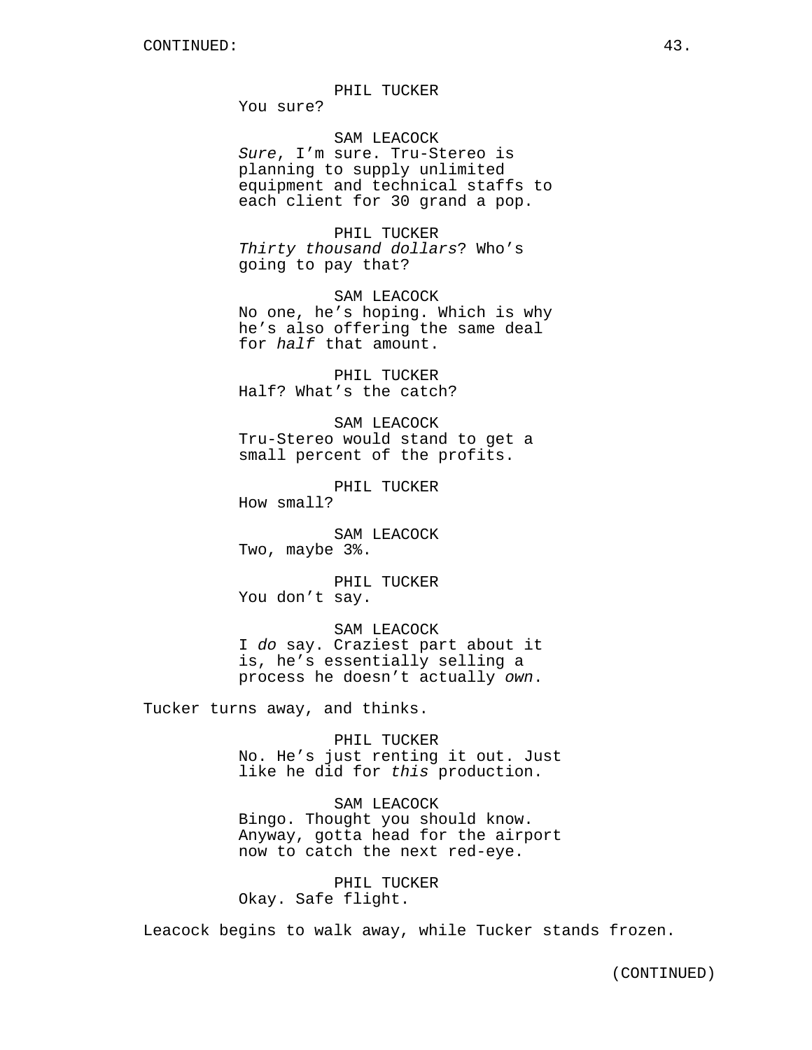PHIL TUCKER
You sure?

SAM LEACOCK
*Sure*, I'm sure. Tru-Stereo is planning to supply unlimited equipment and technical staffs to each client for 30 grand a pop.

PHIL TUCKER
*Thirty thousand dollars*? Who's going to pay that?

SAM LEACOCK
No one, he's hoping. Which is why he's also offering the same deal for *half* that amount.

PHIL TUCKER
Half? What's the catch?

SAM LEACOCK
Tru-Stereo would stand to get a small percent of the profits.

PHIL TUCKER
How small?

SAM LEACOCK
Two, maybe 3%.

PHIL TUCKER
You don't say.

SAM LEACOCK
I *do* say. Craziest part about it is, he's essentially selling a process he doesn't actually *own*.

Tucker turns away, and thinks.

PHIL TUCKER
No. He's just renting it out. Just like he did for *this* production.

SAM LEACOCK
Bingo. Thought you should know. Anyway, gotta head for the airport now to catch the next red-eye.

PHIL TUCKER
Okay. Safe flight.

Leacock begins to walk away, while Tucker stands frozen.

(CONTINUED)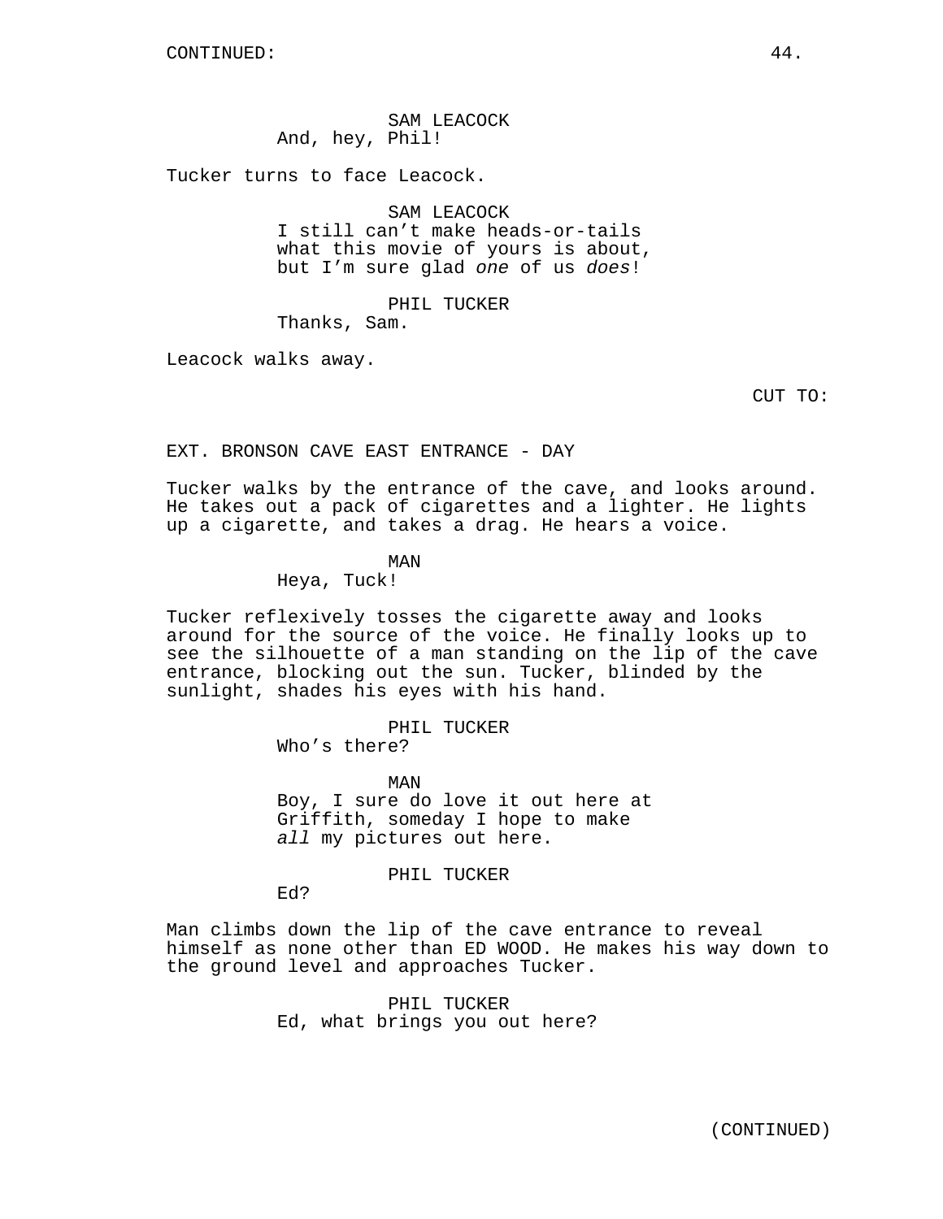SAM LEACOCK
And, hey, Phil!

Tucker turns to face Leacock.

SAM LEACOCK
I still can't make heads-or-tails what this movie of yours is about, but I'm sure glad *one* of us *does*!

PHIL TUCKER
Thanks, Sam.

Leacock walks away.

CUT TO:

EXT. BRONSON CAVE EAST ENTRANCE - DAY

Tucker walks by the entrance of the cave, and looks around. He takes out a pack of cigarettes and a lighter. He lights up a cigarette, and takes a drag. He hears a voice.

MAN
Heya, Tuck!

Tucker reflexively tosses the cigarette away and looks around for the source of the voice. He finally looks up to see the silhouette of a man standing on the lip of the cave entrance, blocking out the sun. Tucker, blinded by the sunlight, shades his eyes with his hand.

PHIL TUCKER
Who's there?

MAN
Boy, I sure do love it out here at Griffith, someday I hope to make *all* my pictures out here.

PHIL TUCKER
Ed?

Man climbs down the lip of the cave entrance to reveal himself as none other than ED WOOD. He makes his way down to the ground level and approaches Tucker.

PHIL TUCKER
Ed, what brings you out here?

(CONTINUED)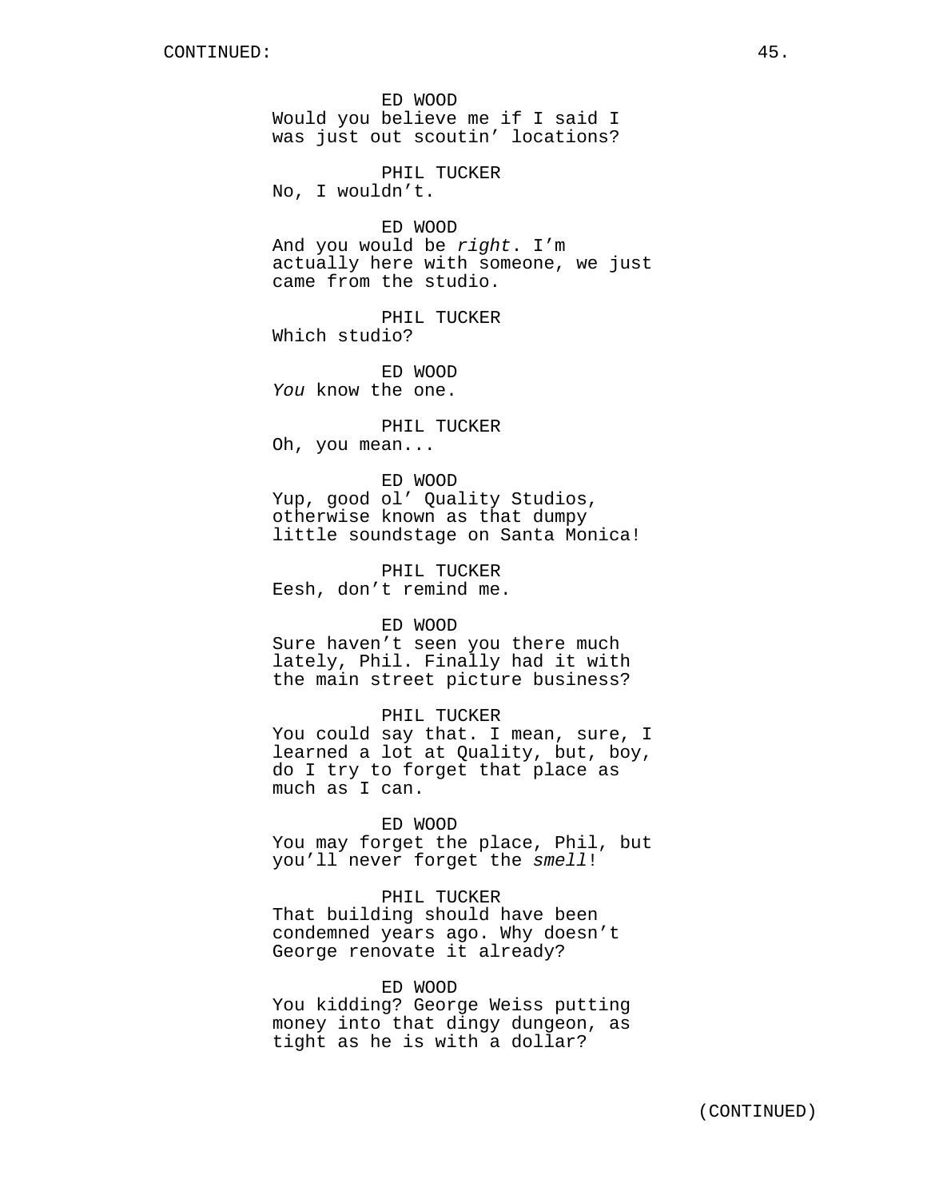CONTINUED:

ED WOOD
Would you believe me if I said I was just out scoutin' locations?

PHIL TUCKER
No, I wouldn't.

ED WOOD
And you would be *right*. I'm actually here with someone, we just came from the studio.

PHIL TUCKER
Which studio?

ED WOOD
*You* know the one.

PHIL TUCKER
Oh, you mean...

ED WOOD
Yup, good ol' Quality Studios, otherwise known as that dumpy little soundstage on Santa Monica!

PHIL TUCKER
Eesh, don't remind me.

ED WOOD
Sure haven't seen you there much lately, Phil. Finally had it with the main street picture business?

PHIL TUCKER
You could say that. I mean, sure, I learned a lot at Quality, but, boy, do I try to forget that place as much as I can.

ED WOOD
You may forget the place, Phil, but you'll never forget the *smell*!

PHIL TUCKER
That building should have been condemned years ago. Why doesn't George renovate it already?

ED WOOD
You kidding? George Weiss putting money into that dingy dungeon, as tight as he is with a dollar?

(CONTINUED)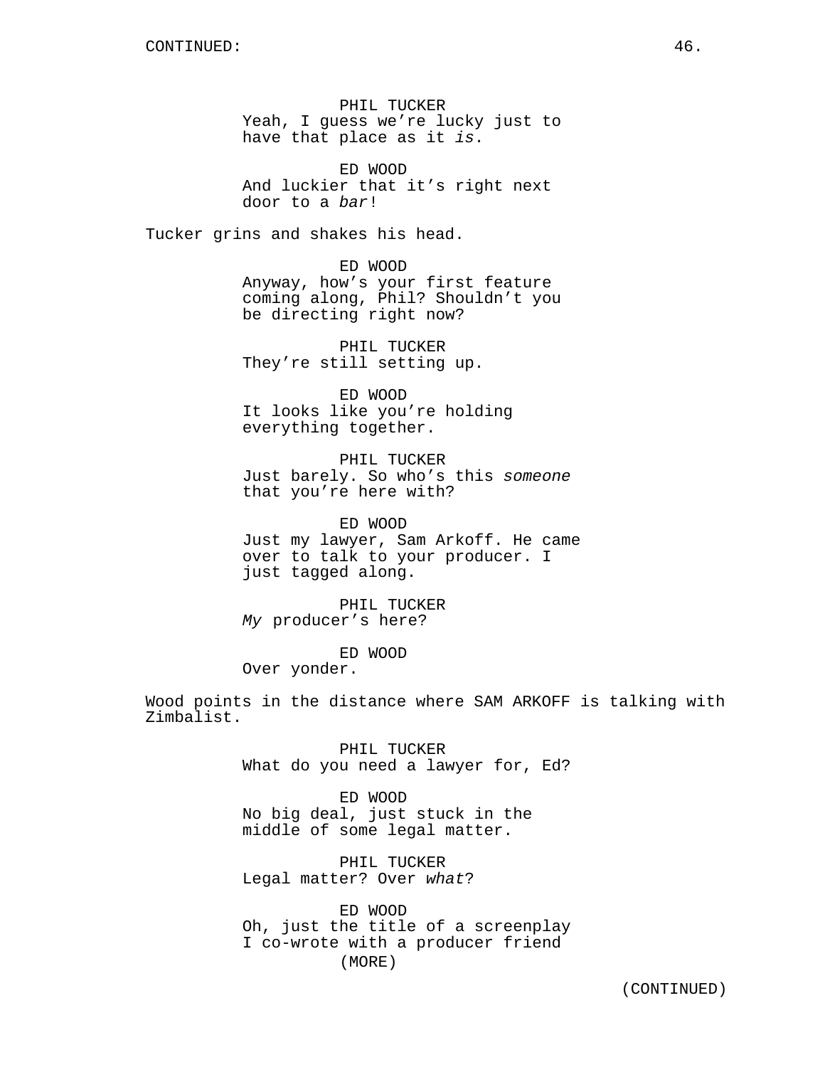PHIL TUCKER
Yeah, I guess we're lucky just to have that place as it *is*.

ED WOOD
And luckier that it's right next door to a *bar*!

Tucker grins and shakes his head.

ED WOOD
Anyway, how's your first feature coming along, Phil? Shouldn't you be directing right now?

PHIL TUCKER
They're still setting up.

ED WOOD
It looks like you're holding everything together.

PHIL TUCKER
Just barely. So who's this *someone* that you're here with?

ED WOOD
Just my lawyer, Sam Arkoff. He came over to talk to your producer. I just tagged along.

PHIL TUCKER
*My* producer's here?

ED WOOD
Over yonder.

Wood points in the distance where SAM ARKOFF is talking with Zimbalist.

PHIL TUCKER
What do you need a lawyer for, Ed?

ED WOOD
No big deal, just stuck in the middle of some legal matter.

PHIL TUCKER
Legal matter? Over *what*?

ED WOOD
Oh, just the title of a screenplay I co-wrote with a producer friend
(MORE)

(CONTINUED)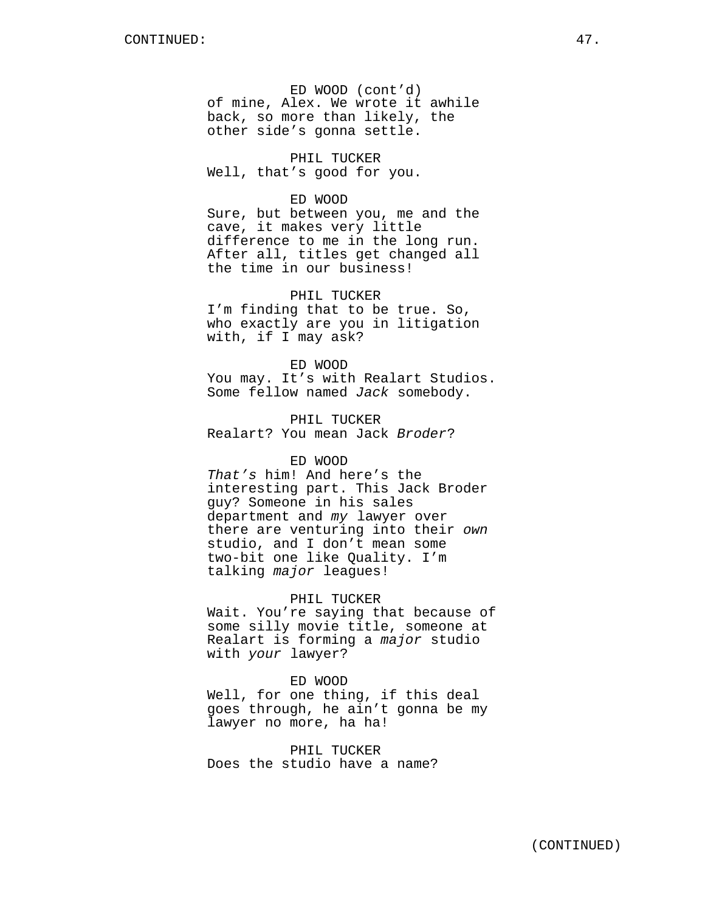ED WOOD (cont'd)
of mine, Alex. We wrote it awhile back, so more than likely, the other side's gonna settle.

PHIL TUCKER
Well, that's good for you.

ED WOOD
Sure, but between you, me and the cave, it makes very little difference to me in the long run. After all, titles get changed all the time in our business!

PHIL TUCKER
I'm finding that to be true. So, who exactly are you in litigation with, if I may ask?

ED WOOD
You may. It's with Realart Studios. Some fellow named *Jack* somebody.

PHIL TUCKER
Realart? You mean Jack *Broder*?

ED WOOD
*That's* him! And here's the interesting part. This Jack Broder guy? Someone in his sales department and *my* lawyer over there are venturing into their *own* studio, and I don't mean some two-bit one like Quality. I'm talking *major* leagues!

PHIL TUCKER
Wait. You're saying that because of some silly movie title, someone at Realart is forming a *major* studio with *your* lawyer?

ED WOOD
Well, for one thing, if this deal goes through, he ain't gonna be my lawyer no more, ha ha!

PHIL TUCKER
Does the studio have a name?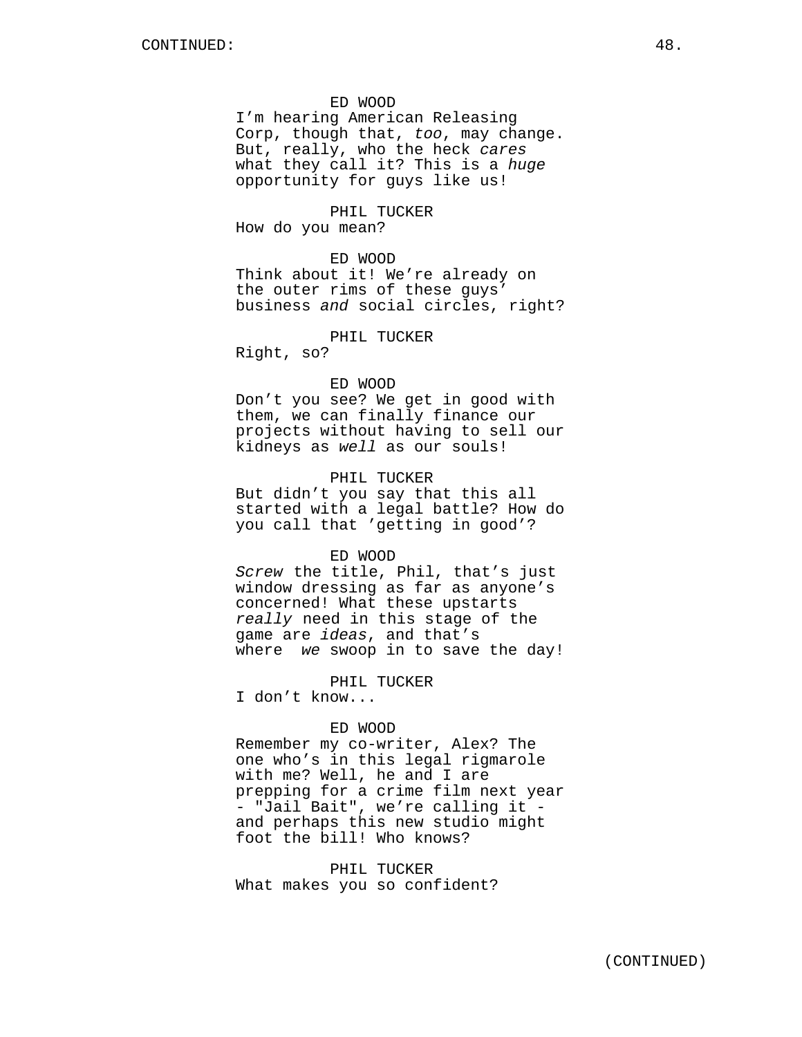ED WOOD
I'm hearing American Releasing Corp, though that, *too*, may change. But, really, who the heck *cares* what they call it? This is a *huge* opportunity for guys like us!

PHIL TUCKER
How do you mean?

ED WOOD
Think about it! We're already on the outer rims of these guys' business *and* social circles, right?

PHIL TUCKER
Right, so?

ED WOOD
Don't you see? We get in good with them, we can finally finance our projects without having to sell our kidneys as *well* as our souls!

PHIL TUCKER
But didn't you say that this all started with a legal battle? How do you call that 'getting in good'?

ED WOOD
*Screw* the title, Phil, that's just window dressing as far as anyone's concerned! What these upstarts *really* need in this stage of the game are *ideas*, and that's where *we* swoop in to save the day!

PHIL TUCKER
I don't know...

ED WOOD
Remember my co-writer, Alex? The one who's in this legal rigmarole with me? Well, he and I are prepping for a crime film next year - "Jail Bait", we're calling it - and perhaps this new studio might foot the bill! Who knows?

PHIL TUCKER
What makes you so confident?

(CONTINUED)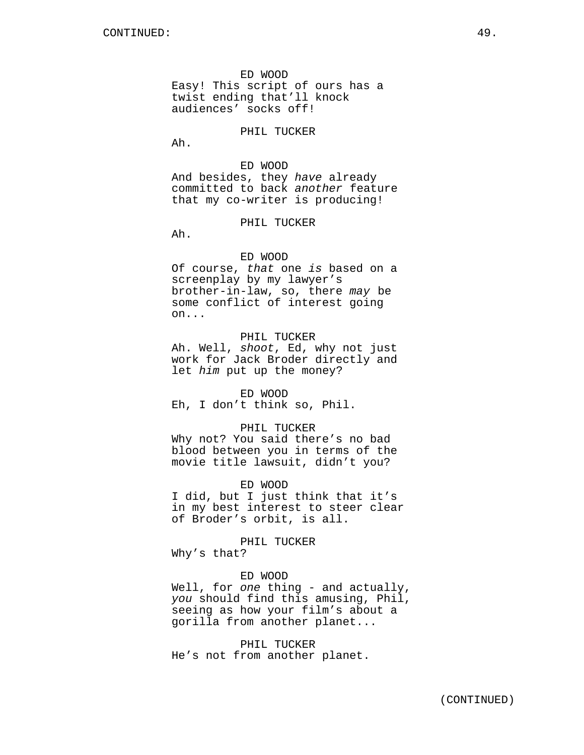CONTINUED:

ED WOOD
Easy! This script of ours has a twist ending that'll knock audiences' socks off!

PHIL TUCKER
Ah.

ED WOOD
And besides, they *have* already committed to back *another* feature that my co-writer is producing!

PHIL TUCKER
Ah.

ED WOOD
Of course, *that* one *is* based on a screenplay by my lawyer's brother-in-law, so, there *may* be some conflict of interest going on...

PHIL TUCKER
Ah. Well, *shoot*, Ed, why not just work for Jack Broder directly and let *him* put up the money?

ED WOOD
Eh, I don't think so, Phil.

PHIL TUCKER
Why not? You said there's no bad blood between you in terms of the movie title lawsuit, didn't you?

ED WOOD
I did, but I just think that it's in my best interest to steer clear of Broder's orbit, is all.

PHIL TUCKER
Why's that?

ED WOOD
Well, for *one* thing - and actually, *you* should find this amusing, Phil, seeing as how your film's about a gorilla from another planet...

PHIL TUCKER
He's not from another planet.

(CONTINUED)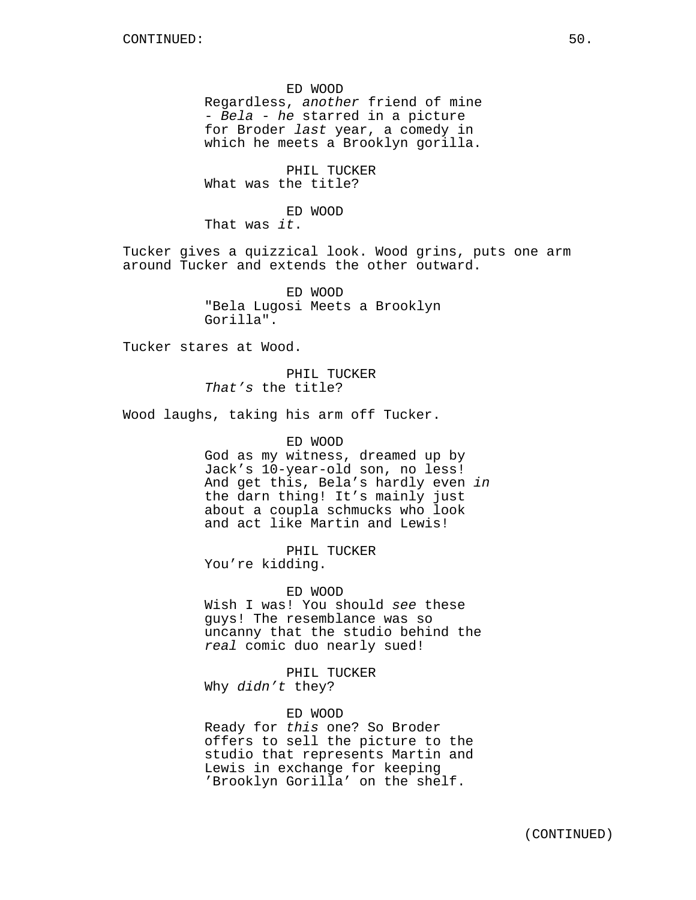CONTINUED:

ED WOOD
Regardless, *another* friend of mine - *Bela* - *he* starred in a picture for Broder *last* year, a comedy in which he meets a Brooklyn gorilla.

PHIL TUCKER
What was the title?

ED WOOD
That was *it*.

Tucker gives a quizzical look. Wood grins, puts one arm around Tucker and extends the other outward.

ED WOOD
"Bela Lugosi Meets a Brooklyn Gorilla".

Tucker stares at Wood.

PHIL TUCKER
*That's* the title?

Wood laughs, taking his arm off Tucker.

ED WOOD
God as my witness, dreamed up by Jack's 10-year-old son, no less! And get this, Bela's hardly even *in* the darn thing! It's mainly just about a coupla schmucks who look and act like Martin and Lewis!

PHIL TUCKER
You're kidding.

ED WOOD
Wish I was! You should *see* these guys! The resemblance was so uncanny that the studio behind the *real* comic duo nearly sued!

PHIL TUCKER
Why *didn't* they?

ED WOOD
Ready for *this* one? So Broder offers to sell the picture to the studio that represents Martin and Lewis in exchange for keeping 'Brooklyn Gorilla' on the shelf.

(CONTINUED)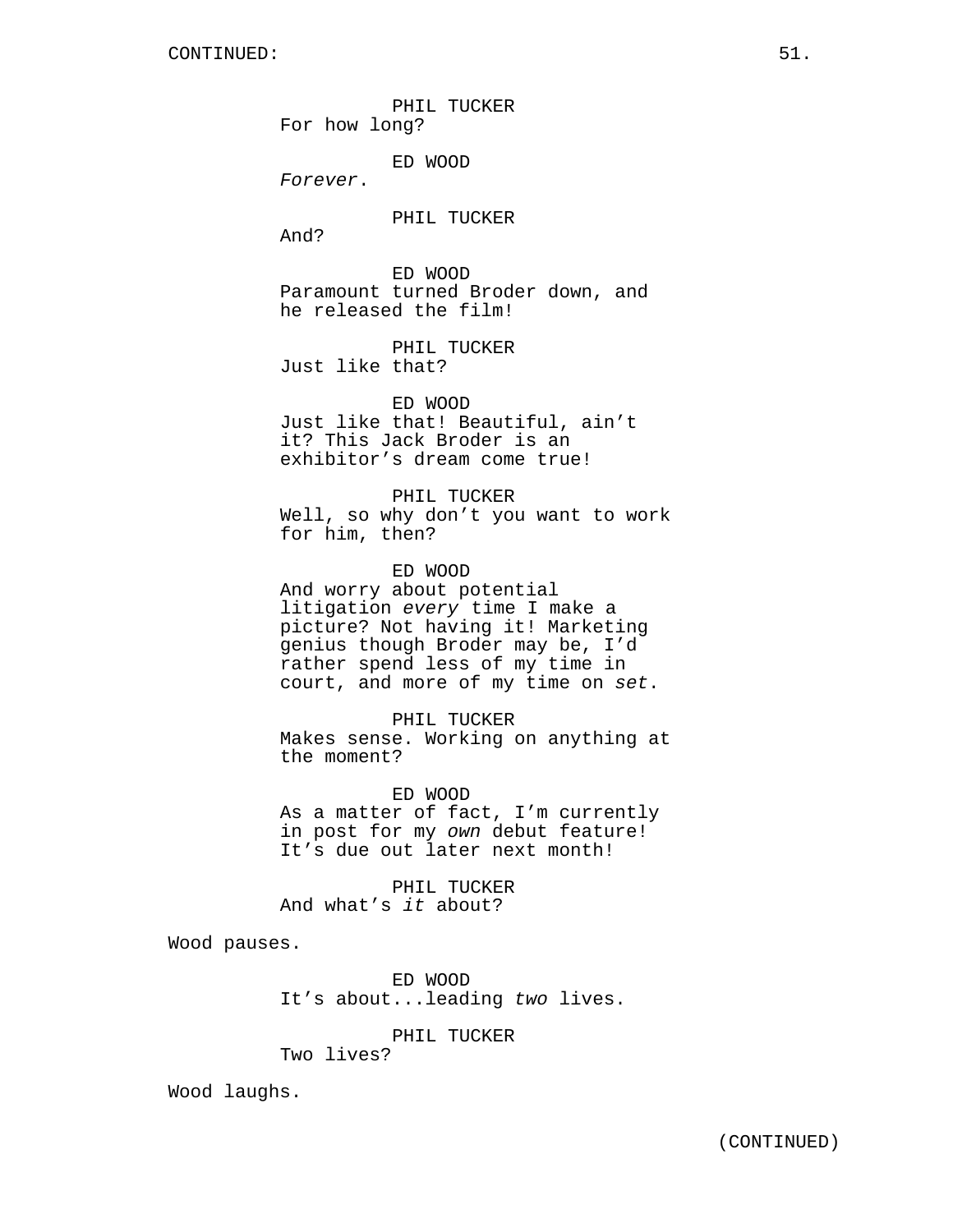PHIL TUCKER
For how long?

ED WOOD
*Forever*.

PHIL TUCKER
And?

ED WOOD
Paramount turned Broder down, and he released the film!

PHIL TUCKER
Just like that?

ED WOOD
Just like that! Beautiful, ain't it? This Jack Broder is an exhibitor's dream come true!

PHIL TUCKER
Well, so why don't you want to work for him, then?

ED WOOD
And worry about potential litigation *every* time I make a picture? Not having it! Marketing genius though Broder may be, I'd rather spend less of my time in court, and more of my time on *set*.

PHIL TUCKER
Makes sense. Working on anything at the moment?

ED WOOD
As a matter of fact, I'm currently in post for my *own* debut feature! It's due out later next month!

PHIL TUCKER
And what's *it* about?

Wood pauses.

ED WOOD
It's about...leading *two* lives.

PHIL TUCKER
Two lives?

Wood laughs.

(CONTINUED)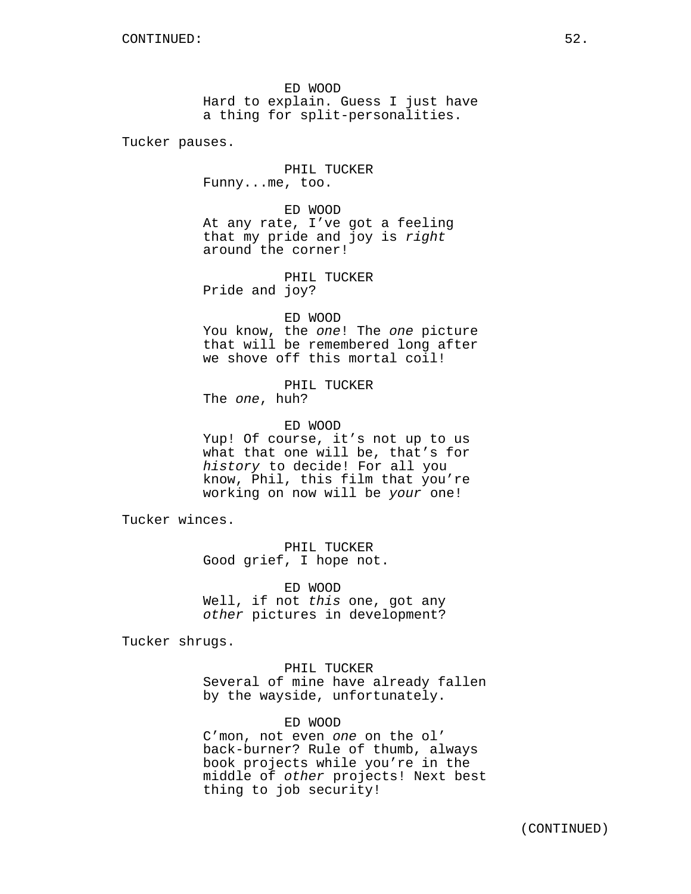CONTINUED:

ED WOOD
Hard to explain. Guess I just have a thing for split-personalities.

Tucker pauses.

PHIL TUCKER
Funny...me, too.

ED WOOD
At any rate, I've got a feeling that my pride and joy is *right* around the corner!

PHIL TUCKER
Pride and joy?

ED WOOD
You know, the *one*! The *one* picture that will be remembered long after we shove off this mortal coil!

PHIL TUCKER
The *one*, huh?

ED WOOD
Yup! Of course, it's not up to us what that one will be, that's for *history* to decide! For all you know, Phil, this film that you're working on now will be *your* one!

Tucker winces.

PHIL TUCKER
Good grief, I hope not.

ED WOOD
Well, if not *this* one, got any *other* pictures in development?

Tucker shrugs.

PHIL TUCKER
Several of mine have already fallen by the wayside, unfortunately.

ED WOOD
C'mon, not even *one* on the ol' back-burner? Rule of thumb, always book projects while you're in the middle of *other* projects! Next best thing to job security!

(CONTINUED)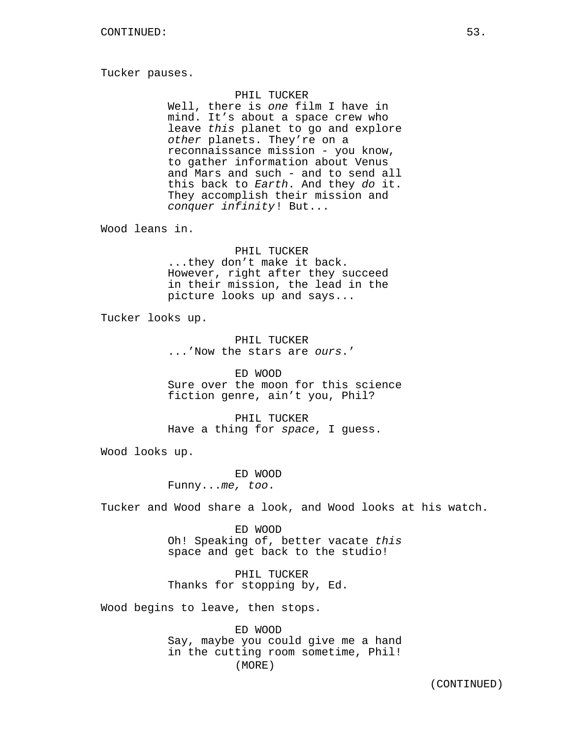CONTINUED:

Tucker pauses.

PHIL TUCKER
Well, there is *one* film I have in mind. It's about a space crew who leave *this* planet to go and explore *other* planets. They're on a reconnaissance mission - you know, to gather information about Venus and Mars and such - and to send all this back to *Earth*. And they *do* it. They accomplish their mission and *conquer infinity*! But...

Wood leans in.

PHIL TUCKER
...they don't make it back. However, right after they succeed in their mission, the lead in the picture looks up and says...

Tucker looks up.

PHIL TUCKER
...'Now the stars are *ours*.'

ED WOOD
Sure over the moon for this science fiction genre, ain't you, Phil?

PHIL TUCKER
Have a thing for *space*, I guess.

Wood looks up.

ED WOOD
Funny...*me, too*.

Tucker and Wood share a look, and Wood looks at his watch.

ED WOOD
Oh! Speaking of, better vacate *this* space and get back to the studio!

PHIL TUCKER
Thanks for stopping by, Ed.

Wood begins to leave, then stops.

ED WOOD
Say, maybe you could give me a hand in the cutting room sometime, Phil!
(MORE)

(CONTINUED)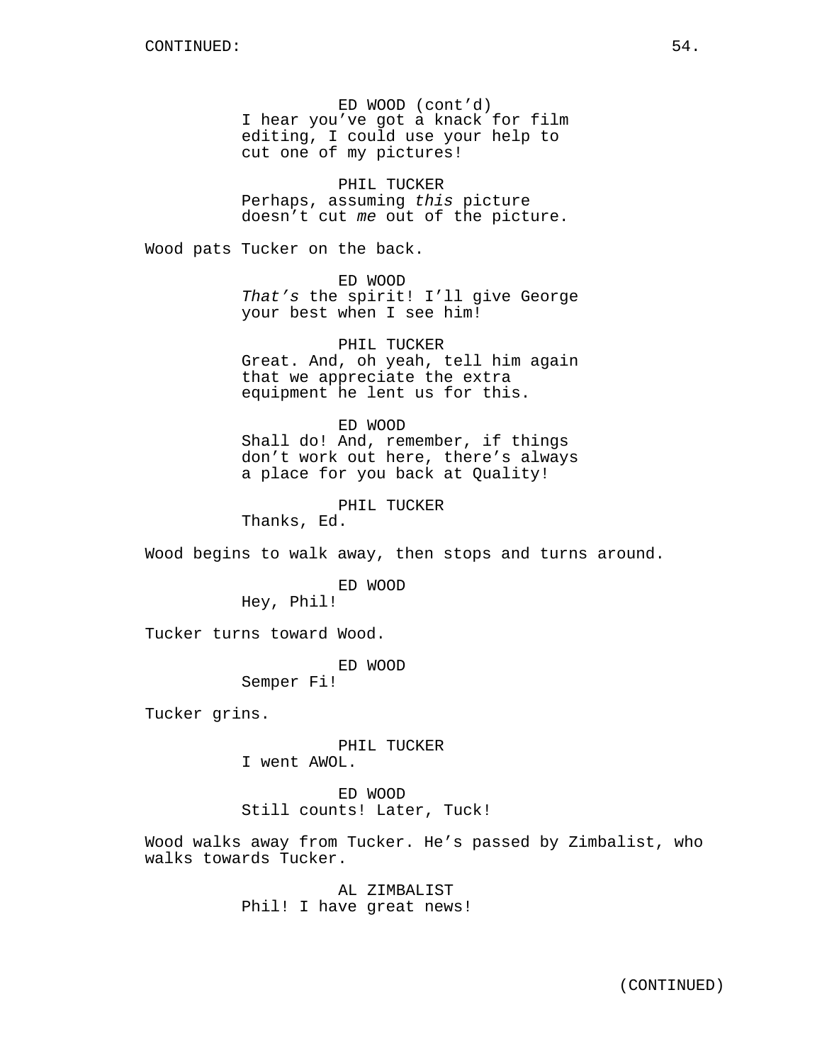CONTINUED:

ED WOOD (cont'd)
I hear you've got a knack for film editing, I could use your help to cut one of my pictures!

PHIL TUCKER
Perhaps, assuming *this* picture doesn't cut *me* out of the picture.

Wood pats Tucker on the back.

ED WOOD
*That's* the spirit! I'll give George your best when I see him!

PHIL TUCKER
Great. And, oh yeah, tell him again that we appreciate the extra equipment he lent us for this.

ED WOOD
Shall do! And, remember, if things don't work out here, there's always a place for you back at Quality!

PHIL TUCKER
Thanks, Ed.

Wood begins to walk away, then stops and turns around.

ED WOOD
Hey, Phil!

Tucker turns toward Wood.

ED WOOD
Semper Fi!

Tucker grins.

PHIL TUCKER
I went AWOL.

ED WOOD
Still counts! Later, Tuck!

Wood walks away from Tucker. He's passed by Zimbalist, who walks towards Tucker.

AL ZIMBALIST
Phil! I have great news!

(CONTINUED)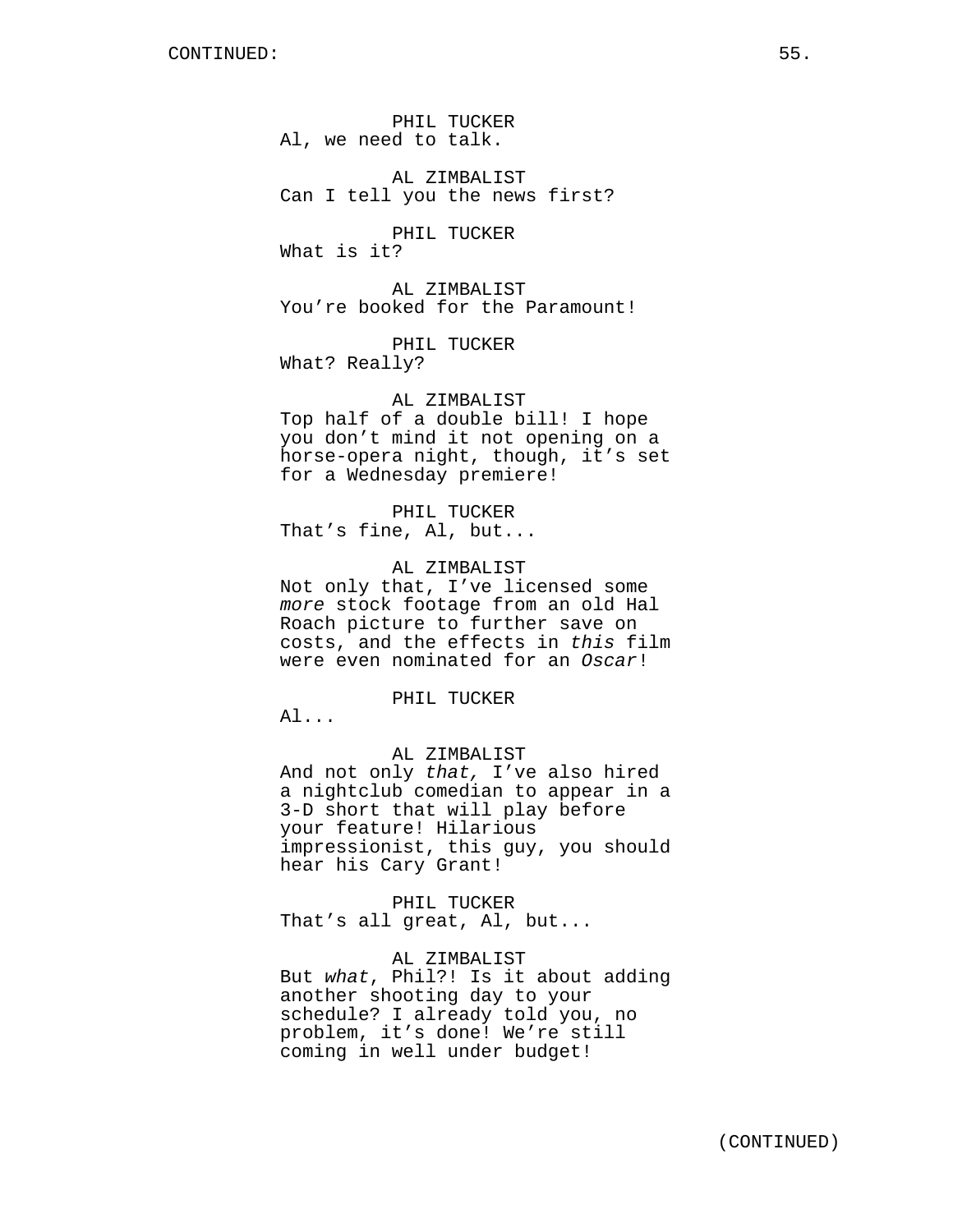PHIL TUCKER
Al, we need to talk.

AL ZIMBALIST
Can I tell you the news first?

PHIL TUCKER
What is it?

AL ZIMBALIST
You're booked for the Paramount!

PHIL TUCKER
What? Really?

AL ZIMBALIST
Top half of a double bill! I hope you don't mind it not opening on a horse-opera night, though, it's set for a Wednesday premiere!

PHIL TUCKER
That's fine, Al, but...

AL ZIMBALIST
Not only that, I've licensed some *more* stock footage from an old Hal Roach picture to further save on costs, and the effects in *this* film were even nominated for an *Oscar*!

PHIL TUCKER
Al...

AL ZIMBALIST
And not only *that,* I've also hired a nightclub comedian to appear in a 3-D short that will play before your feature! Hilarious impressionist, this guy, you should hear his Cary Grant!

PHIL TUCKER
That's all great, Al, but...

AL ZIMBALIST
But *what*, Phil?! Is it about adding another shooting day to your schedule? I already told you, no problem, it's done! We're still coming in well under budget!

(CONTINUED)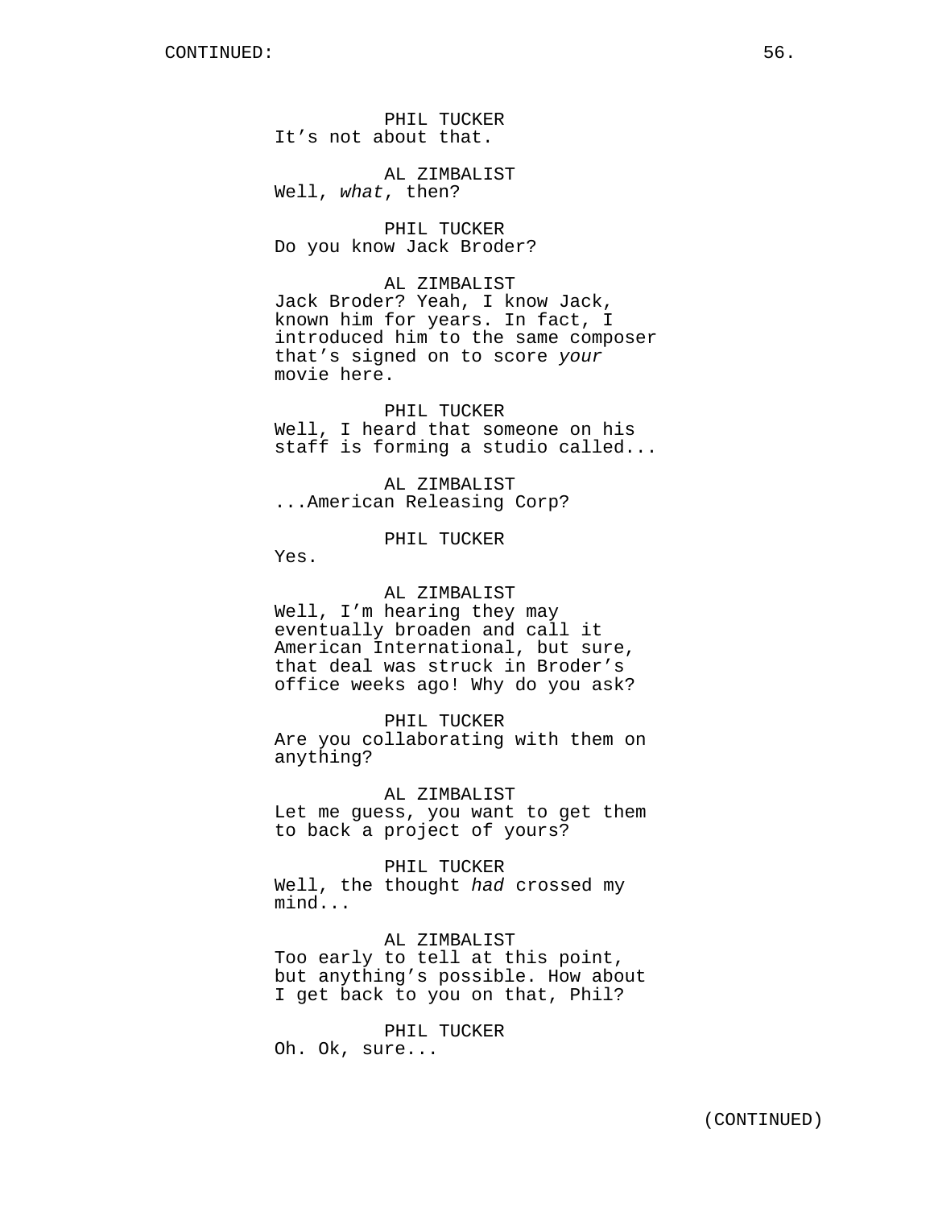PHIL TUCKER
It’s not about that.

AL ZIMBALIST
Well, *what*, then?

PHIL TUCKER
Do you know Jack Broder?

AL ZIMBALIST
Jack Broder? Yeah, I know Jack, known him for years. In fact, I introduced him to the same composer that’s signed on to score *your* movie here.

PHIL TUCKER
Well, I heard that someone on his staff is forming a studio called...

AL ZIMBALIST
...American Releasing Corp?

PHIL TUCKER
Yes.

AL ZIMBALIST
Well, I’m hearing they may eventually broaden and call it American International, but sure, that deal was struck in Broder’s office weeks ago! Why do you ask?

PHIL TUCKER
Are you collaborating with them on anything?

AL ZIMBALIST
Let me guess, you want to get them to back a project of yours?

PHIL TUCKER
Well, the thought *had* crossed my mind...

AL ZIMBALIST
Too early to tell at this point, but anything’s possible. How about I get back to you on that, Phil?

PHIL TUCKER
Oh. Ok, sure...

(CONTINUED)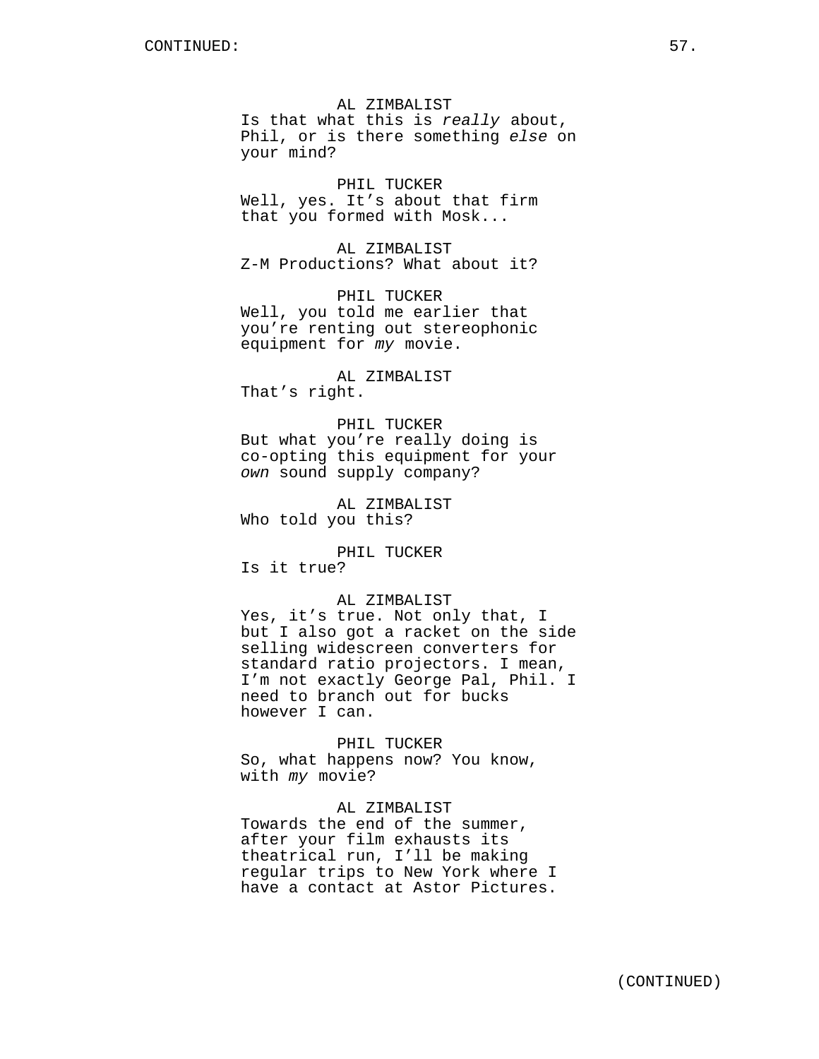AL ZIMBALIST
Is that what this is *really* about, Phil, or is there something *else* on your mind?

PHIL TUCKER
Well, yes. It's about that firm that you formed with Mosk...

AL ZIMBALIST
Z-M Productions? What about it?

PHIL TUCKER
Well, you told me earlier that you're renting out stereophonic equipment for *my* movie.

AL ZIMBALIST
That's right.

PHIL TUCKER
But what you're really doing is co-opting this equipment for your *own* sound supply company?

AL ZIMBALIST
Who told you this?

PHIL TUCKER
Is it true?

AL ZIMBALIST
Yes, it's true. Not only that, I but I also got a racket on the side selling widescreen converters for standard ratio projectors. I mean, I'm not exactly George Pal, Phil. I need to branch out for bucks however I can.

PHIL TUCKER
So, what happens now? You know, with *my* movie?

AL ZIMBALIST
Towards the end of the summer, after your film exhausts its theatrical run, I'll be making regular trips to New York where I have a contact at Astor Pictures.

(CONTINUED)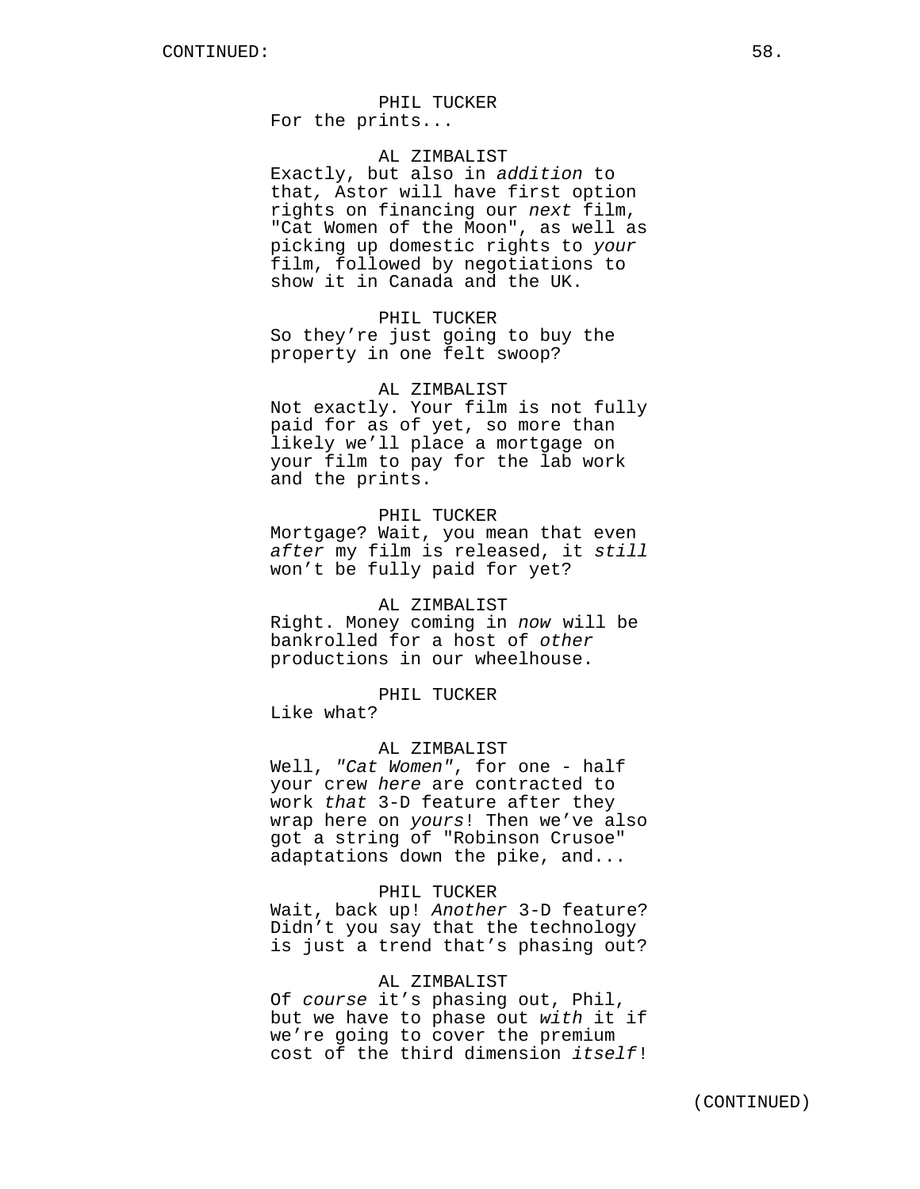PHIL TUCKER
For the prints...

AL ZIMBALIST
Exactly, but also in *addition* to that, Astor will have first option rights on financing our *next* film, "Cat Women of the Moon", as well as picking up domestic rights to *your* film, followed by negotiations to show it in Canada and the UK.

PHIL TUCKER
So they're just going to buy the property in one felt swoop?

AL ZIMBALIST
Not exactly. Your film is not fully paid for as of yet, so more than likely we'll place a mortgage on your film to pay for the lab work and the prints.

PHIL TUCKER
Mortgage? Wait, you mean that even *after* my film is released, it *still* won't be fully paid for yet?

AL ZIMBALIST
Right. Money coming in *now* will be bankrolled for a host of *other* productions in our wheelhouse.

PHIL TUCKER
Like what?

AL ZIMBALIST
Well, *"Cat Women"*, for one - half your crew *here* are contracted to work *that* 3-D feature after they wrap here on *yours*! Then we've also got a string of "Robinson Crusoe" adaptations down the pike, and...

PHIL TUCKER
Wait, back up! *Another* 3-D feature? Didn't you say that the technology is just a trend that's phasing out?

AL ZIMBALIST
Of *course* it's phasing out, Phil, but we have to phase out *with* it if we're going to cover the premium cost of the third dimension *itself*!

(CONTINUED)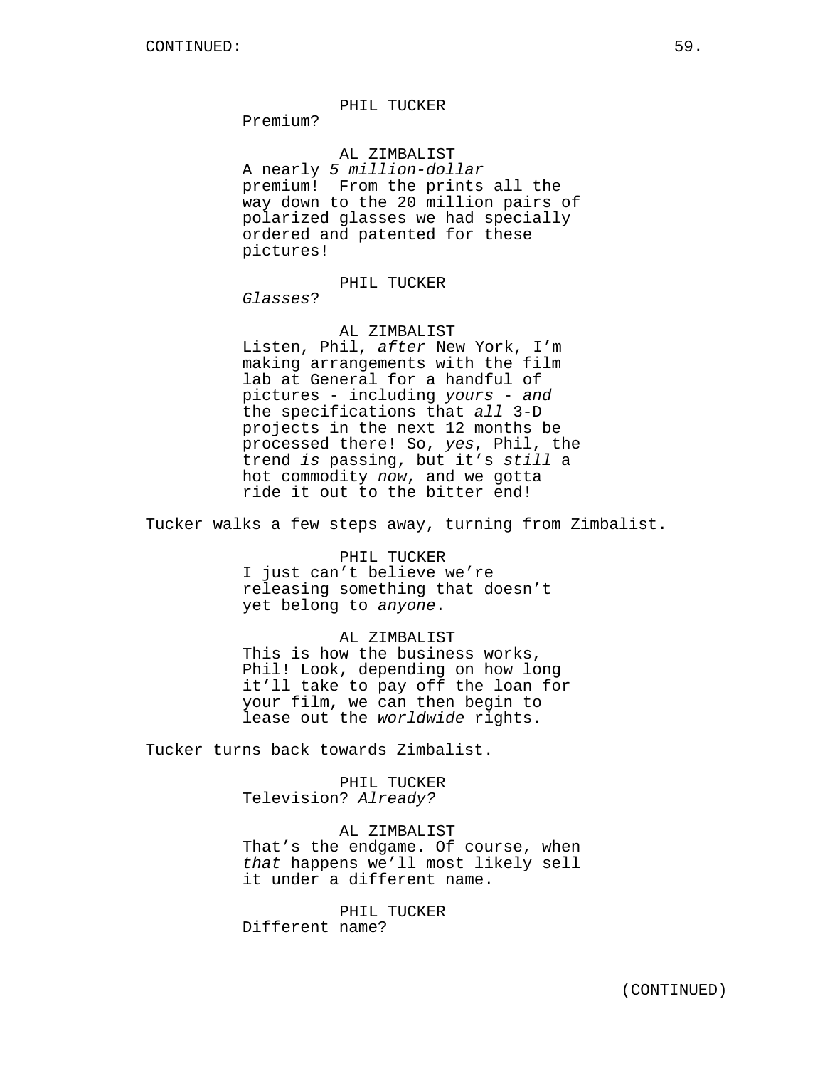PHIL TUCKER
Premium?

AL ZIMBALIST
A nearly *5 million-dollar* premium! From the prints all the way down to the 20 million pairs of polarized glasses we had specially ordered and patented for these pictures!

PHIL TUCKER
*Glasses*?

AL ZIMBALIST
Listen, Phil, *after* New York, I'm making arrangements with the film lab at General for a handful of pictures - including *yours* - *and* the specifications that *all* 3-D projects in the next 12 months be processed there! So, *yes*, Phil, the trend *is* passing, but it's *still* a hot commodity *now*, and we gotta ride it out to the bitter end!

Tucker walks a few steps away, turning from Zimbalist.

PHIL TUCKER
I just can't believe we're releasing something that doesn't yet belong to *anyone*.

AL ZIMBALIST
This is how the business works, Phil! Look, depending on how long it'll take to pay off the loan for your film, we can then begin to lease out the *worldwide* rights.

Tucker turns back towards Zimbalist.

PHIL TUCKER
Television? *Already?*

AL ZIMBALIST
That's the endgame. Of course, when *that* happens we'll most likely sell it under a different name.

PHIL TUCKER
Different name?

(CONTINUED)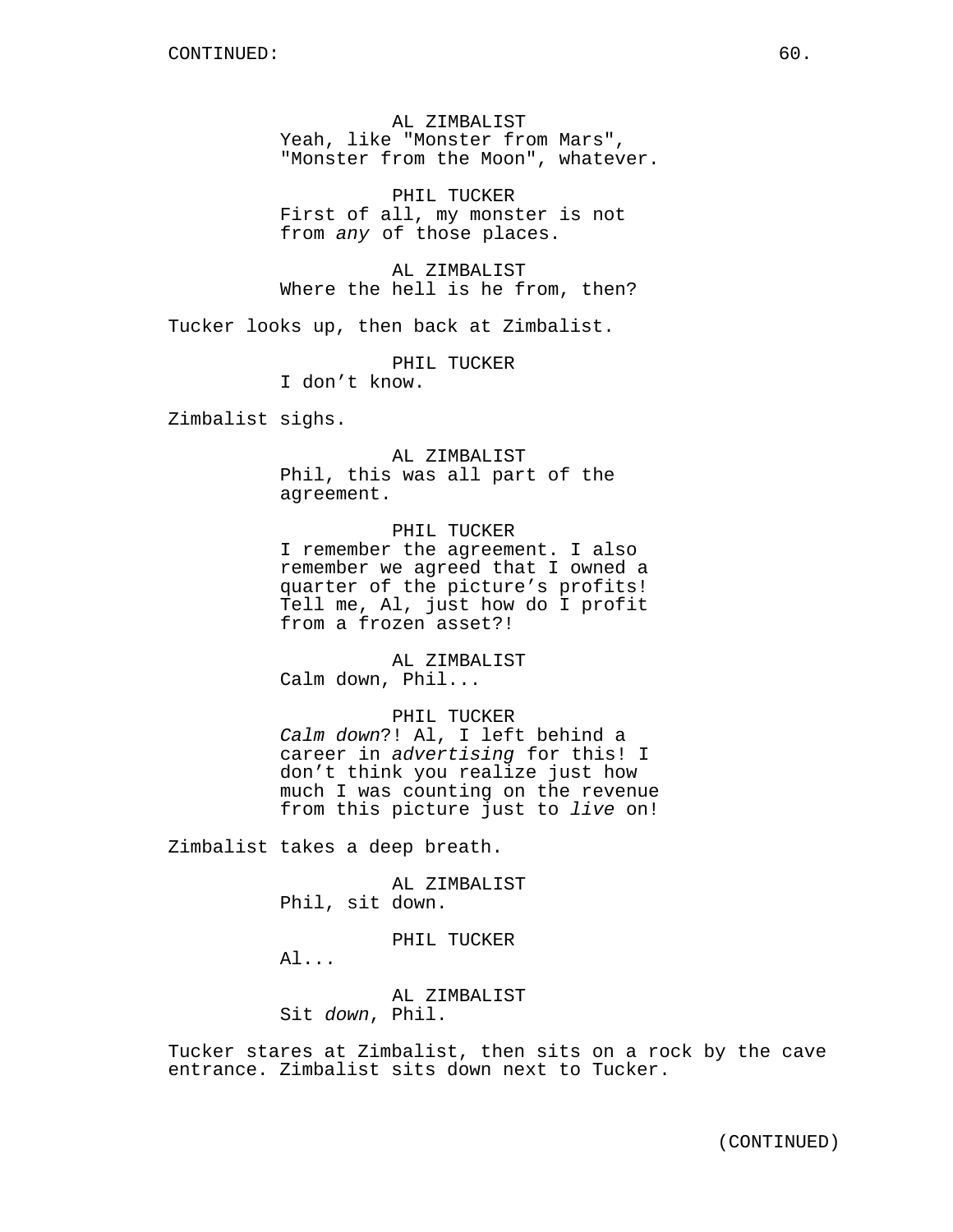AL ZIMBALIST
Yeah, like "Monster from Mars", "Monster from the Moon", whatever.

PHIL TUCKER
First of all, my monster is not from *any* of those places.

AL ZIMBALIST
Where the hell is he from, then?

Tucker looks up, then back at Zimbalist.

PHIL TUCKER
I don't know.

Zimbalist sighs.

AL ZIMBALIST
Phil, this was all part of the agreement.

PHIL TUCKER
I remember the agreement. I also remember we agreed that I owned a quarter of the picture's profits! Tell me, Al, just how do I profit from a frozen asset?!

AL ZIMBALIST
Calm down, Phil...

PHIL TUCKER
*Calm down*?! Al, I left behind a career in *advertising* for this! I don't think you realize just how much I was counting on the revenue from this picture just to *live* on!

Zimbalist takes a deep breath.

AL ZIMBALIST
Phil, sit down.

PHIL TUCKER
Al...

AL ZIMBALIST
Sit *down*, Phil.

Tucker stares at Zimbalist, then sits on a rock by the cave entrance. Zimbalist sits down next to Tucker.

(CONTINUED)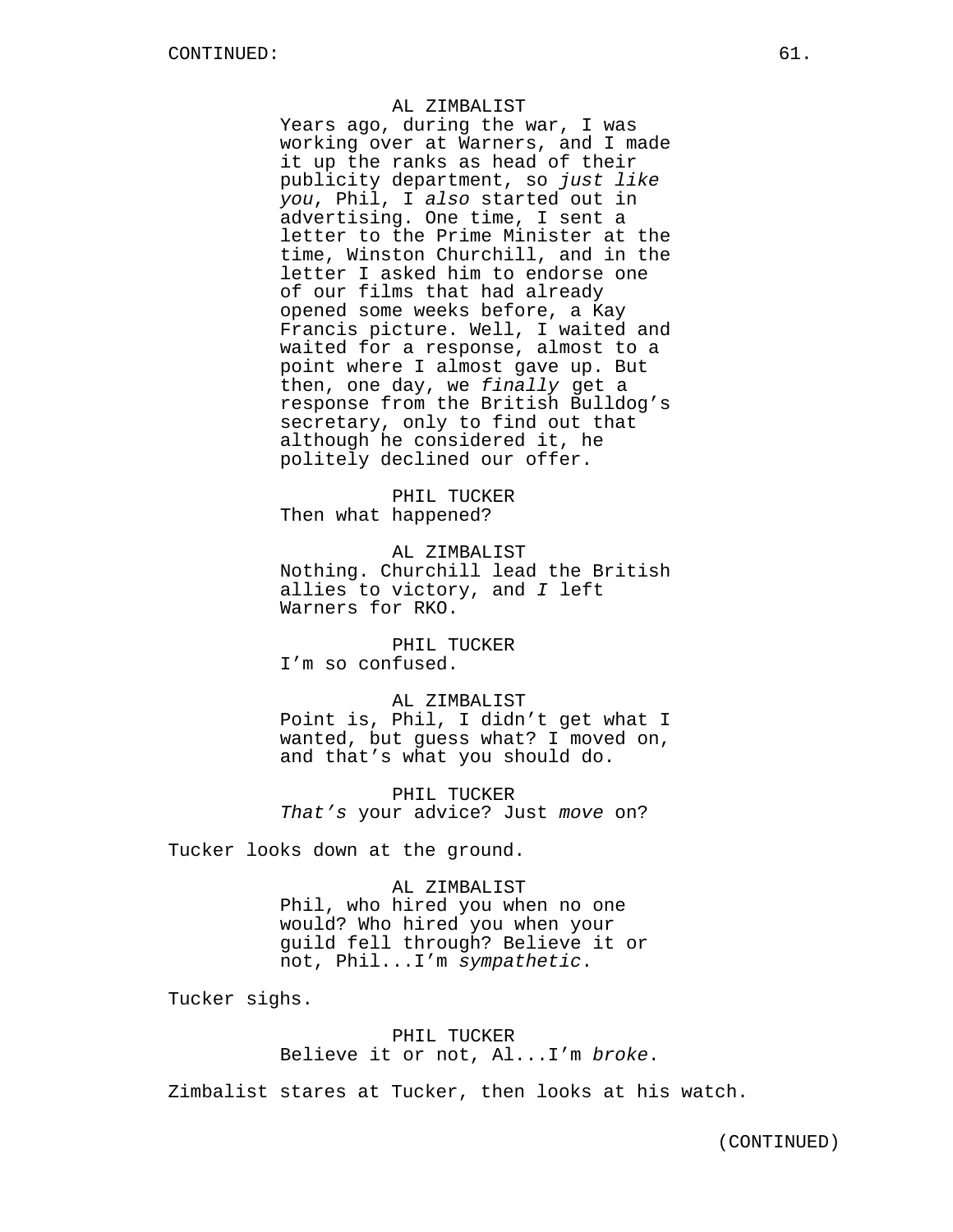AL ZIMBALIST
Years ago, during the war, I was working over at Warners, and I made it up the ranks as head of their publicity department, so *just like you*, Phil, I *also* started out in advertising. One time, I sent a letter to the Prime Minister at the time, Winston Churchill, and in the letter I asked him to endorse one of our films that had already opened some weeks before, a Kay Francis picture. Well, I waited and waited for a response, almost to a point where I almost gave up. But then, one day, we *finally* get a response from the British Bulldog's secretary, only to find out that although he considered it, he politely declined our offer.

PHIL TUCKER
Then what happened?

AL ZIMBALIST
Nothing. Churchill lead the British allies to victory, and *I* left Warners for RKO.

PHIL TUCKER
I'm so confused.

AL ZIMBALIST
Point is, Phil, I didn't get what I wanted, but guess what? I moved on, and that's what you should do.

PHIL TUCKER
*That's* your advice? Just *move* on?

Tucker looks down at the ground.

AL ZIMBALIST
Phil, who hired you when no one would? Who hired you when your guild fell through? Believe it or not, Phil...I'm *sympathetic*.

Tucker sighs.

PHIL TUCKER
Believe it or not, Al...I'm *broke*.

Zimbalist stares at Tucker, then looks at his watch.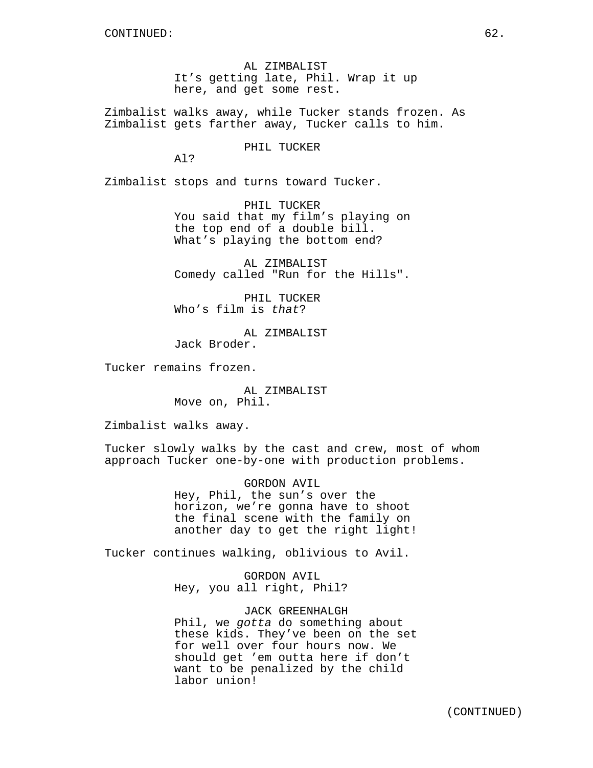CONTINUED:

AL ZIMBALIST
It's getting late, Phil. Wrap it up here, and get some rest.

Zimbalist walks away, while Tucker stands frozen. As Zimbalist gets farther away, Tucker calls to him.

PHIL TUCKER
Al?

Zimbalist stops and turns toward Tucker.

PHIL TUCKER
You said that my film's playing on the top end of a double bill. What's playing the bottom end?

AL ZIMBALIST
Comedy called "Run for the Hills".

PHIL TUCKER
Who's film is *that*?

AL ZIMBALIST
Jack Broder.

Tucker remains frozen.

AL ZIMBALIST
Move on, Phil.

Zimbalist walks away.

Tucker slowly walks by the cast and crew, most of whom approach Tucker one-by-one with production problems.

GORDON AVIL
Hey, Phil, the sun's over the horizon, we're gonna have to shoot the final scene with the family on another day to get the right light!

Tucker continues walking, oblivious to Avil.

GORDON AVIL
Hey, you all right, Phil?

JACK GREENHALGH
Phil, we *gotta* do something about these kids. They've been on the set for well over four hours now. We should get 'em outta here if don't want to be penalized by the child labor union!

(CONTINUED)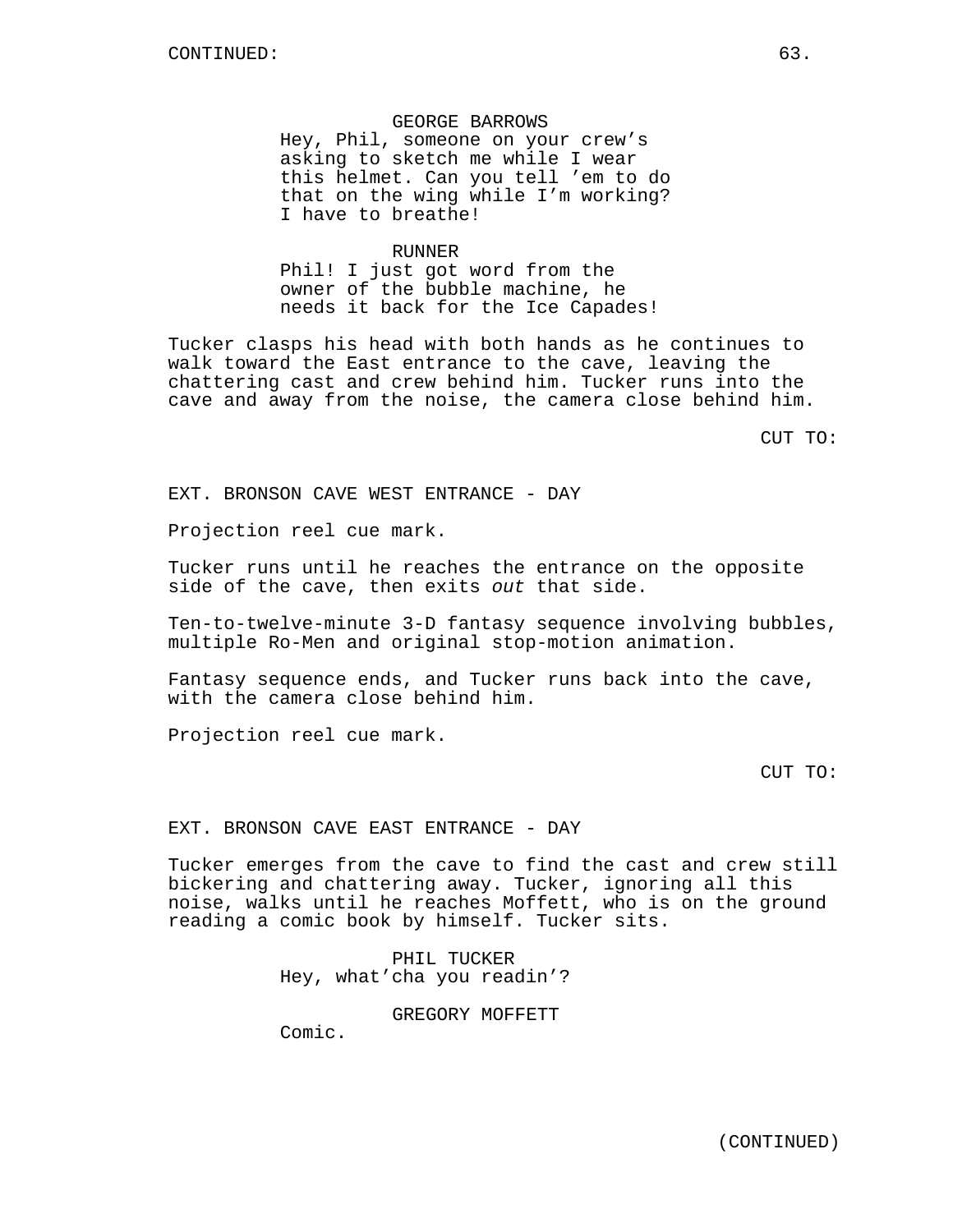CONTINUED:

GEORGE BARROWS
Hey, Phil, someone on your crew's asking to sketch me while I wear this helmet. Can you tell 'em to do that on the wing while I'm working? I have to breathe!

RUNNER
Phil! I just got word from the owner of the bubble machine, he needs it back for the Ice Capades!

Tucker clasps his head with both hands as he continues to walk toward the East entrance to the cave, leaving the chattering cast and crew behind him. Tucker runs into the cave and away from the noise, the camera close behind him.

CUT TO:

EXT. BRONSON CAVE WEST ENTRANCE - DAY

Projection reel cue mark.

Tucker runs until he reaches the entrance on the opposite side of the cave, then exits *out* that side.

Ten-to-twelve-minute 3-D fantasy sequence involving bubbles, multiple Ro-Men and original stop-motion animation.

Fantasy sequence ends, and Tucker runs back into the cave, with the camera close behind him.

Projection reel cue mark.

CUT TO:

EXT. BRONSON CAVE EAST ENTRANCE - DAY

Tucker emerges from the cave to find the cast and crew still bickering and chattering away. Tucker, ignoring all this noise, walks until he reaches Moffett, who is on the ground reading a comic book by himself. Tucker sits.

PHIL TUCKER
Hey, what'cha you readin'?

GREGORY MOFFETT
Comic.

(CONTINUED)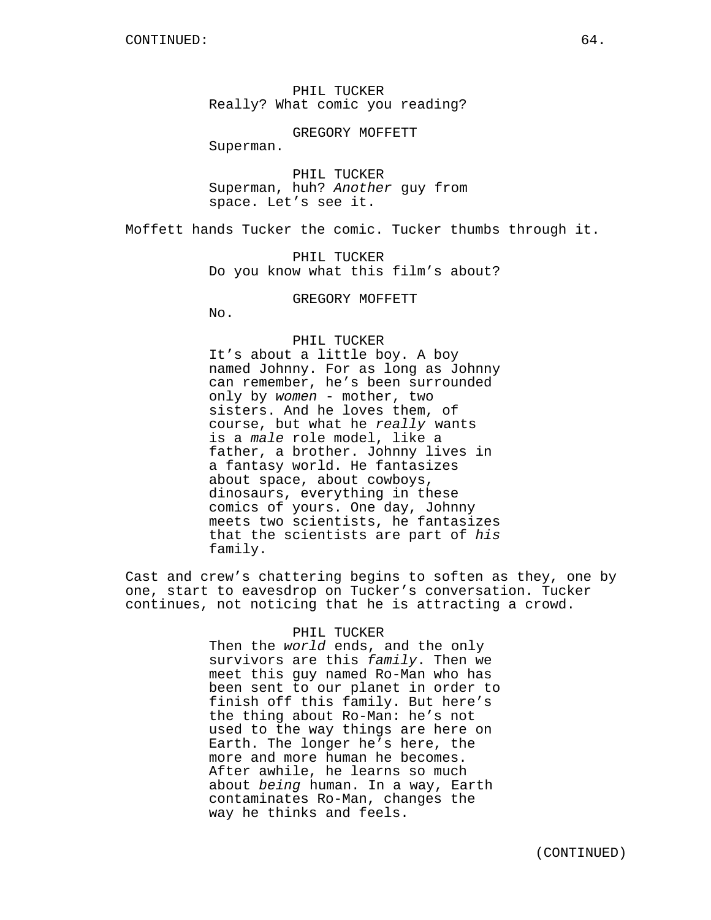PHIL TUCKER
Really? What comic you reading?

GREGORY MOFFETT
Superman.

PHIL TUCKER
Superman, huh? *Another* guy from space. Let's see it.

Moffett hands Tucker the comic. Tucker thumbs through it.

PHIL TUCKER
Do you know what this film's about?

GREGORY MOFFETT
No.

PHIL TUCKER
It's about a little boy. A boy named Johnny. For as long as Johnny can remember, he's been surrounded only by *women* - mother, two sisters. And he loves them, of course, but what he *really* wants is a *male* role model, like a father, a brother. Johnny lives in a fantasy world. He fantasizes about space, about cowboys, dinosaurs, everything in these comics of yours. One day, Johnny meets two scientists, he fantasizes that the scientists are part of *his* family.

Cast and crew's chattering begins to soften as they, one by one, start to eavesdrop on Tucker's conversation. Tucker continues, not noticing that he is attracting a crowd.

PHIL TUCKER
Then the *world* ends, and the only survivors are this *family*. Then we meet this guy named Ro-Man who has been sent to our planet in order to finish off this family. But here's the thing about Ro-Man: he's not used to the way things are here on Earth. The longer he's here, the more and more human he becomes. After awhile, he learns so much about *being* human. In a way, Earth contaminates Ro-Man, changes the way he thinks and feels.

(CONTINUED)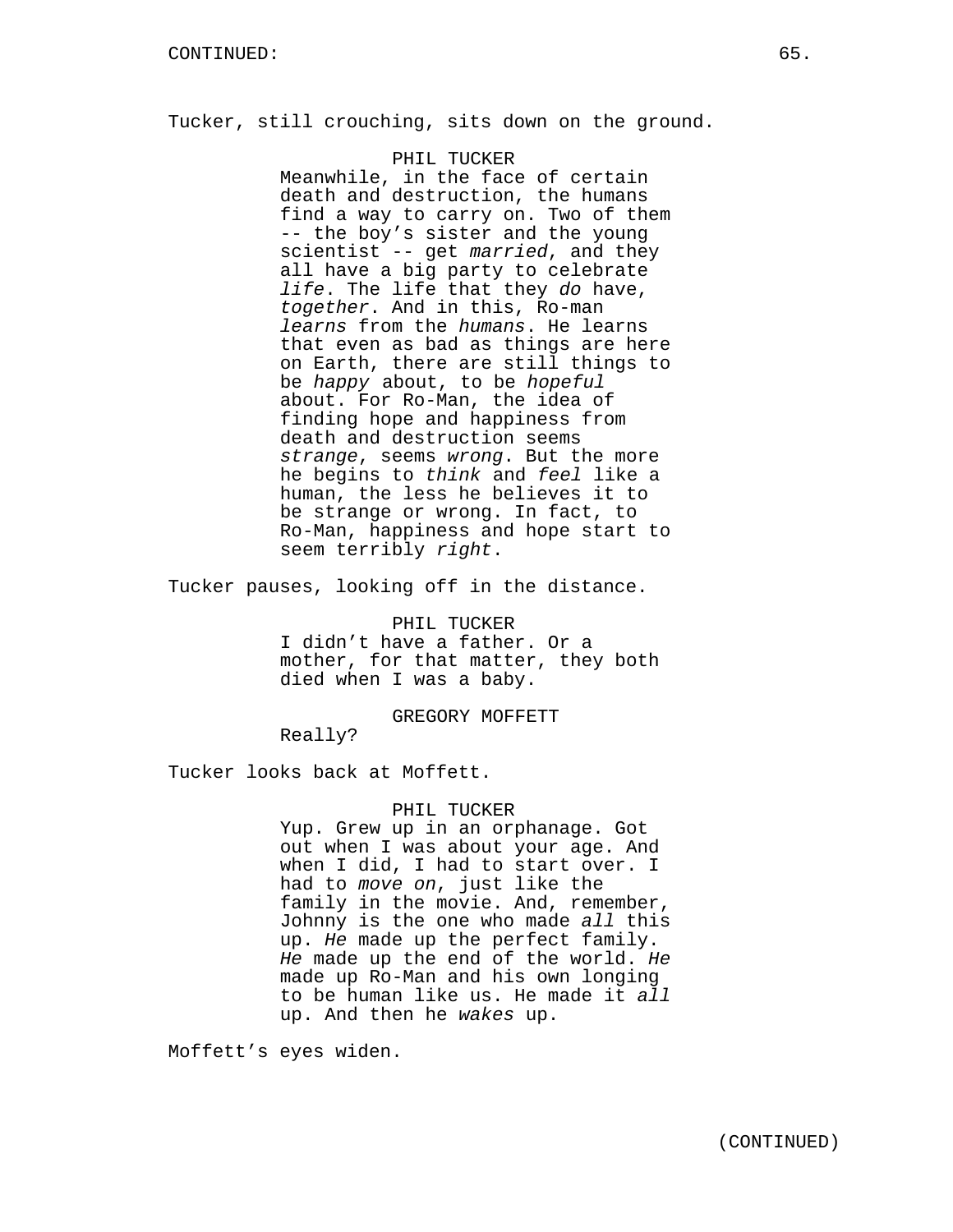Tucker, still crouching, sits down on the ground.

PHIL TUCKER

Meanwhile, in the face of certain death and destruction, the humans find a way to carry on. Two of them -- the boy's sister and the young scientist -- get *married*, and they all have a big party to celebrate *life*. The life that they *do* have, *together*. And in this, Ro-man *learns* from the *humans*. He learns that even as bad as things are here on Earth, there are still things to be *happy* about, to be *hopeful* about. For Ro-Man, the idea of finding hope and happiness from death and destruction seems *strange*, seems *wrong*. But the more he begins to *think* and *feel* like a human, the less he believes it to be strange or wrong. In fact, to Ro-Man, happiness and hope start to seem terribly *right*.

Tucker pauses, looking off in the distance.

PHIL TUCKER

I didn't have a father. Or a mother, for that matter, they both died when I was a baby.

GREGORY MOFFETT

Really?

Tucker looks back at Moffett.

PHIL TUCKER

Yup. Grew up in an orphanage. Got out when I was about your age. And when I did, I had to start over. I had to *move on*, just like the family in the movie. And, remember, Johnny is the one who made *all* this up. *He* made up the perfect family. *He* made up the end of the world. *He* made up Ro-Man and his own longing to be human like us. He made it *all* up. And then he *wakes* up.

Moffett's eyes widen.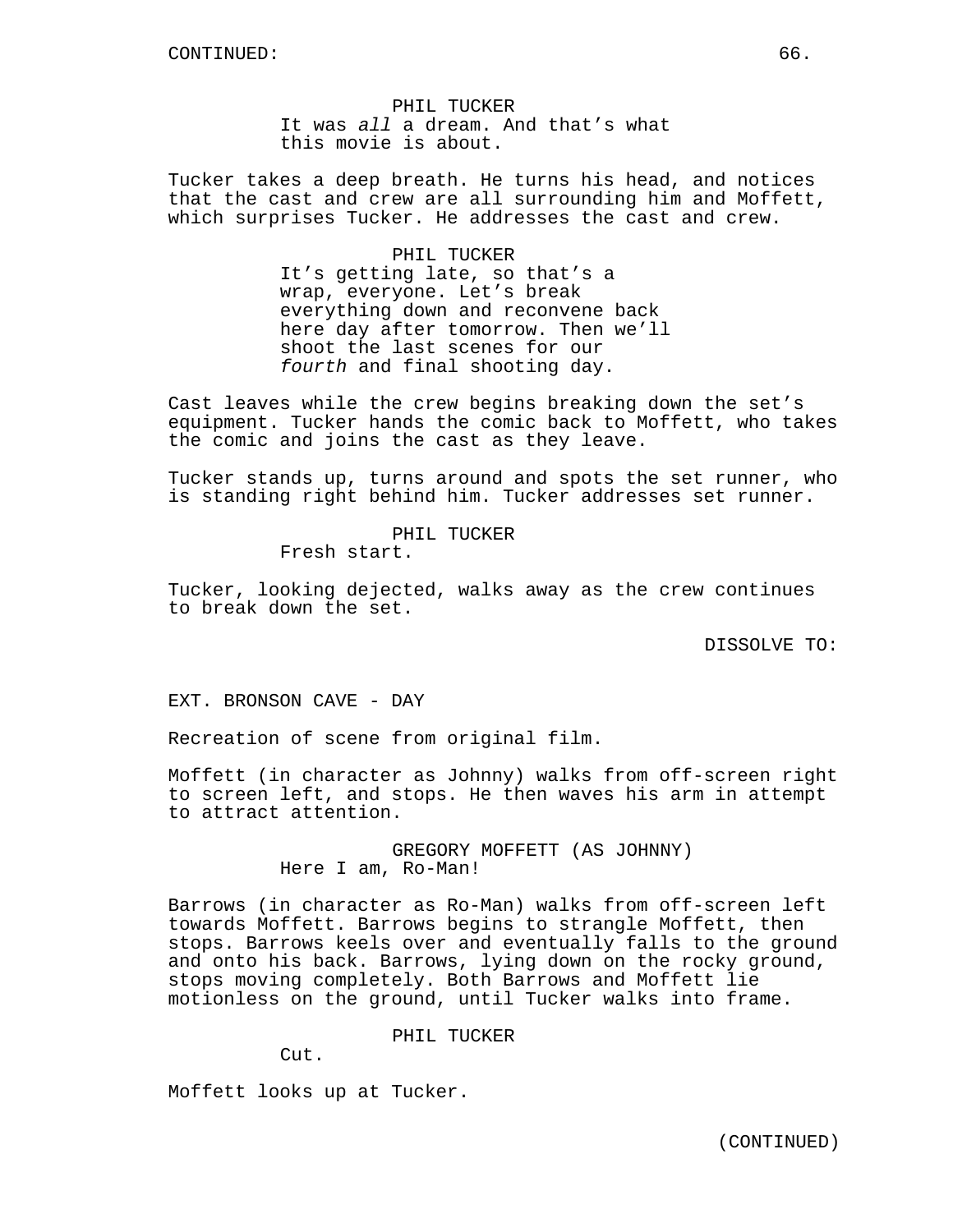CONTINUED:

PHIL TUCKER
It was *all* a dream. And that's what this movie is about.

Tucker takes a deep breath. He turns his head, and notices that the cast and crew are all surrounding him and Moffett, which surprises Tucker. He addresses the cast and crew.

PHIL TUCKER
It's getting late, so that's a wrap, everyone. Let's break everything down and reconvene back here day after tomorrow. Then we'll shoot the last scenes for our *fourth* and final shooting day.

Cast leaves while the crew begins breaking down the set's equipment. Tucker hands the comic back to Moffett, who takes the comic and joins the cast as they leave.

Tucker stands up, turns around and spots the set runner, who is standing right behind him. Tucker addresses set runner.

PHIL TUCKER
Fresh start.

Tucker, looking dejected, walks away as the crew continues to break down the set.

DISSOLVE TO:

EXT. BRONSON CAVE - DAY

Recreation of scene from original film.

Moffett (in character as Johnny) walks from off-screen right to screen left, and stops. He then waves his arm in attempt to attract attention.

GREGORY MOFFETT (AS JOHNNY)
Here I am, Ro-Man!

Barrows (in character as Ro-Man) walks from off-screen left towards Moffett. Barrows begins to strangle Moffett, then stops. Barrows keels over and eventually falls to the ground and onto his back. Barrows, lying down on the rocky ground, stops moving completely. Both Barrows and Moffett lie motionless on the ground, until Tucker walks into frame.

PHIL TUCKER
Cut.

Moffett looks up at Tucker.

(CONTINUED)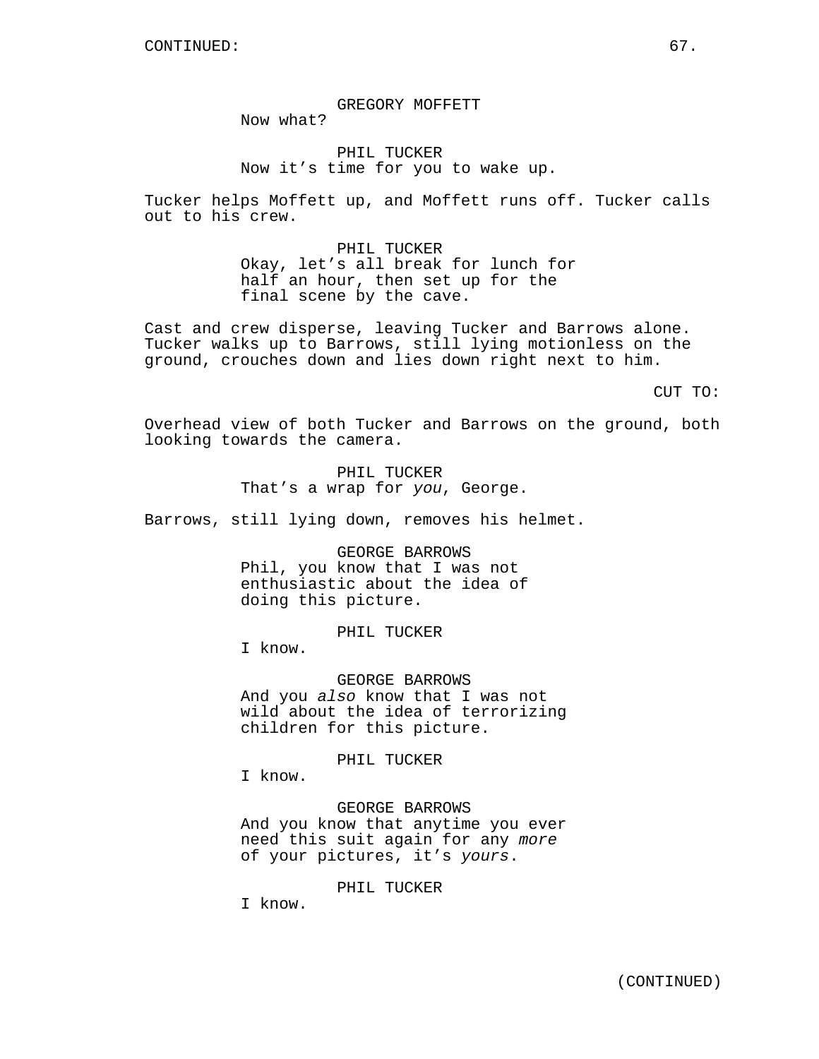CONTINUED:

GREGORY MOFFETT
Now what?

PHIL TUCKER
Now it's time for you to wake up.

Tucker helps Moffett up, and Moffett runs off. Tucker calls out to his crew.

PHIL TUCKER
Okay, let's all break for lunch for half an hour, then set up for the final scene by the cave.

Cast and crew disperse, leaving Tucker and Barrows alone. Tucker walks up to Barrows, still lying motionless on the ground, crouches down and lies down right next to him.

CUT TO:

Overhead view of both Tucker and Barrows on the ground, both looking towards the camera.

PHIL TUCKER
That's a wrap for *you*, George.

Barrows, still lying down, removes his helmet.

GEORGE BARROWS
Phil, you know that I was not enthusiastic about the idea of doing this picture.

PHIL TUCKER
I know.

GEORGE BARROWS
And you *also* know that I was not wild about the idea of terrorizing children for this picture.

PHIL TUCKER
I know.

GEORGE BARROWS
And you know that anytime you ever need this suit again for any *more* of your pictures, it's *yours*.

PHIL TUCKER
I know.

(CONTINUED)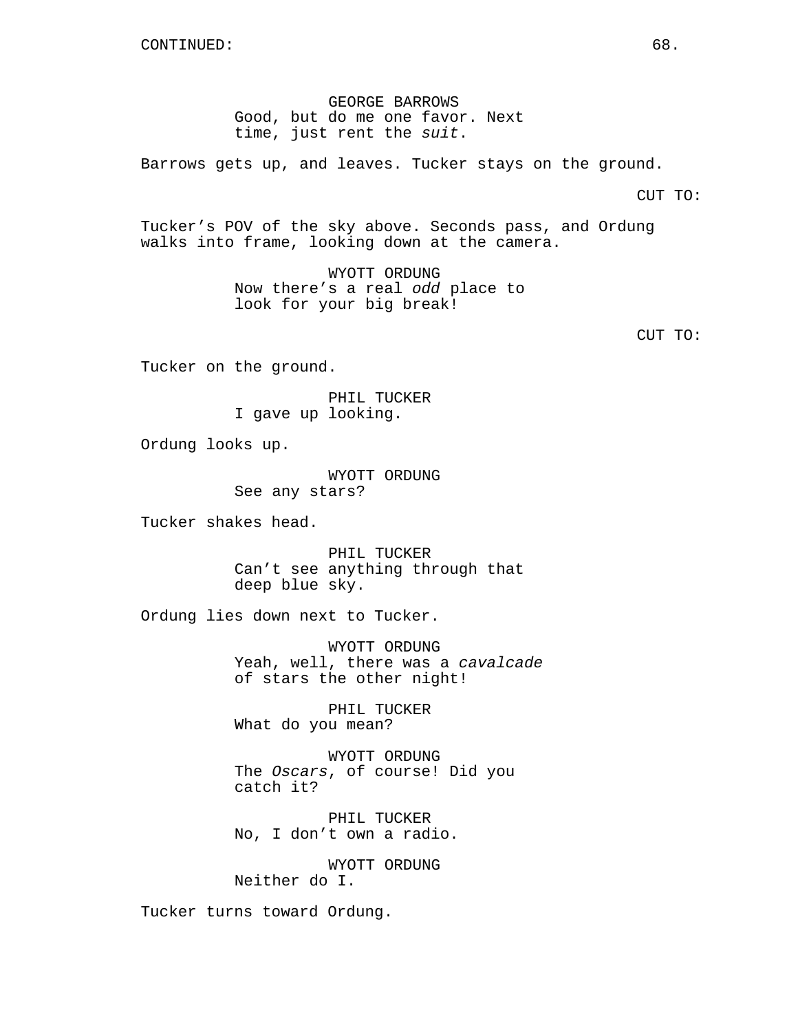CONTINUED:

GEORGE BARROWS
Good, but do me one favor. Next time, just rent the *suit*.

Barrows gets up, and leaves. Tucker stays on the ground.

CUT TO:

Tucker's POV of the sky above. Seconds pass, and Ordung walks into frame, looking down at the camera.

WYOTT ORDUNG
Now there's a real *odd* place to look for your big break!

CUT TO:

Tucker on the ground.

PHIL TUCKER
I gave up looking.

Ordung looks up.

WYOTT ORDUNG
See any stars?

Tucker shakes head.

PHIL TUCKER
Can't see anything through that deep blue sky.

Ordung lies down next to Tucker.

WYOTT ORDUNG
Yeah, well, there was a *cavalcade* of stars the other night!

PHIL TUCKER
What do you mean?

WYOTT ORDUNG
The *Oscars*, of course! Did you catch it?

PHIL TUCKER
No, I don't own a radio.

WYOTT ORDUNG
Neither do I.

Tucker turns toward Ordung.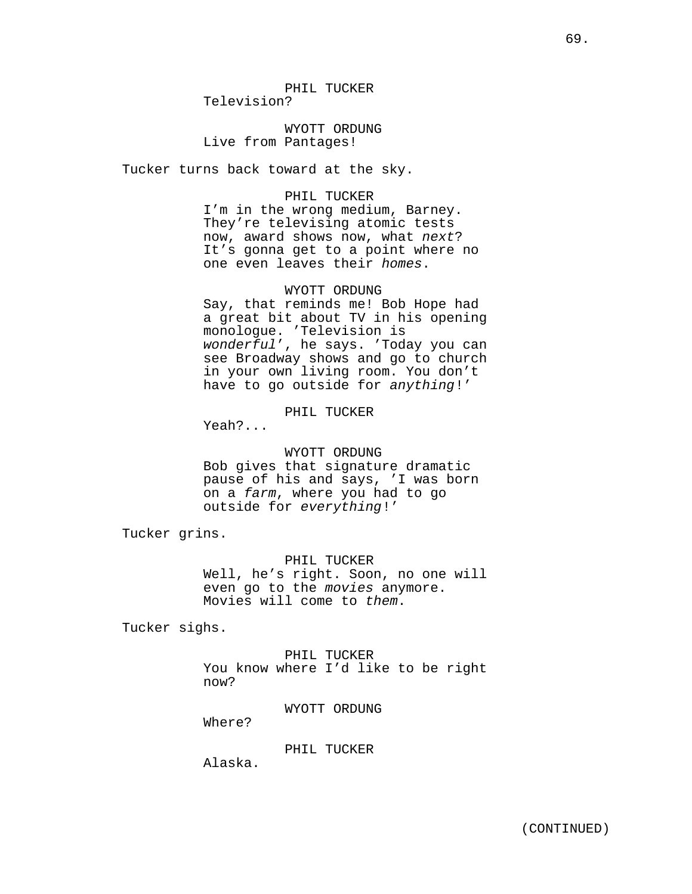PHIL TUCKER
Television?

WYOTT ORDUNG
Live from Pantages!

Tucker turns back toward at the sky.

PHIL TUCKER
I'm in the wrong medium, Barney. They're televising atomic tests now, award shows now, what *next*? It's gonna get to a point where no one even leaves their *homes*.

WYOTT ORDUNG
Say, that reminds me! Bob Hope had a great bit about TV in his opening monologue. 'Television is *wonderful*', he says. 'Today you can see Broadway shows and go to church in your own living room. You don't have to go outside for *anything*!'

PHIL TUCKER
Yeah?...

WYOTT ORDUNG
Bob gives that signature dramatic pause of his and says, 'I was born on a *farm*, where you had to go outside for *everything*!'

Tucker grins.

PHIL TUCKER
Well, he's right. Soon, no one will even go to the *movies* anymore. Movies will come to *them*.

Tucker sighs.

PHIL TUCKER
You know where I'd like to be right now?

WYOTT ORDUNG
Where?

PHIL TUCKER
Alaska.

(CONTINUED)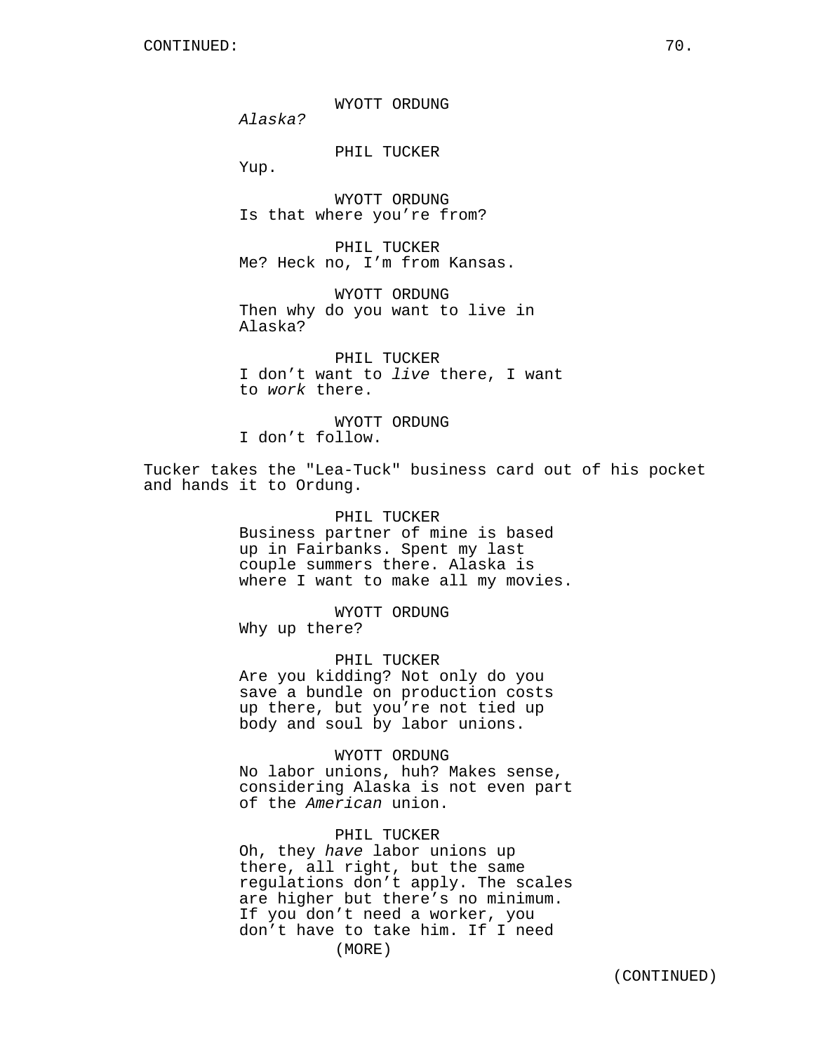CONTINUED:

WYOTT ORDUNG
*Alaska?*

PHIL TUCKER
Yup.

WYOTT ORDUNG
Is that where you're from?

PHIL TUCKER
Me? Heck no, I'm from Kansas.

WYOTT ORDUNG
Then why do you want to live in Alaska?

PHIL TUCKER
I don't want to *live* there, I want to *work* there.

WYOTT ORDUNG
I don't follow.

Tucker takes the "Lea-Tuck" business card out of his pocket and hands it to Ordung.

PHIL TUCKER
Business partner of mine is based up in Fairbanks. Spent my last couple summers there. Alaska is where I want to make all my movies.

WYOTT ORDUNG
Why up there?

PHIL TUCKER
Are you kidding? Not only do you save a bundle on production costs up there, but you're not tied up body and soul by labor unions.

WYOTT ORDUNG
No labor unions, huh? Makes sense, considering Alaska is not even part of the *American* union.

PHIL TUCKER
Oh, they *have* labor unions up there, all right, but the same regulations don't apply. The scales are higher but there's no minimum. If you don't need a worker, you don't have to take him. If I need
(MORE)

(CONTINUED)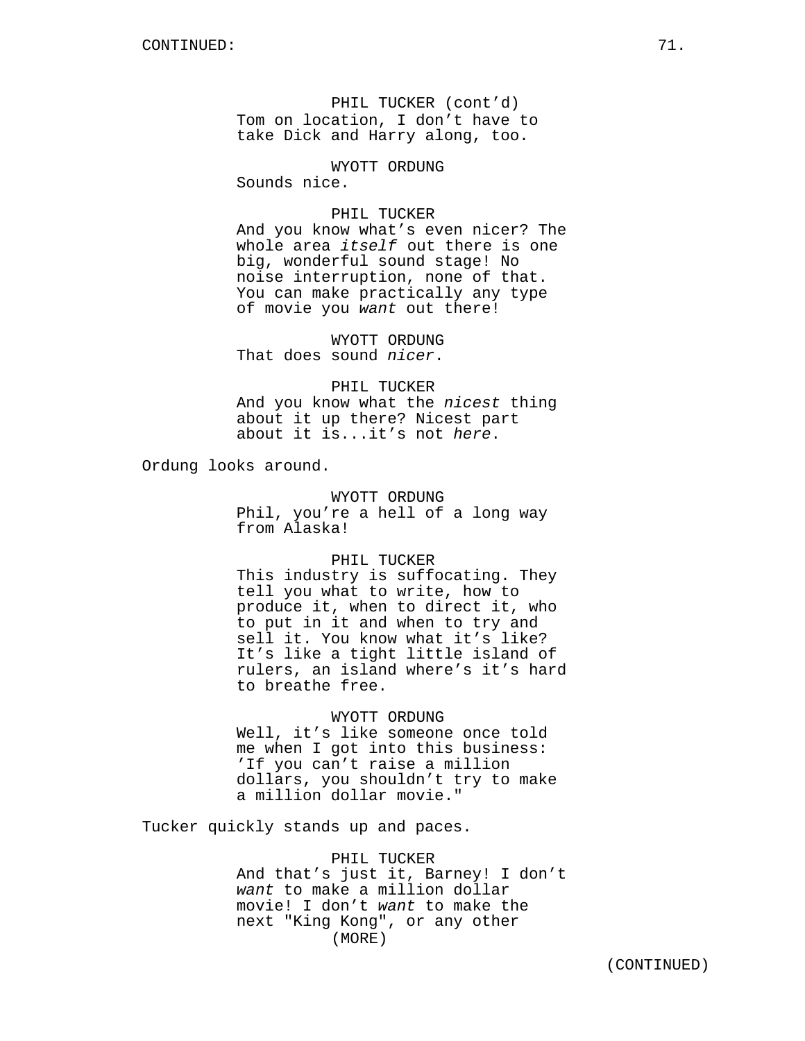CONTINUED:

PHIL TUCKER (cont'd)
Tom on location, I don't have to take Dick and Harry along, too.

WYOTT ORDUNG
Sounds nice.

PHIL TUCKER
And you know what's even nicer? The whole area *itself* out there is one big, wonderful sound stage! No noise interruption, none of that. You can make practically any type of movie you *want* out there!

WYOTT ORDUNG
That does sound *nicer*.

PHIL TUCKER
And you know what the *nicest* thing about it up there? Nicest part about it is...it's not *here*.

Ordung looks around.

WYOTT ORDUNG
Phil, you're a hell of a long way from Alaska!

PHIL TUCKER
This industry is suffocating. They tell you what to write, how to produce it, when to direct it, who to put in it and when to try and sell it. You know what it's like? It's like a tight little island of rulers, an island where's it's hard to breathe free.

WYOTT ORDUNG
Well, it's like someone once told me when I got into this business: 'If you can't raise a million dollars, you shouldn't try to make a million dollar movie."

Tucker quickly stands up and paces.

PHIL TUCKER
And that's just it, Barney! I don't *want* to make a million dollar movie! I don't *want* to make the next "King Kong", or any other
(MORE)

(CONTINUED)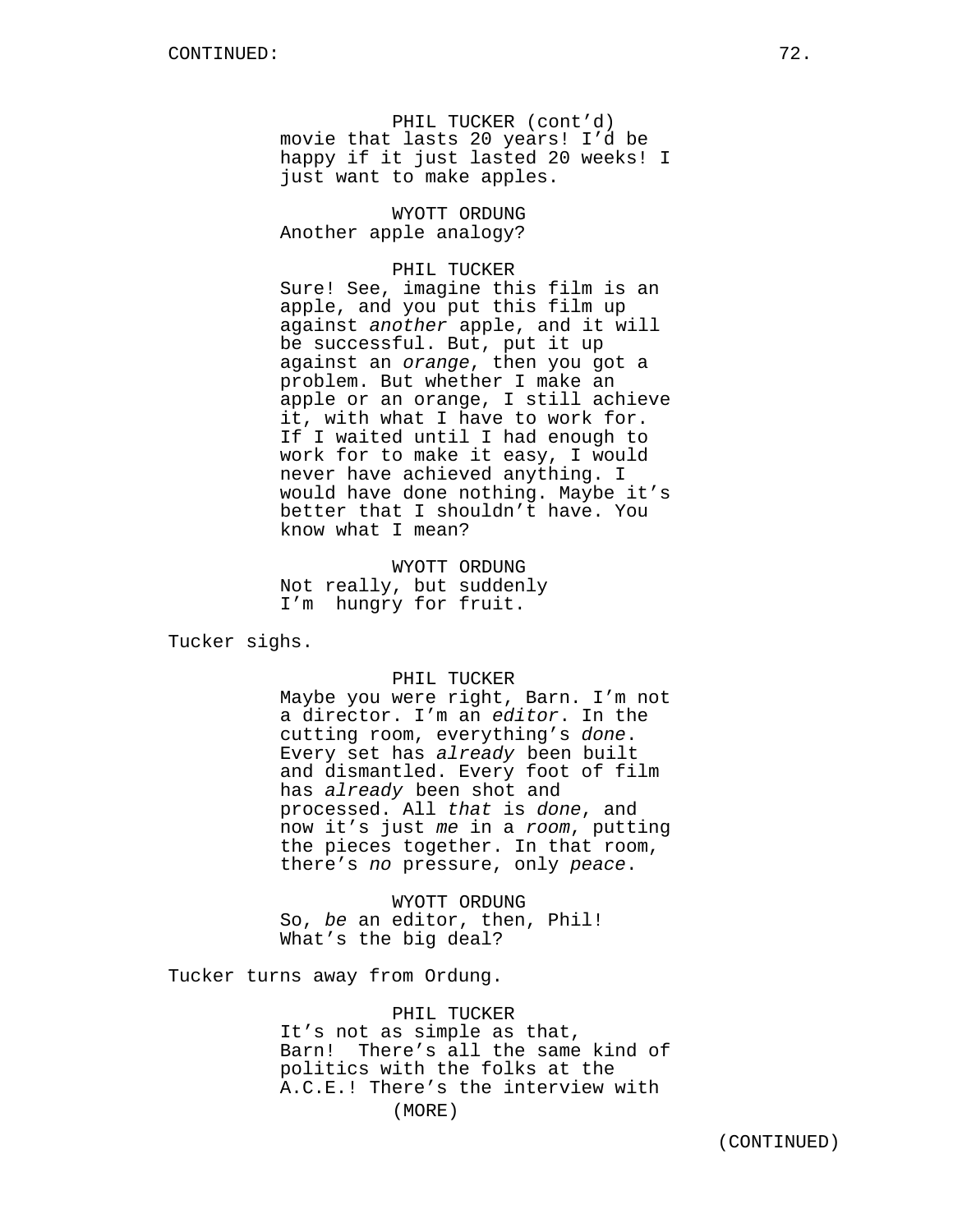PHIL TUCKER (cont'd)
movie that lasts 20 years! I'd be happy if it just lasted 20 weeks! I just want to make apples.

WYOTT ORDUNG
Another apple analogy?

PHIL TUCKER
Sure! See, imagine this film is an apple, and you put this film up against *another* apple, and it will be successful. But, put it up against an *orange*, then you got a problem. But whether I make an apple or an orange, I still achieve it, with what I have to work for. If I waited until I had enough to work for to make it easy, I would never have achieved anything. I would have done nothing. Maybe it's better that I shouldn't have. You know what I mean?

WYOTT ORDUNG
Not really, but suddenly I'm  hungry for fruit.

Tucker sighs.

PHIL TUCKER
Maybe you were right, Barn. I'm not a director. I'm an *editor*. In the cutting room, everything's *done*. Every set has *already* been built and dismantled. Every foot of film has *already* been shot and processed. All *that* is *done*, and now it's just *me* in a *room*, putting the pieces together. In that room, there's *no* pressure, only *peace*.

WYOTT ORDUNG
So, *be* an editor, then, Phil! What's the big deal?

Tucker turns away from Ordung.

PHIL TUCKER
It's not as simple as that, Barn!  There's all the same kind of politics with the folks at the A.C.E.! There's the interview with
(MORE)

(CONTINUED)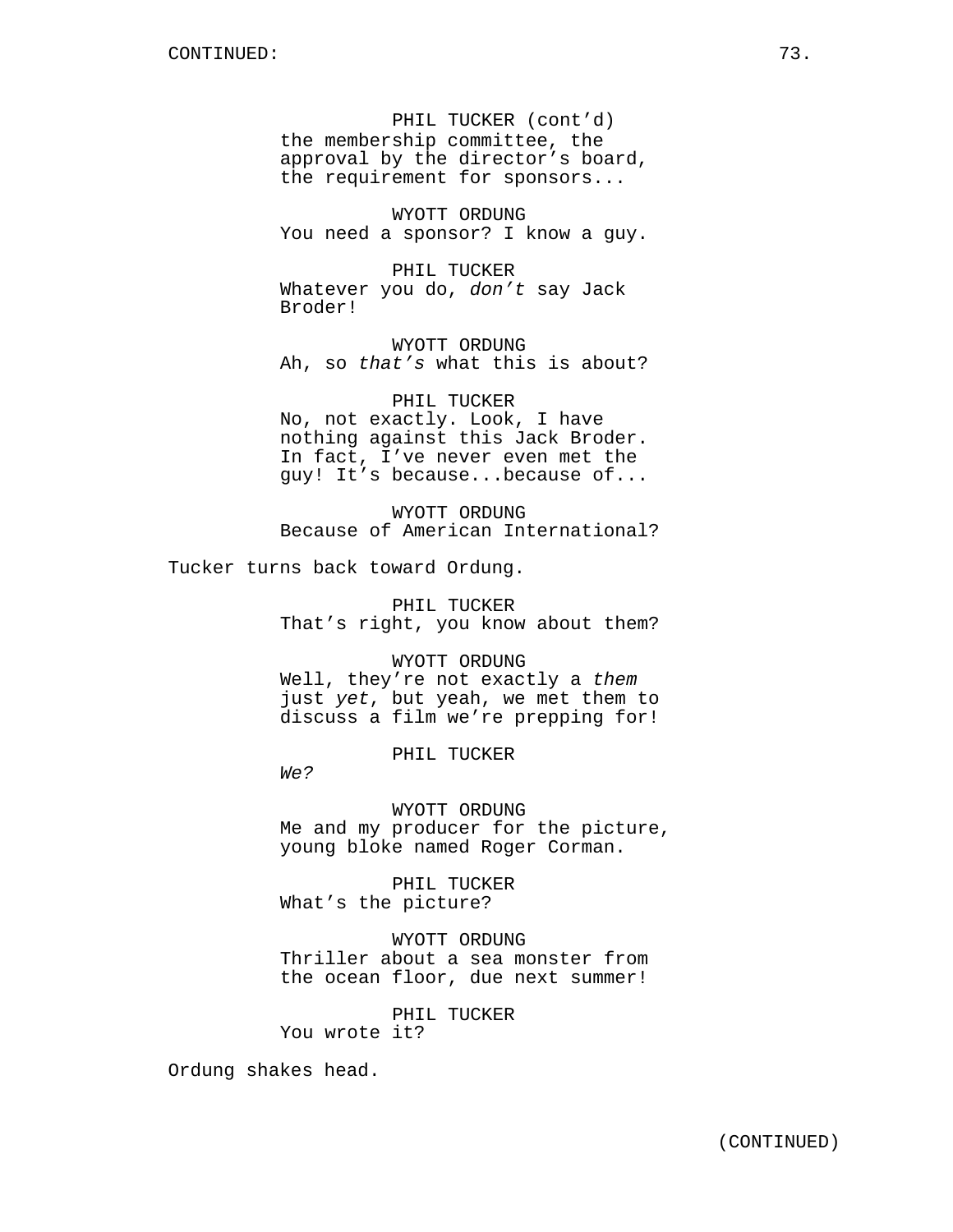PHIL TUCKER (cont'd)
the membership committee, the approval by the director's board, the requirement for sponsors...

WYOTT ORDUNG
You need a sponsor? I know a guy.

PHIL TUCKER
Whatever you do, *don't* say Jack Broder!

WYOTT ORDUNG
Ah, so *that's* what this is about?

PHIL TUCKER
No, not exactly. Look, I have nothing against this Jack Broder. In fact, I've never even met the guy! It's because...because of...

WYOTT ORDUNG
Because of American International?

Tucker turns back toward Ordung.

PHIL TUCKER
That's right, you know about them?

WYOTT ORDUNG
Well, they're not exactly a *them* just *yet*, but yeah, we met them to discuss a film we're prepping for!

PHIL TUCKER
*We?*

WYOTT ORDUNG
Me and my producer for the picture, young bloke named Roger Corman.

PHIL TUCKER
What's the picture?

WYOTT ORDUNG
Thriller about a sea monster from the ocean floor, due next summer!

PHIL TUCKER
You wrote it?

Ordung shakes head.

(CONTINUED)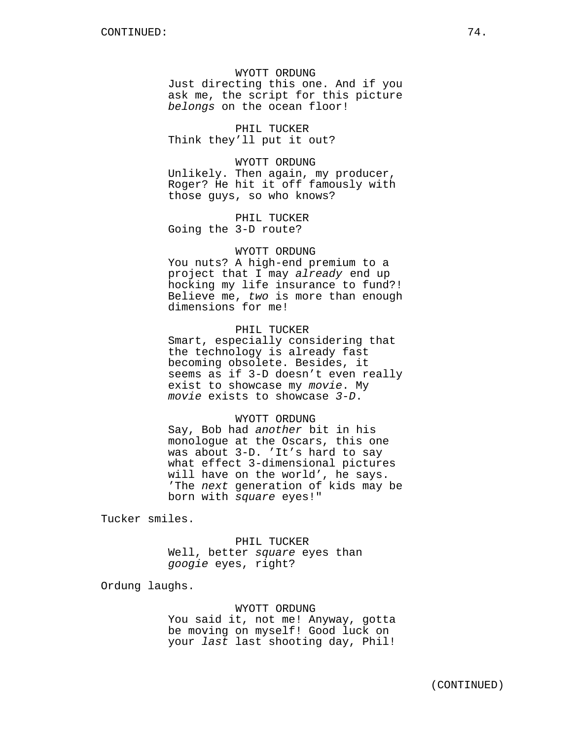WYOTT ORDUNG
Just directing this one. And if you ask me, the script for this picture *belongs* on the ocean floor!

PHIL TUCKER
Think they'll put it out?

WYOTT ORDUNG
Unlikely. Then again, my producer, Roger? He hit it off famously with those guys, so who knows?

PHIL TUCKER
Going the 3-D route?

WYOTT ORDUNG
You nuts? A high-end premium to a project that I may *already* end up hocking my life insurance to fund?! Believe me, *two* is more than enough dimensions for me!

PHIL TUCKER
Smart, especially considering that the technology is already fast becoming obsolete. Besides, it seems as if 3-D doesn't even really exist to showcase my *movie*. My *movie* exists to showcase *3-D*.

WYOTT ORDUNG
Say, Bob had *another* bit in his monologue at the Oscars, this one was about 3-D. 'It's hard to say what effect 3-dimensional pictures will have on the world', he says. 'The *next* generation of kids may be born with *square* eyes!"

Tucker smiles.

PHIL TUCKER
Well, better *square* eyes than *googie* eyes, right?

Ordung laughs.

WYOTT ORDUNG
You said it, not me! Anyway, gotta be moving on myself! Good luck on your *last* last shooting day, Phil!

(CONTINUED)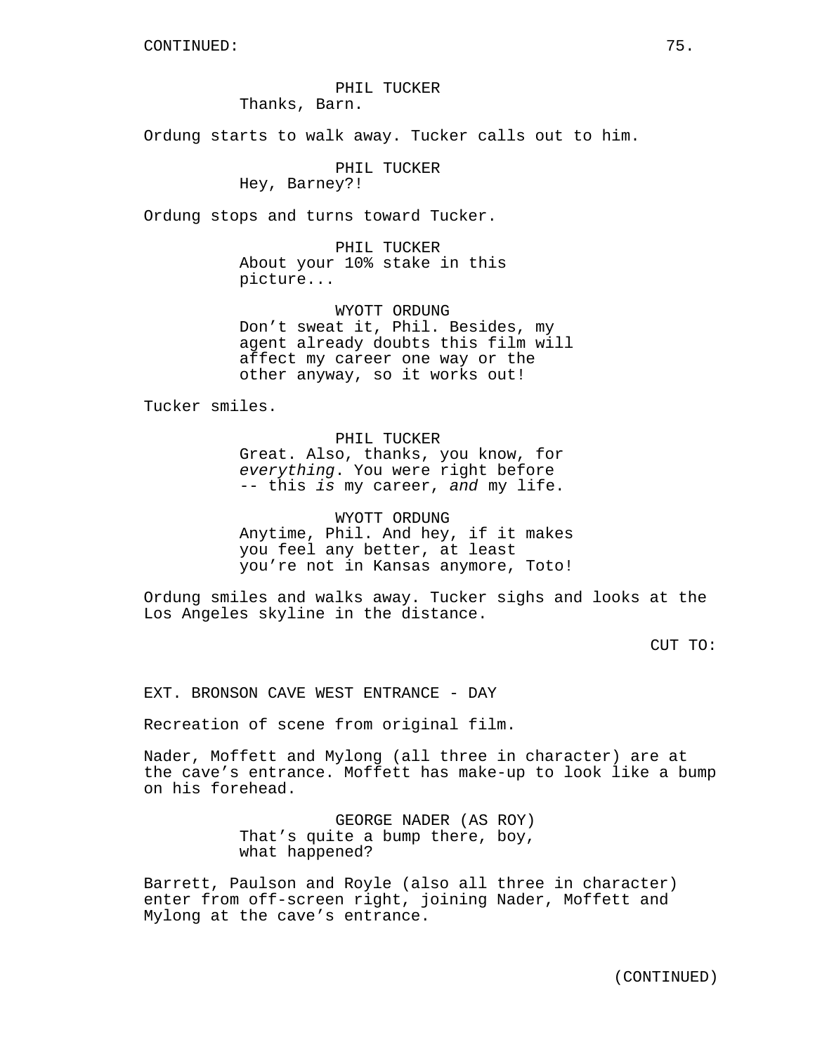CONTINUED:

PHIL TUCKER
Thanks, Barn.

Ordung starts to walk away. Tucker calls out to him.

PHIL TUCKER
Hey, Barney?!

Ordung stops and turns toward Tucker.

PHIL TUCKER
About your 10% stake in this picture...

WYOTT ORDUNG
Don't sweat it, Phil. Besides, my agent already doubts this film will affect my career one way or the other anyway, so it works out!

Tucker smiles.

PHIL TUCKER
Great. Also, thanks, you know, for *everything*. You were right before -- this *is* my career, *and* my life.

WYOTT ORDUNG
Anytime, Phil. And hey, if it makes you feel any better, at least you're not in Kansas anymore, Toto!

Ordung smiles and walks away. Tucker sighs and looks at the Los Angeles skyline in the distance.

CUT TO:

EXT. BRONSON CAVE WEST ENTRANCE - DAY

Recreation of scene from original film.

Nader, Moffett and Mylong (all three in character) are at the cave's entrance. Moffett has make-up to look like a bump on his forehead.

GEORGE NADER (AS ROY)
That's quite a bump there, boy, what happened?

Barrett, Paulson and Royle (also all three in character) enter from off-screen right, joining Nader, Moffett and Mylong at the cave's entrance.

(CONTINUED)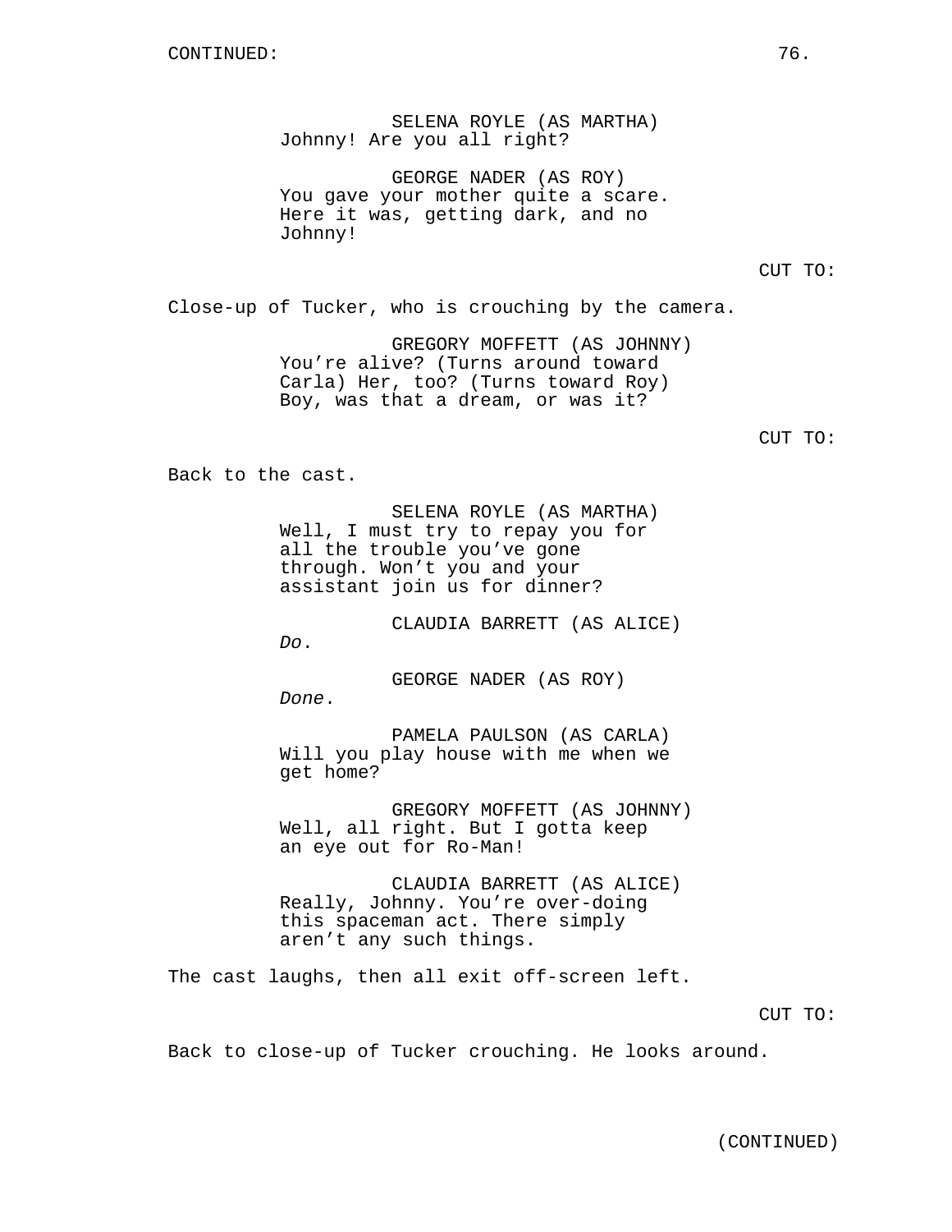CONTINUED:

SELENA ROYLE (AS MARTHA)
Johnny! Are you all right?

GEORGE NADER (AS ROY)
You gave your mother quite a scare. Here it was, getting dark, and no Johnny!

CUT TO:

Close-up of Tucker, who is crouching by the camera.

GREGORY MOFFETT (AS JOHNNY)
You're alive? (Turns around toward Carla) Her, too? (Turns toward Roy) Boy, was that a dream, or was it?

CUT TO:

Back to the cast.

SELENA ROYLE (AS MARTHA)
Well, I must try to repay you for all the trouble you've gone through. Won't you and your assistant join us for dinner?

CLAUDIA BARRETT (AS ALICE)
*Do*.

GEORGE NADER (AS ROY)
*Done*.

PAMELA PAULSON (AS CARLA)
Will you play house with me when we get home?

GREGORY MOFFETT (AS JOHNNY)
Well, all right. But I gotta keep an eye out for Ro-Man!

CLAUDIA BARRETT (AS ALICE)
Really, Johnny. You're over-doing this spaceman act. There simply aren't any such things.

The cast laughs, then all exit off-screen left.

CUT TO:

Back to close-up of Tucker crouching. He looks around.

(CONTINUED)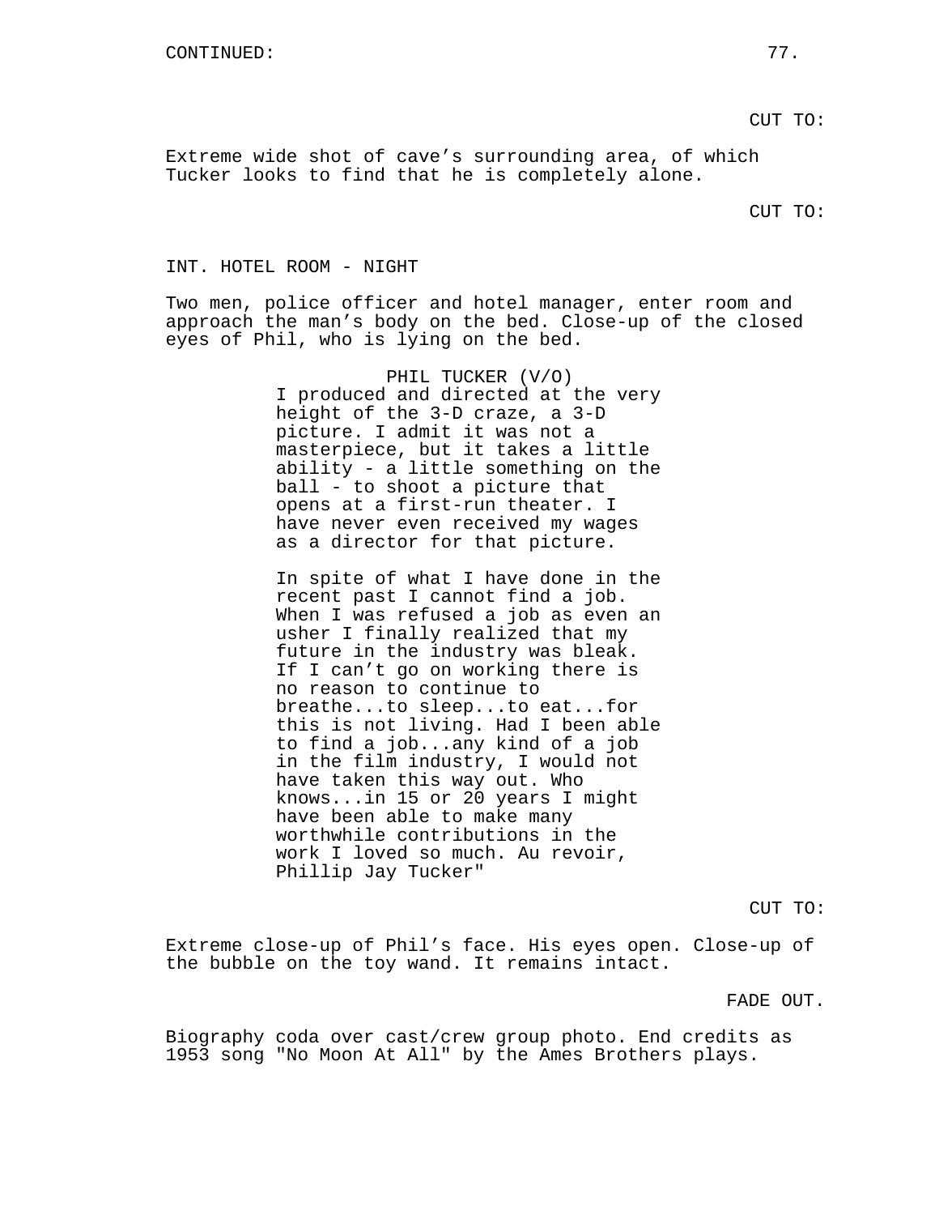CUT TO:

Extreme wide shot of cave's surrounding area, of which Tucker looks to find that he is completely alone.

CUT TO:

INT. HOTEL ROOM - NIGHT

Two men, police officer and hotel manager, enter room and approach the man's body on the bed. Close-up of the closed eyes of Phil, who is lying on the bed.

PHIL TUCKER (V/O)
I produced and directed at the very height of the 3-D craze, a 3-D picture. I admit it was not a masterpiece, but it takes a little ability - a little something on the ball - to shoot a picture that opens at a first-run theater. I have never even received my wages as a director for that picture.

In spite of what I have done in the recent past I cannot find a job. When I was refused a job as even an usher I finally realized that my future in the industry was bleak. If I can't go on working there is no reason to continue to breathe...to sleep...to eat...for this is not living. Had I been able to find a job...any kind of a job in the film industry, I would not have taken this way out. Who knows...in 15 or 20 years I might have been able to make many worthwhile contributions in the work I loved so much. Au revoir, Phillip Jay Tucker"

CUT TO:

Extreme close-up of Phil's face. His eyes open. Close-up of the bubble on the toy wand. It remains intact.

FADE OUT.

Biography coda over cast/crew group photo. End credits as 1953 song "No Moon At All" by the Ames Brothers plays.